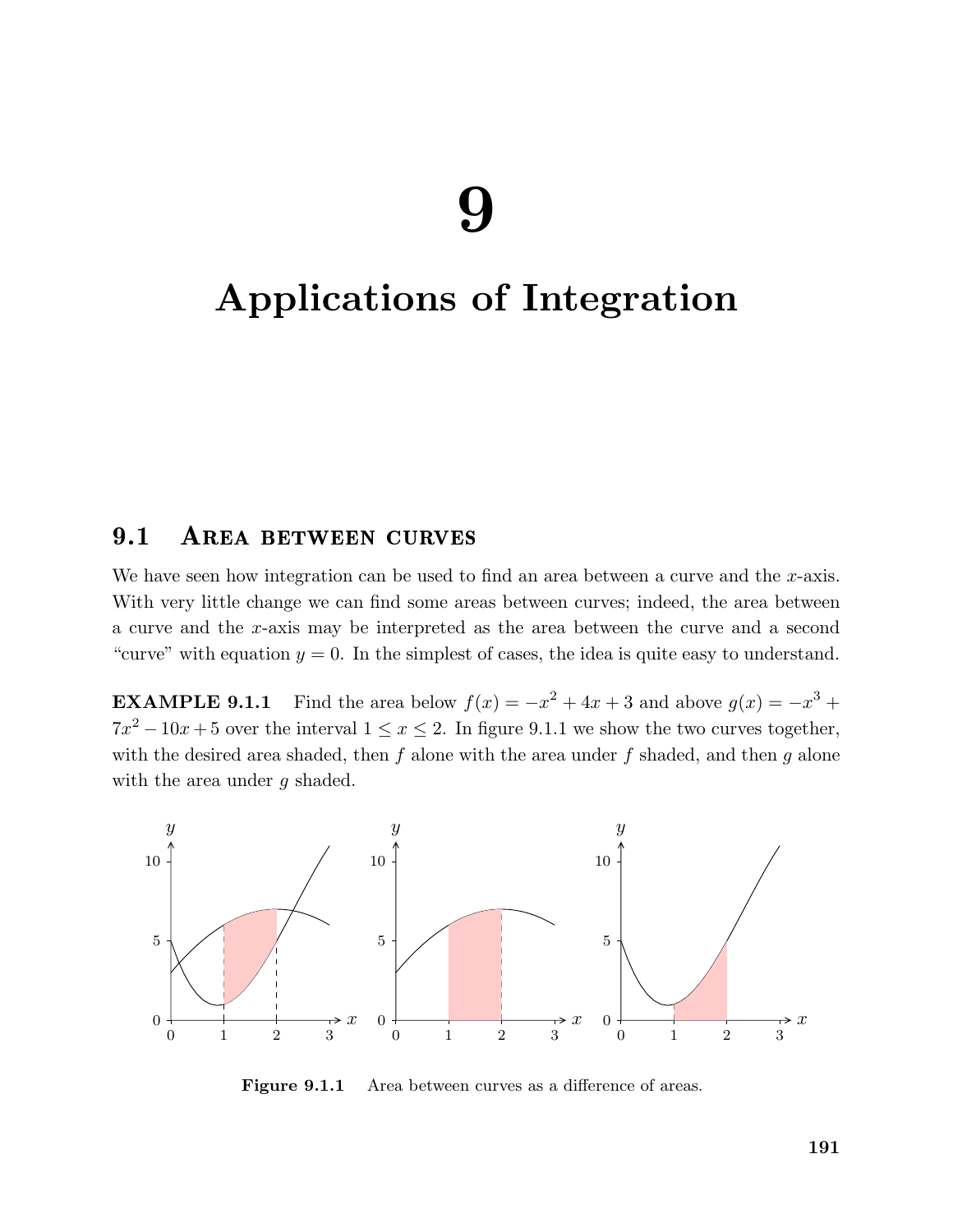# 9

# Applications of Integration

## 9.1 Area between curves

We have seen how integration can be used to find an area between a curve and the $x$-axis. With very little change we can find some areas between curves; indeed, the area between a curve and the $x$-axis may be interpreted as the area between the curve and a second "curve" with equation $y = 0$. In the simplest of cases, the idea is quite easy to understand.

**EXAMPLE 9.1.1** Find the area below $f(x) = -x^2 + 4x + 3$ and above $g(x) = -x^3 + 7x^2 - 10x + 5$ over the interval $1 \le x \le 2$. In figure 9.1.1 we show the two curves together, with the desired area shaded, then $f$ alone with the area under $f$ shaded, and then $g$ alone with the area under $g$ shaded.

**Figure 9.1.1** Area between curves as a difference of areas.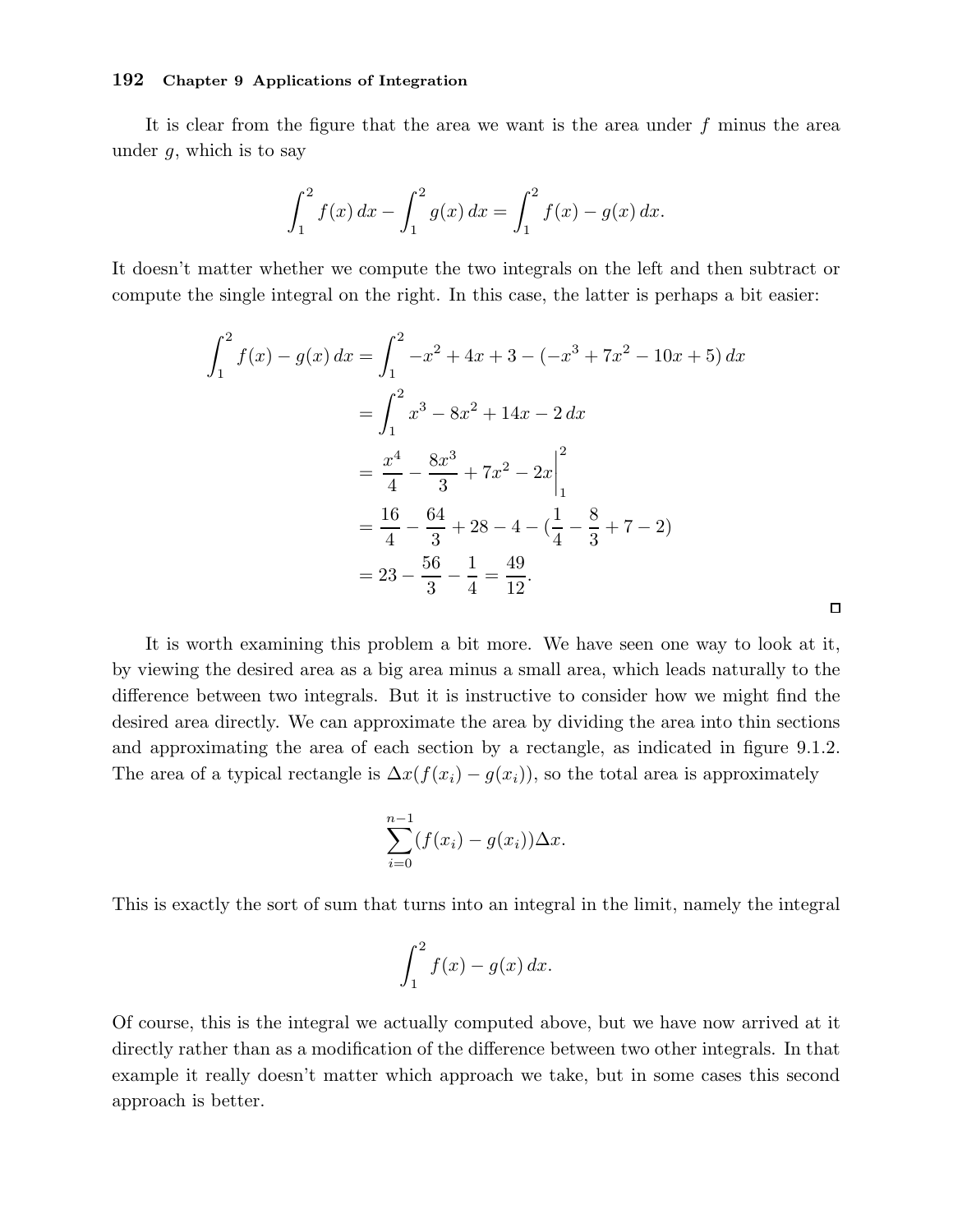It is clear from the figure that the area we want is the area under $f$ minus the area under $g$, which is to say

$$\int_1^2 f(x)\,dx - \int_1^2 g(x)\,dx = \int_1^2 f(x) - g(x)\,dx.$$

It doesn't matter whether we compute the two integrals on the left and then subtract or compute the single integral on the right. In this case, the latter is perhaps a bit easier:

$$\begin{aligned}
\int_1^2 f(x) - g(x)\,dx &= \int_1^2 -x^2 + 4x + 3 - (-x^3 + 7x^2 - 10x + 5)\,dx \\
&= \int_1^2 x^3 - 8x^2 + 14x - 2\,dx \\
&= \left.\frac{x^4}{4} - \frac{8x^3}{3} + 7x^2 - 2x\right|_1^2 \\
&= \frac{16}{4} - \frac{64}{3} + 28 - 4 - (\frac{1}{4} - \frac{8}{3} + 7 - 2) \\
&= 23 - \frac{56}{3} - \frac{1}{4} = \frac{49}{12}.
\end{aligned}$$

□

It is worth examining this problem a bit more. We have seen one way to look at it, by viewing the desired area as a big area minus a small area, which leads naturally to the difference between two integrals. But it is instructive to consider how we might find the desired area directly. We can approximate the area by dividing the area into thin sections and approximating the area of each section by a rectangle, as indicated in figure 9.1.2. The area of a typical rectangle is $\Delta x(f(x_i) - g(x_i))$, so the total area is approximately

$$\sum_{i=0}^{n-1} (f(x_i) - g(x_i))\Delta x.$$

This is exactly the sort of sum that turns into an integral in the limit, namely the integral

$$\int_1^2 f(x) - g(x)\,dx.$$

Of course, this is the integral we actually computed above, but we have now arrived at it directly rather than as a modification of the difference between two other integrals. In that example it really doesn't matter which approach we take, but in some cases this second approach is better.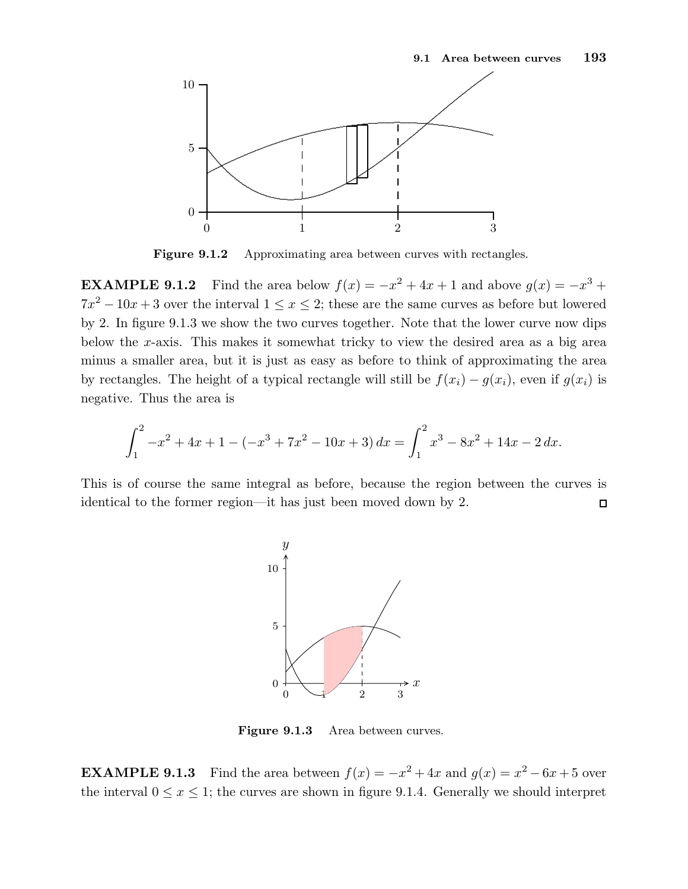Figure 9.1.2 Approximating area between curves with rectangles.

**EXAMPLE 9.1.2** Find the area below $f(x) = -x^2 + 4x + 1$ and above $g(x) = -x^3 + 7x^2 - 10x + 3$ over the interval $1 \le x \le 2$; these are the same curves as before but lowered by 2. In figure 9.1.3 we show the two curves together. Note that the lower curve now dips below the $x$-axis. This makes it somewhat tricky to view the desired area as a big area minus a smaller area, but it is just as easy as before to think of approximating the area by rectangles. The height of a typical rectangle will still be $f(x_i) - g(x_i)$, even if $g(x_i)$ is negative. Thus the area is

$$\int_1^2 -x^2 + 4x + 1 - (-x^3 + 7x^2 - 10x + 3)\,dx = \int_1^2 x^3 - 8x^2 + 14x - 2\,dx.$$

This is of course the same integral as before, because the region between the curves is identical to the former region—it has just been moved down by 2. □

Figure 9.1.3 Area between curves.

**EXAMPLE 9.1.3** Find the area between $f(x) = -x^2 + 4x$ and $g(x) = x^2 - 6x + 5$ over the interval $0 \le x \le 1$; the curves are shown in figure 9.1.4. Generally we should interpret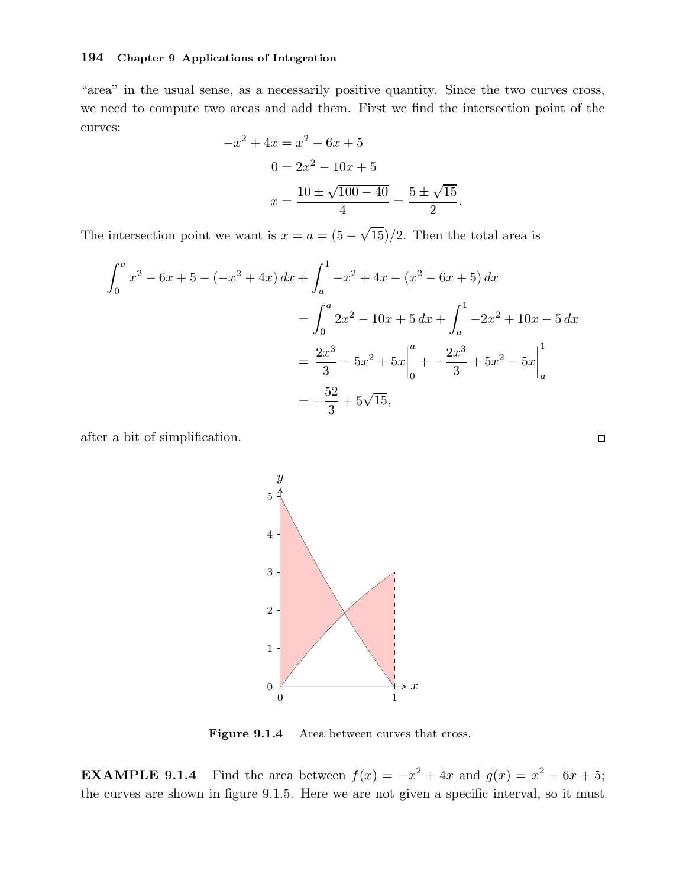"area" in the usual sense, as a necessarily positive quantity. Since the two curves cross, we need to compute two areas and add them. First we find the intersection point of the curves:

$$
\begin{aligned}
-x^2 + 4x &= x^2 - 6x + 5 \\
0 &= 2x^2 - 10x + 5 \\
x &= \frac{10 \pm \sqrt{100 - 40}}{4} = \frac{5 \pm \sqrt{15}}{2}.
\end{aligned}
$$

The intersection point we want is $x = a = (5 - \sqrt{15})/2$. Then the total area is

$$
\begin{aligned}
\int_0^a x^2 - 6x + 5 - (-x^2 + 4x)\,dx &+ \int_a^1 -x^2 + 4x - (x^2 - 6x + 5)\,dx \\
&= \int_0^a 2x^2 - 10x + 5\,dx + \int_a^1 -2x^2 + 10x - 5\,dx \\
&= \left.\frac{2x^3}{3} - 5x^2 + 5x\right|_0^a + \left.-\frac{2x^3}{3} + 5x^2 - 5x\right|_a^1 \\
&= -\frac{52}{3} + 5\sqrt{15},
\end{aligned}
$$

after a bit of simplification. □

**Figure 9.1.4** Area between curves that cross.

**EXAMPLE 9.1.4** Find the area between $f(x) = -x^2 + 4x$ and $g(x) = x^2 - 6x + 5$; the curves are shown in figure 9.1.5. Here we are not given a specific interval, so it must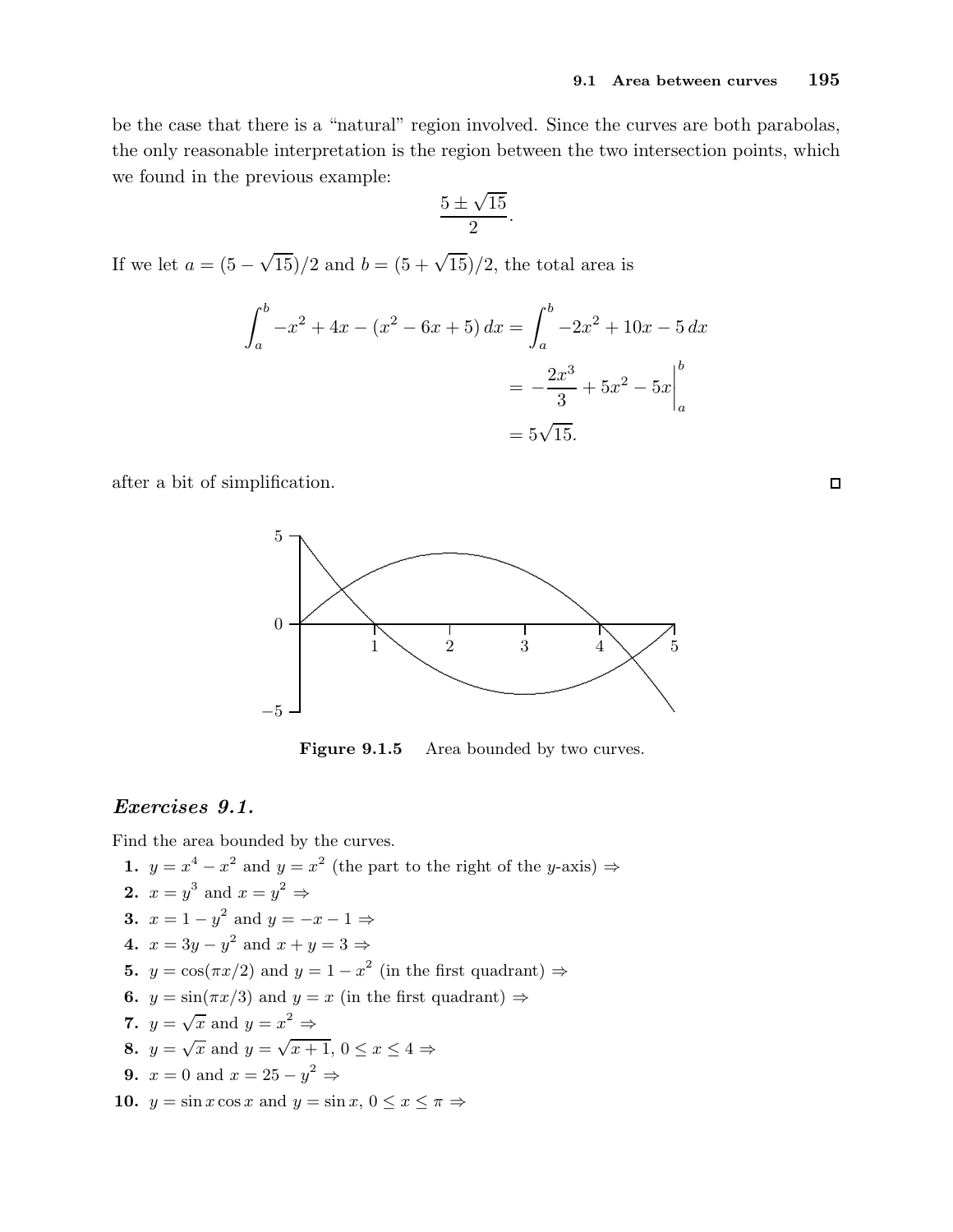be the case that there is a "natural" region involved. Since the curves are both parabolas, the only reasonable interpretation is the region between the two intersection points, which we found in the previous example:

$$\frac{5 \pm \sqrt{15}}{2}.$$

If we let $a = (5 - \sqrt{15})/2$ and $b = (5 + \sqrt{15})/2$, the total area is

$$\begin{aligned}
\int_a^b -x^2 + 4x - (x^2 - 6x + 5)\,dx &= \int_a^b -2x^2 + 10x - 5\,dx \\
&= -\frac{2x^3}{3} + 5x^2 - 5x\Big|_a^b \\
&= 5\sqrt{15}.
\end{aligned}$$

after a bit of simplification. □

**Figure 9.1.5** Area bounded by two curves.

## *Exercises 9.1.*

Find the area bounded by the curves.

**1.** $y = x^4 - x^2$ and $y = x^2$ (the part to the right of the $y$-axis) ⇒

**2.** $x = y^3$ and $x = y^2$ ⇒

**3.** $x = 1 - y^2$ and $y = -x - 1$ ⇒

**4.** $x = 3y - y^2$ and $x + y = 3$ ⇒

**5.** $y = \cos(\pi x/2)$ and $y = 1 - x^2$ (in the first quadrant) ⇒

**6.** $y = \sin(\pi x/3)$ and $y = x$ (in the first quadrant) ⇒

**7.** $y = \sqrt{x}$ and $y = x^2$ ⇒

**8.** $y = \sqrt{x}$ and $y = \sqrt{x+1}$, $0 \le x \le 4$ ⇒

**9.** $x = 0$ and $x = 25 - y^2$ ⇒

**10.** $y = \sin x \cos x$ and $y = \sin x$, $0 \le x \le \pi$ ⇒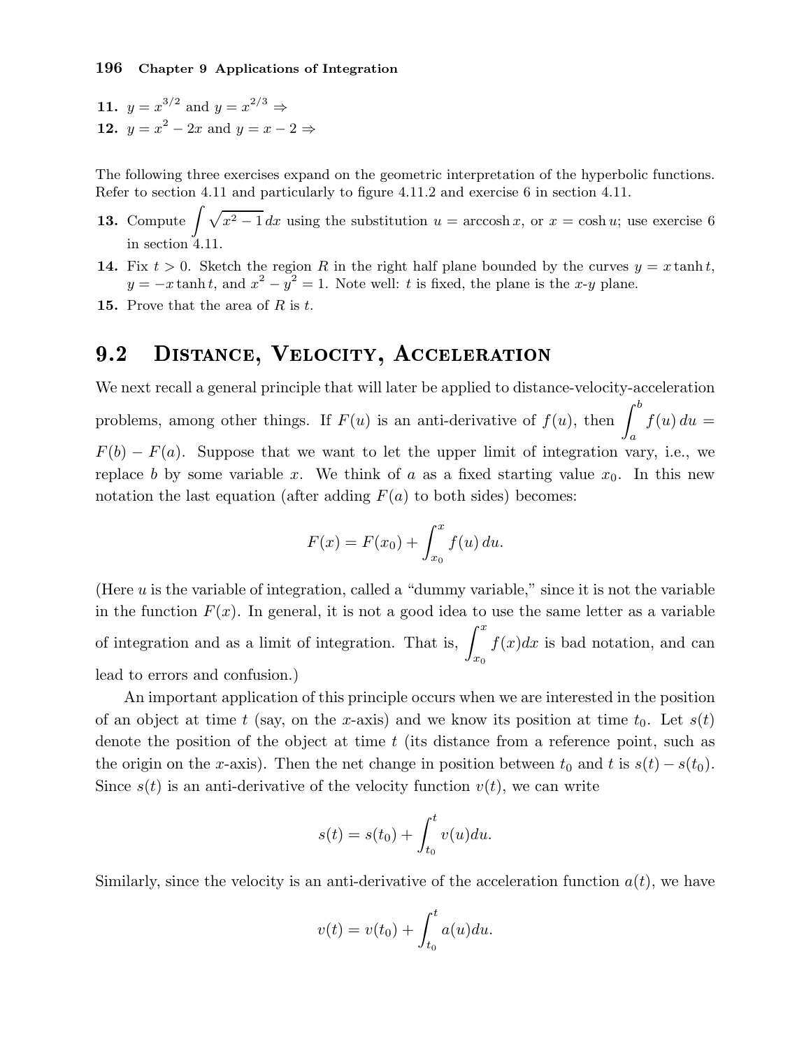**11.** $y = x^{3/2}$ and $y = x^{2/3}$ ⇒

**12.** $y = x^2 - 2x$ and $y = x - 2$ ⇒

The following three exercises expand on the geometric interpretation of the hyperbolic functions. Refer to section 4.11 and particularly to figure 4.11.2 and exercise 6 in section 4.11.

**13.** Compute $\int \sqrt{x^2 - 1}\, dx$ using the substitution $u = \operatorname{arccosh} x$, or $x = \cosh u$; use exercise 6 in section 4.11.

**14.** Fix $t > 0$. Sketch the region $R$ in the right half plane bounded by the curves $y = x \tanh t$, $y = -x \tanh t$, and $x^2 - y^2 = 1$. Note well: $t$ is fixed, the plane is the $x$-$y$ plane.

**15.** Prove that the area of $R$ is $t$.

## 9.2 Distance, Velocity, Acceleration

We next recall a general principle that will later be applied to distance-velocity-acceleration problems, among other things. If $F(u)$ is an anti-derivative of $f(u)$, then $\int_a^b f(u)\, du = F(b) - F(a)$. Suppose that we want to let the upper limit of integration vary, i.e., we replace $b$ by some variable $x$. We think of $a$ as a fixed starting value $x_0$. In this new notation the last equation (after adding $F(a)$ to both sides) becomes:

$$F(x) = F(x_0) + \int_{x_0}^{x} f(u)\, du.$$

(Here $u$ is the variable of integration, called a "dummy variable," since it is not the variable in the function $F(x)$. In general, it is not a good idea to use the same letter as a variable of integration and as a limit of integration. That is, $\int_{x_0}^{x} f(x)dx$ is bad notation, and can lead to errors and confusion.)

An important application of this principle occurs when we are interested in the position of an object at time $t$ (say, on the $x$-axis) and we know its position at time $t_0$. Let $s(t)$ denote the position of the object at time $t$ (its distance from a reference point, such as the origin on the $x$-axis). Then the net change in position between $t_0$ and $t$ is $s(t) - s(t_0)$. Since $s(t)$ is an anti-derivative of the velocity function $v(t)$, we can write

$$s(t) = s(t_0) + \int_{t_0}^{t} v(u)du.$$

Similarly, since the velocity is an anti-derivative of the acceleration function $a(t)$, we have

$$v(t) = v(t_0) + \int_{t_0}^{t} a(u)du.$$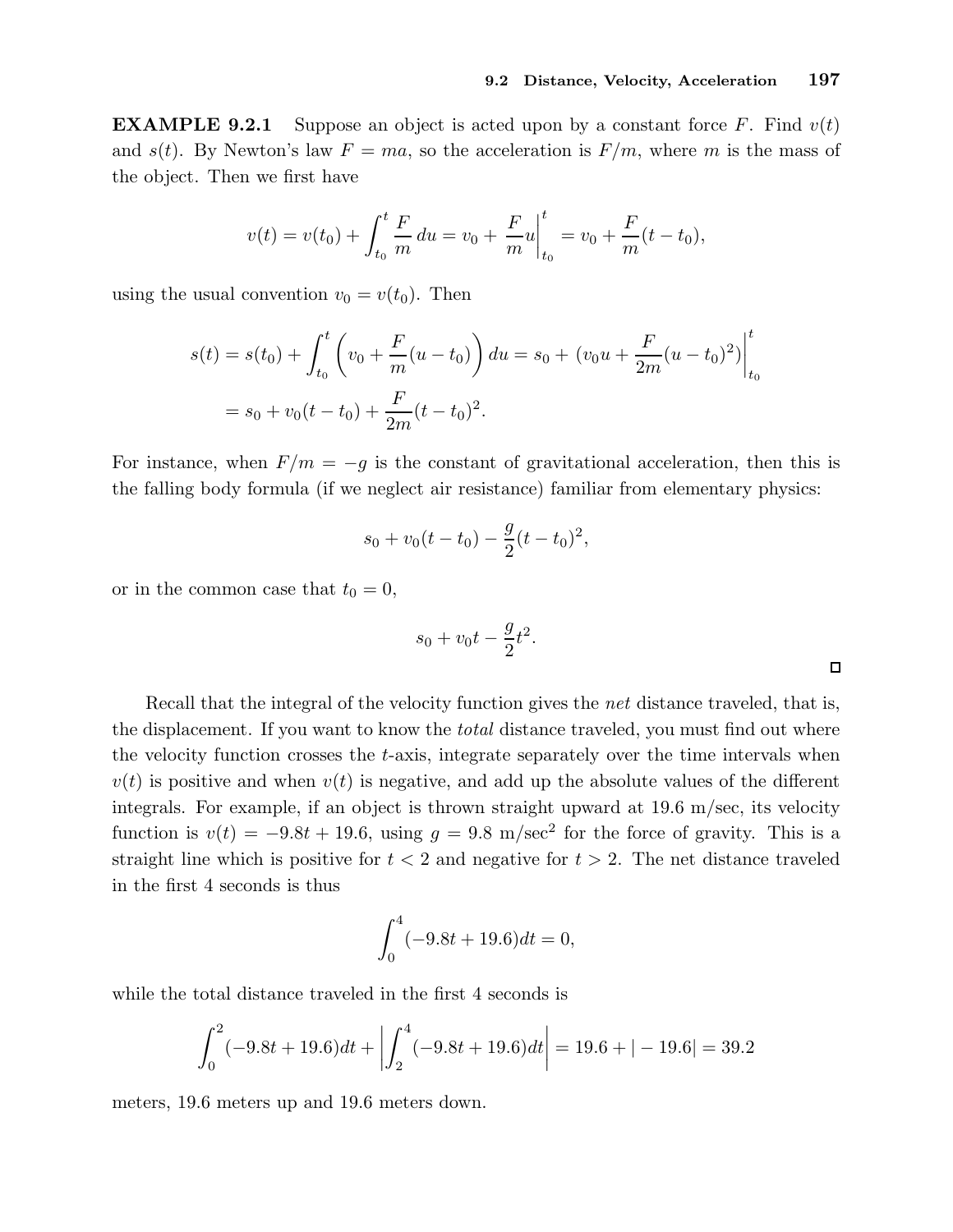**EXAMPLE 9.2.1** Suppose an object is acted upon by a constant force $F$. Find $v(t)$ and $s(t)$. By Newton's law $F = ma$, so the acceleration is $F/m$, where $m$ is the mass of the object. Then we first have

$$v(t) = v(t_0) + \int_{t_0}^{t} \frac{F}{m}\,du = v_0 + \left.\frac{F}{m}u\right|_{t_0}^{t} = v_0 + \frac{F}{m}(t - t_0),$$

using the usual convention $v_0 = v(t_0)$. Then

$$\begin{aligned} s(t) = s(t_0) + \int_{t_0}^{t} \left( v_0 + \frac{F}{m}(u - t_0) \right) du &= s_0 + \left.\left(v_0 u + \frac{F}{2m}(u - t_0)^2\right)\right|_{t_0}^{t} \\ &= s_0 + v_0(t - t_0) + \frac{F}{2m}(t - t_0)^2. \end{aligned}$$

For instance, when $F/m = -g$ is the constant of gravitational acceleration, then this is the falling body formula (if we neglect air resistance) familiar from elementary physics:

$$s_0 + v_0(t - t_0) - \frac{g}{2}(t - t_0)^2,$$

or in the common case that $t_0 = 0$,

$$s_0 + v_0 t - \frac{g}{2}t^2.$$

□

Recall that the integral of the velocity function gives the *net* distance traveled, that is, the displacement. If you want to know the *total* distance traveled, you must find out where the velocity function crosses the $t$-axis, integrate separately over the time intervals when $v(t)$ is positive and when $v(t)$ is negative, and add up the absolute values of the different integrals. For example, if an object is thrown straight upward at 19.6 m/sec, its velocity function is $v(t) = -9.8t + 19.6$, using $g = 9.8$ m/sec$^2$ for the force of gravity. This is a straight line which is positive for $t < 2$ and negative for $t > 2$. The net distance traveled in the first 4 seconds is thus

$$\int_0^4 (-9.8t + 19.6)dt = 0,$$

while the total distance traveled in the first 4 seconds is

$$\int_0^2 (-9.8t + 19.6)dt + \left| \int_2^4 (-9.8t + 19.6)dt \right| = 19.6 + |-19.6| = 39.2$$

meters, 19.6 meters up and 19.6 meters down.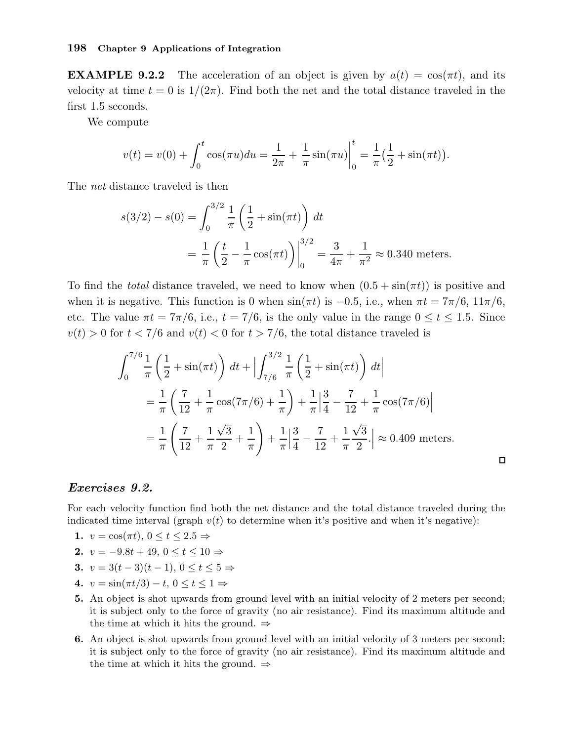**EXAMPLE 9.2.2** The acceleration of an object is given by $a(t) = \cos(\pi t)$, and its velocity at time $t = 0$ is $1/(2\pi)$. Find both the net and the total distance traveled in the first 1.5 seconds.

We compute

$$v(t) = v(0) + \int_0^t \cos(\pi u) du = \frac{1}{2\pi} + \frac{1}{\pi}\sin(\pi u)\bigg|_0^t = \frac{1}{\pi}\big(\frac{1}{2} + \sin(\pi t)\big).$$

The *net* distance traveled is then

$$\begin{aligned} s(3/2) - s(0) &= \int_0^{3/2} \frac{1}{\pi}\left(\frac{1}{2} + \sin(\pi t)\right)\, dt \\ &= \frac{1}{\pi}\left(\frac{t}{2} - \frac{1}{\pi}\cos(\pi t)\right)\bigg|_0^{3/2} = \frac{3}{4\pi} + \frac{1}{\pi^2} \approx 0.340 \text{ meters.} \end{aligned}$$

To find the *total* distance traveled, we need to know when $(0.5 + \sin(\pi t))$ is positive and when it is negative. This function is 0 when $\sin(\pi t)$ is $-0.5$, i.e., when $\pi t = 7\pi/6$, $11\pi/6$, etc. The value $\pi t = 7\pi/6$, i.e., $t = 7/6$, is the only value in the range $0 \le t \le 1.5$. Since $v(t) > 0$ for $t < 7/6$ and $v(t) < 0$ for $t > 7/6$, the total distance traveled is

$$\begin{aligned} &\int_0^{7/6} \frac{1}{\pi}\left(\frac{1}{2} + \sin(\pi t)\right)\, dt + \left|\int_{7/6}^{3/2} \frac{1}{\pi}\left(\frac{1}{2} + \sin(\pi t)\right)\, dt\right| \\ &\quad = \frac{1}{\pi}\left(\frac{7}{12} + \frac{1}{\pi}\cos(7\pi/6) + \frac{1}{\pi}\right) + \frac{1}{\pi}\left|\frac{3}{4} - \frac{7}{12} + \frac{1}{\pi}\cos(7\pi/6)\right| \\ &\quad = \frac{1}{\pi}\left(\frac{7}{12} + \frac{1}{\pi}\frac{\sqrt{3}}{2} + \frac{1}{\pi}\right) + \frac{1}{\pi}\left|\frac{3}{4} - \frac{7}{12} + \frac{1}{\pi}\frac{\sqrt{3}}{2}.\right| \approx 0.409 \text{ meters.} \end{aligned}$$

□

### *Exercises 9.2.*

For each velocity function find both the net distance and the total distance traveled during the indicated time interval (graph $v(t)$ to determine when it's positive and when it's negative):

1. $v = \cos(\pi t)$, $0 \le t \le 2.5 \Rightarrow$
2. $v = -9.8t + 49$, $0 \le t \le 10 \Rightarrow$
3. $v = 3(t-3)(t-1)$, $0 \le t \le 5 \Rightarrow$
4. $v = \sin(\pi t/3) - t$, $0 \le t \le 1 \Rightarrow$
5. An object is shot upwards from ground level with an initial velocity of 2 meters per second; it is subject only to the force of gravity (no air resistance). Find its maximum altitude and the time at which it hits the ground. $\Rightarrow$
6. An object is shot upwards from ground level with an initial velocity of 3 meters per second; it is subject only to the force of gravity (no air resistance). Find its maximum altitude and the time at which it hits the ground. $\Rightarrow$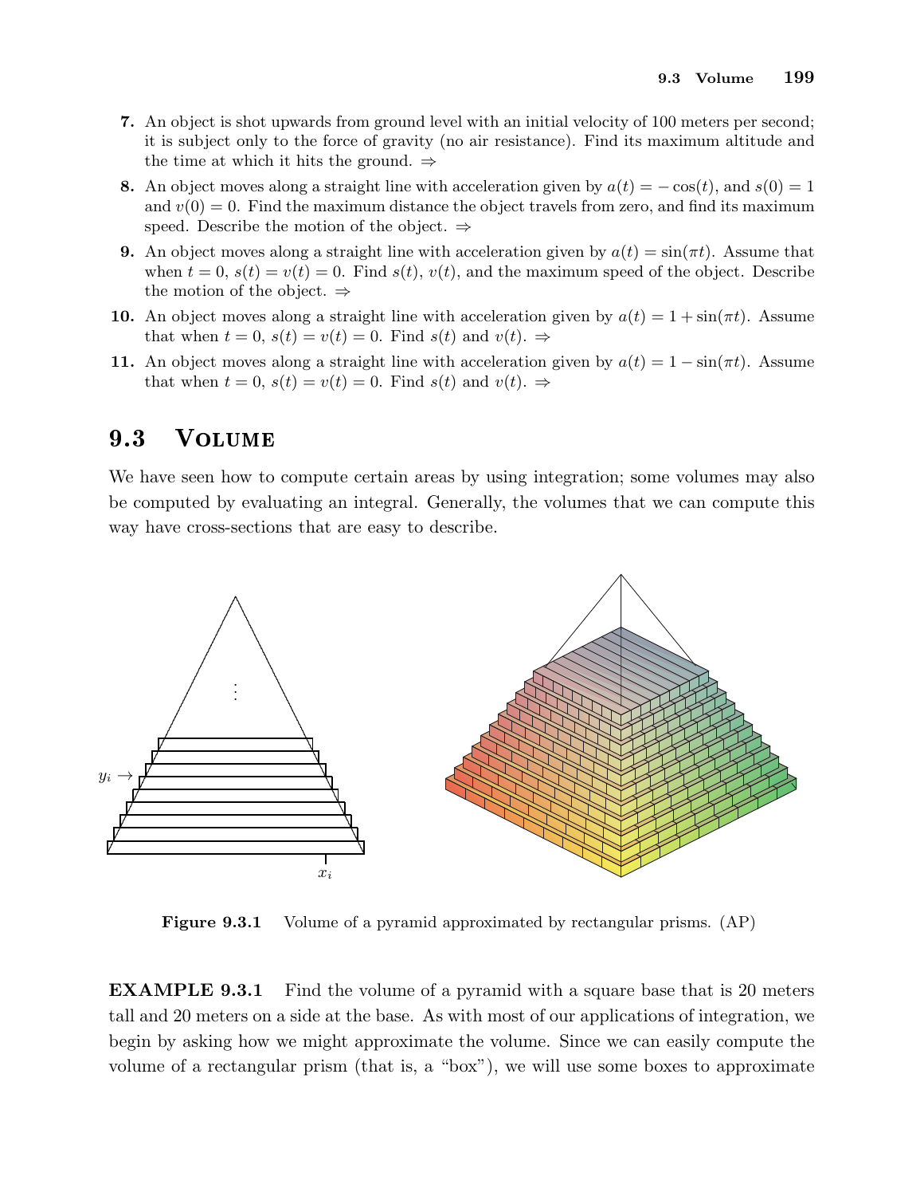7. An object is shot upwards from ground level with an initial velocity of 100 meters per second; it is subject only to the force of gravity (no air resistance). Find its maximum altitude and the time at which it hits the ground. ⇒

8. An object moves along a straight line with acceleration given by $a(t) = -\cos(t)$, and $s(0) = 1$ and $v(0) = 0$. Find the maximum distance the object travels from zero, and find its maximum speed. Describe the motion of the object. ⇒

9. An object moves along a straight line with acceleration given by $a(t) = \sin(\pi t)$. Assume that when $t = 0$, $s(t) = v(t) = 0$. Find $s(t)$, $v(t)$, and the maximum speed of the object. Describe the motion of the object. ⇒

10. An object moves along a straight line with acceleration given by $a(t) = 1 + \sin(\pi t)$. Assume that when $t = 0$, $s(t) = v(t) = 0$. Find $s(t)$ and $v(t)$. ⇒

11. An object moves along a straight line with acceleration given by $a(t) = 1 - \sin(\pi t)$. Assume that when $t = 0$, $s(t) = v(t) = 0$. Find $s(t)$ and $v(t)$. ⇒

## 9.3 Volume

We have seen how to compute certain areas by using integration; some volumes may also be computed by evaluating an integral. Generally, the volumes that we can compute this way have cross-sections that are easy to describe.

**Figure 9.3.1** Volume of a pyramid approximated by rectangular prisms. (AP)

**EXAMPLE 9.3.1** Find the volume of a pyramid with a square base that is 20 meters tall and 20 meters on a side at the base. As with most of our applications of integration, we begin by asking how we might approximate the volume. Since we can easily compute the volume of a rectangular prism (that is, a "box"), we will use some boxes to approximate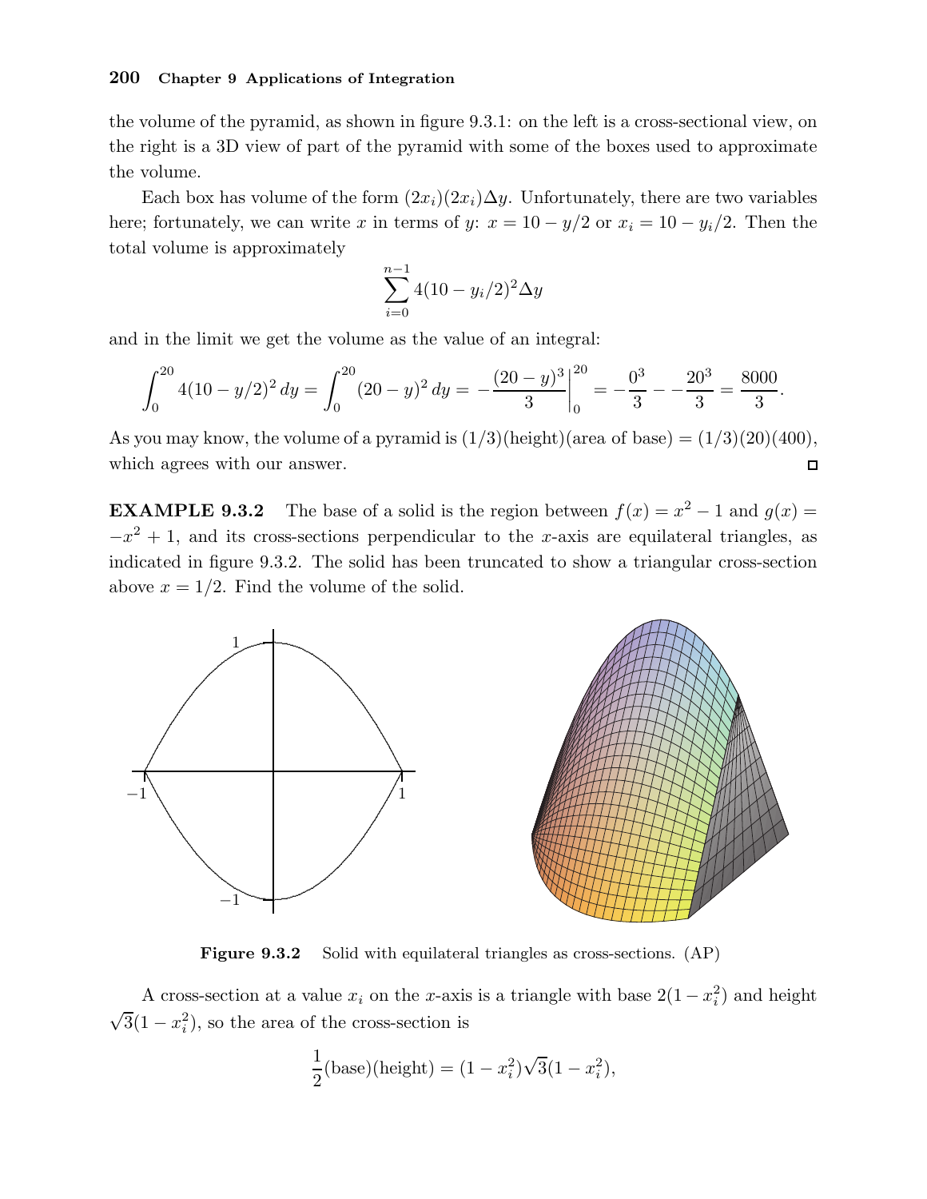the volume of the pyramid, as shown in figure 9.3.1: on the left is a cross-sectional view, on the right is a 3D view of part of the pyramid with some of the boxes used to approximate the volume.

Each box has volume of the form $(2x_i)(2x_i)\Delta y$. Unfortunately, there are two variables here; fortunately, we can write $x$ in terms of $y$: $x = 10 - y/2$ or $x_i = 10 - y_i/2$. Then the total volume is approximately

$$\sum_{i=0}^{n-1} 4(10 - y_i/2)^2 \Delta y$$

and in the limit we get the volume as the value of an integral:

$$\int_0^{20} 4(10 - y/2)^2\,dy = \int_0^{20} (20 - y)^2\,dy = -\left.\frac{(20-y)^3}{3}\right|_0^{20} = -\frac{0^3}{3} - -\frac{20^3}{3} = \frac{8000}{3}.$$

As you may know, the volume of a pyramid is (1/3)(height)(area of base) = (1/3)(20)(400), which agrees with our answer. ◻

**EXAMPLE 9.3.2** The base of a solid is the region between $f(x) = x^2 - 1$ and $g(x) = -x^2 + 1$, and its cross-sections perpendicular to the $x$-axis are equilateral triangles, as indicated in figure 9.3.2. The solid has been truncated to show a triangular cross-section above $x = 1/2$. Find the volume of the solid.

**Figure 9.3.2** Solid with equilateral triangles as cross-sections. (AP)

A cross-section at a value $x_i$ on the $x$-axis is a triangle with base $2(1 - x_i^2)$ and height $\sqrt{3}(1 - x_i^2)$, so the area of the cross-section is

$$\frac{1}{2}(\text{base})(\text{height}) = (1 - x_i^2)\sqrt{3}(1 - x_i^2),$$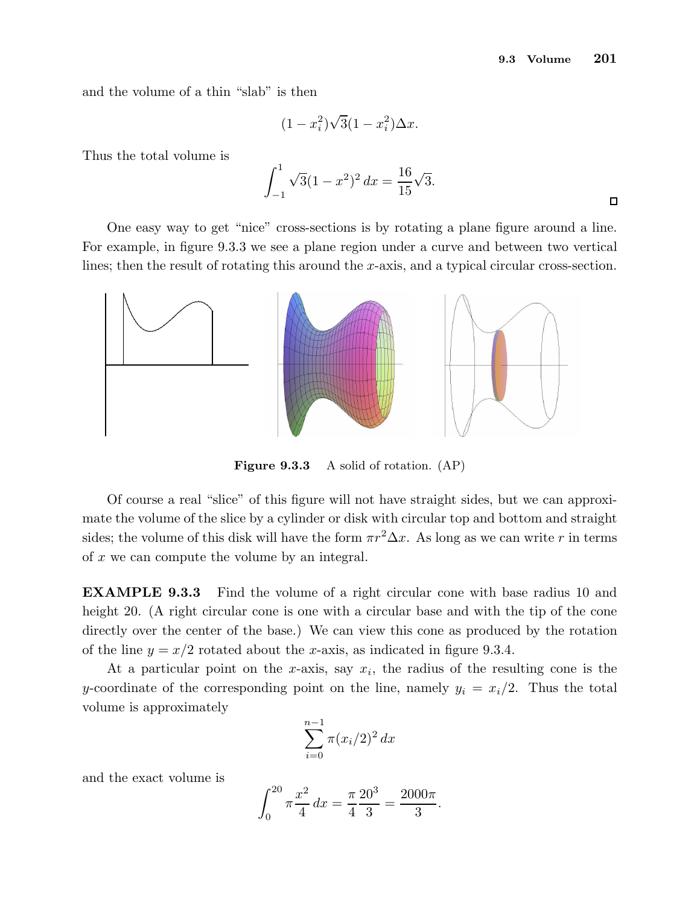and the volume of a thin "slab" is then

$$(1 - x_i^2)\sqrt{3}(1 - x_i^2)\Delta x.$$

Thus the total volume is

$$\int_{-1}^{1} \sqrt{3}(1 - x^2)^2 \, dx = \frac{16}{15}\sqrt{3}.$$

□

One easy way to get "nice" cross-sections is by rotating a plane figure around a line. For example, in figure 9.3.3 we see a plane region under a curve and between two vertical lines; then the result of rotating this around the $x$-axis, and a typical circular cross-section.

**Figure 9.3.3** A solid of rotation. (AP)

Of course a real "slice" of this figure will not have straight sides, but we can approximate the volume of the slice by a cylinder or disk with circular top and bottom and straight sides; the volume of this disk will have the form $\pi r^2 \Delta x$. As long as we can write $r$ in terms of $x$ we can compute the volume by an integral.

**EXAMPLE 9.3.3** Find the volume of a right circular cone with base radius 10 and height 20. (A right circular cone is one with a circular base and with the tip of the cone directly over the center of the base.) We can view this cone as produced by the rotation of the line $y = x/2$ rotated about the $x$-axis, as indicated in figure 9.3.4.

At a particular point on the $x$-axis, say $x_i$, the radius of the resulting cone is the $y$-coordinate of the corresponding point on the line, namely $y_i = x_i/2$. Thus the total volume is approximately

$$\sum_{i=0}^{n-1} \pi (x_i/2)^2 \, dx$$

and the exact volume is

$$\int_0^{20} \pi \frac{x^2}{4} \, dx = \frac{\pi}{4} \frac{20^3}{3} = \frac{2000\pi}{3}.$$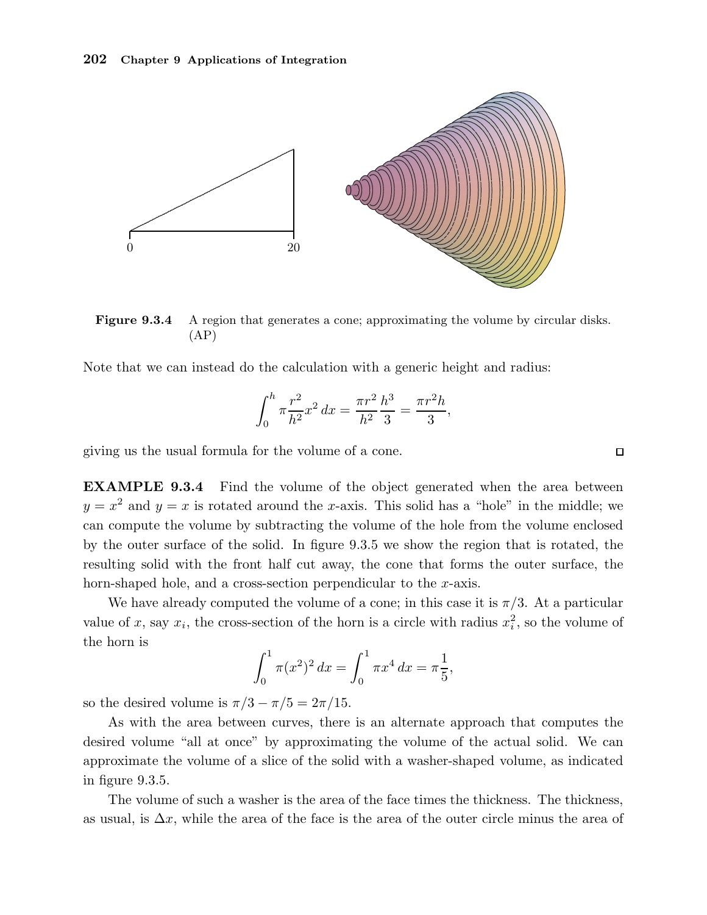**Figure 9.3.4** A region that generates a cone; approximating the volume by circular disks. (AP)

Note that we can instead do the calculation with a generic height and radius:

$$\int_0^h \pi \frac{r^2}{h^2} x^2 \, dx = \frac{\pi r^2}{h^2} \frac{h^3}{3} = \frac{\pi r^2 h}{3},$$

giving us the usual formula for the volume of a cone. □

**EXAMPLE 9.3.4** Find the volume of the object generated when the area between $y = x^2$ and $y = x$ is rotated around the $x$-axis. This solid has a "hole" in the middle; we can compute the volume by subtracting the volume of the hole from the volume enclosed by the outer surface of the solid. In figure 9.3.5 we show the region that is rotated, the resulting solid with the front half cut away, the cone that forms the outer surface, the horn-shaped hole, and a cross-section perpendicular to the $x$-axis.

We have already computed the volume of a cone; in this case it is $\pi/3$. At a particular value of $x$, say $x_i$, the cross-section of the horn is a circle with radius $x_i^2$, so the volume of the horn is

$$\int_0^1 \pi (x^2)^2 \, dx = \int_0^1 \pi x^4 \, dx = \pi \frac{1}{5},$$

so the desired volume is $\pi/3 - \pi/5 = 2\pi/15$.

As with the area between curves, there is an alternate approach that computes the desired volume "all at once" by approximating the volume of the actual solid. We can approximate the volume of a slice of the solid with a washer-shaped volume, as indicated in figure 9.3.5.

The volume of such a washer is the area of the face times the thickness. The thickness, as usual, is $\Delta x$, while the area of the face is the area of the outer circle minus the area of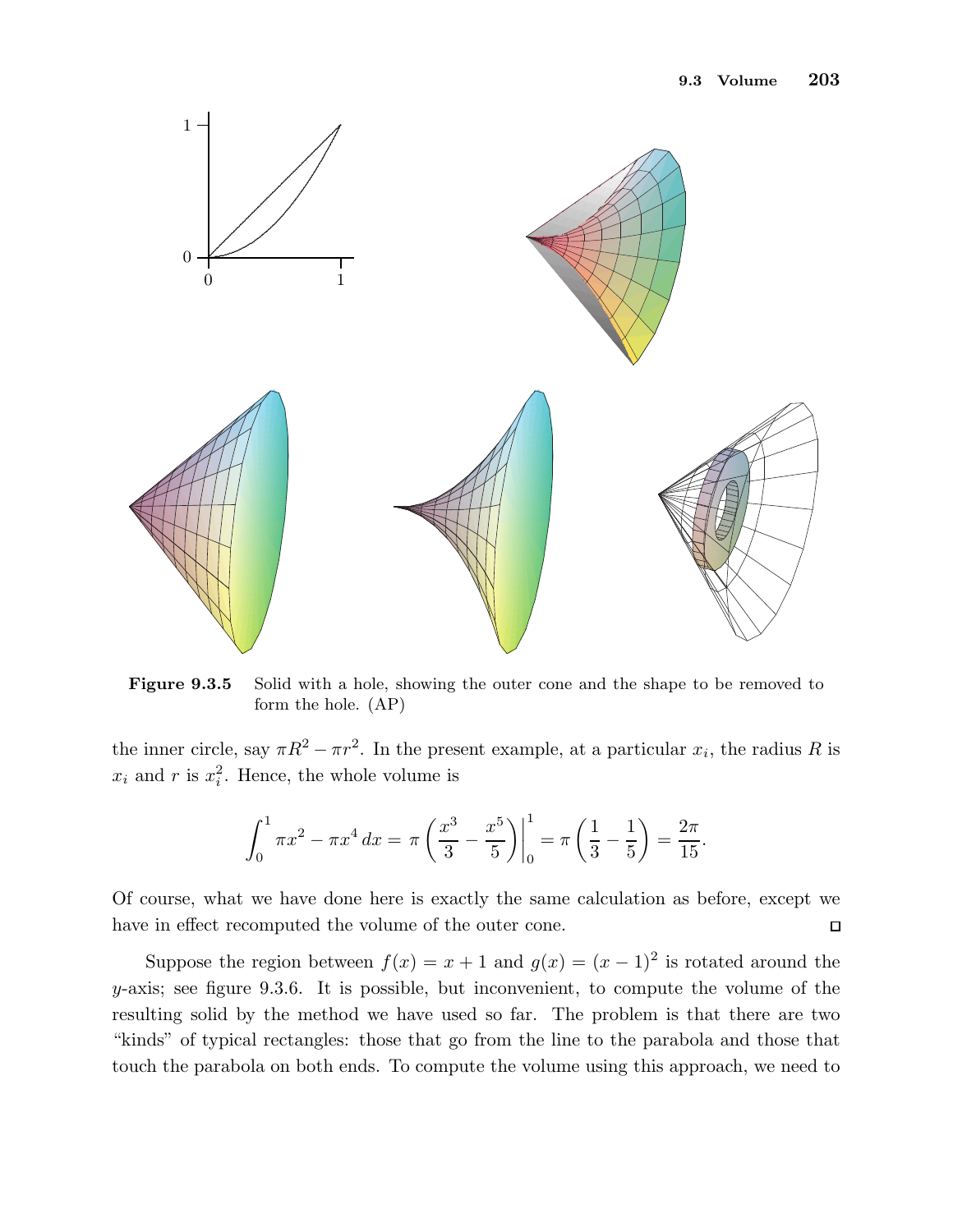Figure 9.3.5 Solid with a hole, showing the outer cone and the shape to be removed to form the hole. (AP)

the inner circle, say $\pi R^2 - \pi r^2$. In the present example, at a particular $x_i$, the radius $R$ is $x_i$ and $r$ is $x_i^2$. Hence, the whole volume is

$$\int_0^1 \pi x^2 - \pi x^4 \, dx = \pi \left( \frac{x^3}{3} - \frac{x^5}{5} \right) \bigg|_0^1 = \pi \left( \frac{1}{3} - \frac{1}{5} \right) = \frac{2\pi}{15}.$$

Of course, what we have done here is exactly the same calculation as before, except we have in effect recomputed the volume of the outer cone. □

Suppose the region between $f(x) = x + 1$ and $g(x) = (x - 1)^2$ is rotated around the $y$-axis; see figure 9.3.6. It is possible, but inconvenient, to compute the volume of the resulting solid by the method we have used so far. The problem is that there are two "kinds" of typical rectangles: those that go from the line to the parabola and those that touch the parabola on both ends. To compute the volume using this approach, we need to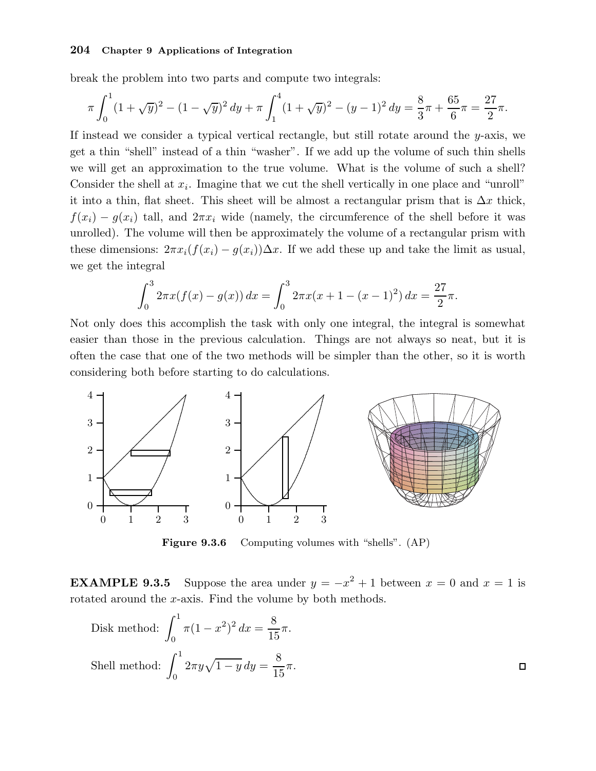break the problem into two parts and compute two integrals:

$$\pi \int_0^1 (1+\sqrt{y})^2 - (1-\sqrt{y})^2 \, dy + \pi \int_1^4 (1+\sqrt{y})^2 - (y-1)^2 \, dy = \frac{8}{3}\pi + \frac{65}{6}\pi = \frac{27}{2}\pi.$$

If instead we consider a typical vertical rectangle, but still rotate around the $y$-axis, we get a thin "shell" instead of a thin "washer". If we add up the volume of such thin shells we will get an approximation to the true volume. What is the volume of such a shell? Consider the shell at $x_i$. Imagine that we cut the shell vertically in one place and "unroll" it into a thin, flat sheet. This sheet will be almost a rectangular prism that is $\Delta x$ thick, $f(x_i) - g(x_i)$ tall, and $2\pi x_i$ wide (namely, the circumference of the shell before it was unrolled). The volume will then be approximately the volume of a rectangular prism with these dimensions: $2\pi x_i (f(x_i) - g(x_i))\Delta x$. If we add these up and take the limit as usual, we get the integral

$$\int_0^3 2\pi x (f(x) - g(x)) \, dx = \int_0^3 2\pi x (x + 1 - (x-1)^2) \, dx = \frac{27}{2}\pi.$$

Not only does this accomplish the task with only one integral, the integral is somewhat easier than those in the previous calculation. Things are not always so neat, but it is often the case that one of the two methods will be simpler than the other, so it is worth considering both before starting to do calculations.

**Figure 9.3.6** Computing volumes with "shells". (AP)

**EXAMPLE 9.3.5** Suppose the area under $y = -x^2 + 1$ between $x = 0$ and $x = 1$ is rotated around the $x$-axis. Find the volume by both methods.

Disk method: $\displaystyle\int_0^1 \pi (1 - x^2)^2 \, dx = \frac{8}{15}\pi.$

Shell method: $\displaystyle\int_0^1 2\pi y \sqrt{1-y} \, dy = \frac{8}{15}\pi.$ □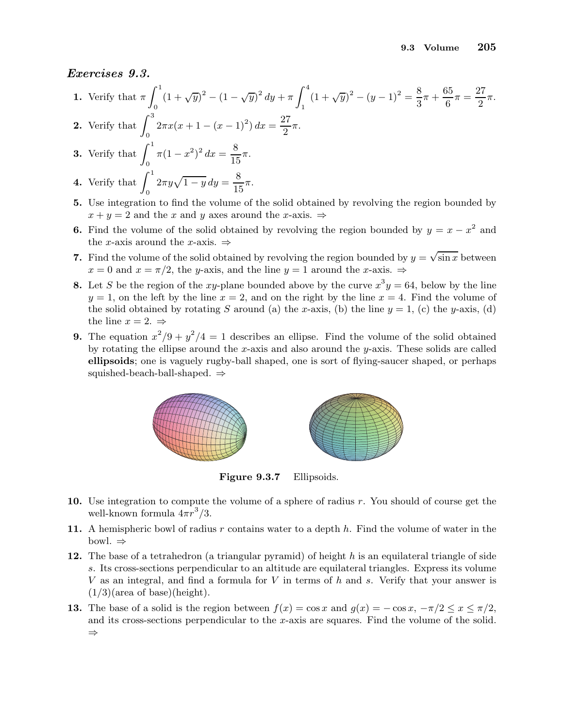## *Exercises 9.3.*

**1.** Verify that $\pi \int_0^1 (1+\sqrt{y})^2 - (1-\sqrt{y})^2\, dy + \pi \int_1^4 (1+\sqrt{y})^2 - (y-1)^2 = \frac{8}{3}\pi + \frac{65}{6}\pi = \frac{27}{2}\pi$.

**2.** Verify that $\int_0^3 2\pi x(x+1-(x-1)^2)\, dx = \frac{27}{2}\pi$.

**3.** Verify that $\int_0^1 \pi(1-x^2)^2\, dx = \frac{8}{15}\pi$.

**4.** Verify that $\int_0^1 2\pi y\sqrt{1-y}\, dy = \frac{8}{15}\pi$.

**5.** Use integration to find the volume of the solid obtained by revolving the region bounded by $x+y=2$ and the $x$ and $y$ axes around the $x$-axis. ⇒

**6.** Find the volume of the solid obtained by revolving the region bounded by $y = x - x^2$ and the $x$-axis around the $x$-axis. ⇒

**7.** Find the volume of the solid obtained by revolving the region bounded by $y = \sqrt{\sin x}$ between $x = 0$ and $x = \pi/2$, the $y$-axis, and the line $y = 1$ around the $x$-axis. ⇒

**8.** Let $S$ be the region of the $xy$-plane bounded above by the curve $x^3y = 64$, below by the line $y = 1$, on the left by the line $x = 2$, and on the right by the line $x = 4$. Find the volume of the solid obtained by rotating $S$ around (a) the $x$-axis, (b) the line $y = 1$, (c) the $y$-axis, (d) the line $x = 2$. ⇒

**9.** The equation $x^2/9 + y^2/4 = 1$ describes an ellipse. Find the volume of the solid obtained by rotating the ellipse around the $x$-axis and also around the $y$-axis. These solids are called **ellipsoids**; one is vaguely rugby-ball shaped, one is sort of flying-saucer shaped, or perhaps squished-beach-ball-shaped. ⇒

**Figure 9.3.7** Ellipsoids.

**10.** Use integration to compute the volume of a sphere of radius $r$. You should of course get the well-known formula $4\pi r^3/3$.

**11.** A hemispheric bowl of radius $r$ contains water to a depth $h$. Find the volume of water in the bowl. ⇒

**12.** The base of a tetrahedron (a triangular pyramid) of height $h$ is an equilateral triangle of side $s$. Its cross-sections perpendicular to an altitude are equilateral triangles. Express its volume $V$ as an integral, and find a formula for $V$ in terms of $h$ and $s$. Verify that your answer is (1/3)(area of base)(height).

**13.** The base of a solid is the region between $f(x) = \cos x$ and $g(x) = -\cos x$, $-\pi/2 \le x \le \pi/2$, and its cross-sections perpendicular to the $x$-axis are squares. Find the volume of the solid. ⇒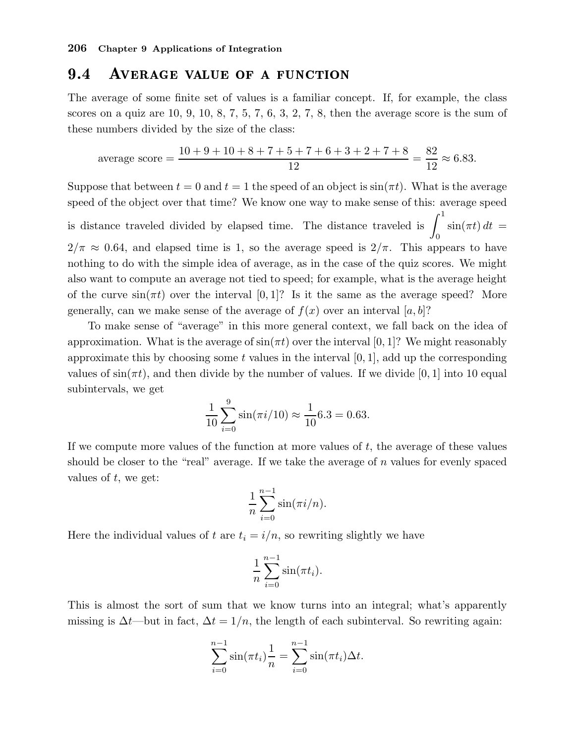## 9.4 Average value of a function

The average of some finite set of values is a familiar concept. If, for example, the class scores on a quiz are 10, 9, 10, 8, 7, 5, 7, 6, 3, 2, 7, 8, then the average score is the sum of these numbers divided by the size of the class:

$$\text{average score} = \frac{10+9+10+8+7+5+7+6+3+2+7+8}{12} = \frac{82}{12} \approx 6.83.$$

Suppose that between $t=0$ and $t=1$ the speed of an object is $\sin(\pi t)$. What is the average speed of the object over that time? We know one way to make sense of this: average speed is distance traveled divided by elapsed time. The distance traveled is $\int_0^1 \sin(\pi t)\,dt = 2/\pi \approx 0.64$, and elapsed time is 1, so the average speed is $2/\pi$. This appears to have nothing to do with the simple idea of average, as in the case of the quiz scores. We might also want to compute an average not tied to speed; for example, what is the average height of the curve $\sin(\pi t)$ over the interval $[0,1]$? Is it the same as the average speed? More generally, can we make sense of the average of $f(x)$ over an interval $[a,b]$?

To make sense of "average" in this more general context, we fall back on the idea of approximation. What is the average of $\sin(\pi t)$ over the interval $[0,1]$? We might reasonably approximate this by choosing some $t$ values in the interval $[0,1]$, add up the corresponding values of $\sin(\pi t)$, and then divide by the number of values. If we divide $[0,1]$ into 10 equal subintervals, we get

$$\frac{1}{10}\sum_{i=0}^{9} \sin(\pi i/10) \approx \frac{1}{10}6.3 = 0.63.$$

If we compute more values of the function at more values of $t$, the average of these values should be closer to the "real" average. If we take the average of $n$ values for evenly spaced values of $t$, we get:

$$\frac{1}{n}\sum_{i=0}^{n-1} \sin(\pi i/n).$$

Here the individual values of $t$ are $t_i = i/n$, so rewriting slightly we have

$$\frac{1}{n}\sum_{i=0}^{n-1} \sin(\pi t_i).$$

This is almost the sort of sum that we know turns into an integral; what's apparently missing is $\Delta t$—but in fact, $\Delta t = 1/n$, the length of each subinterval. So rewriting again:

$$\sum_{i=0}^{n-1} \sin(\pi t_i)\frac{1}{n} = \sum_{i=0}^{n-1} \sin(\pi t_i)\Delta t.$$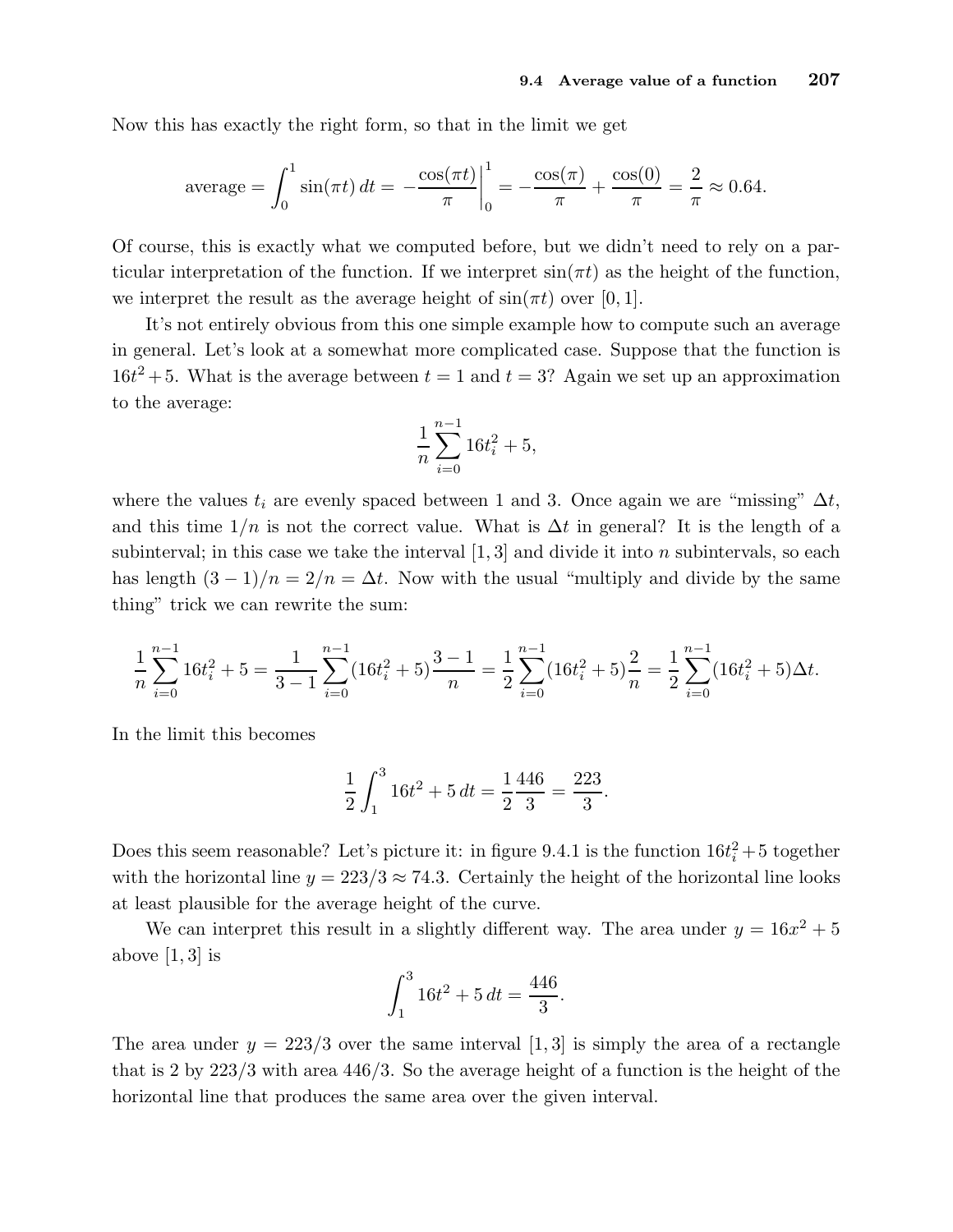Now this has exactly the right form, so that in the limit we get

$$\text{average} = \int_0^1 \sin(\pi t)\,dt = -\frac{\cos(\pi t)}{\pi}\bigg|_0^1 = -\frac{\cos(\pi)}{\pi} + \frac{\cos(0)}{\pi} = \frac{2}{\pi} \approx 0.64.$$

Of course, this is exactly what we computed before, but we didn't need to rely on a particular interpretation of the function. If we interpret $\sin(\pi t)$ as the height of the function, we interpret the result as the average height of $\sin(\pi t)$ over $[0,1]$.

It's not entirely obvious from this one simple example how to compute such an average in general. Let's look at a somewhat more complicated case. Suppose that the function is $16t^2+5$. What is the average between $t=1$ and $t=3$? Again we set up an approximation to the average:

$$\frac{1}{n}\sum_{i=0}^{n-1} 16t_i^2 + 5,$$

where the values $t_i$ are evenly spaced between 1 and 3. Once again we are "missing" $\Delta t$, and this time $1/n$ is not the correct value. What is $\Delta t$ in general? It is the length of a subinterval; in this case we take the interval $[1,3]$ and divide it into $n$ subintervals, so each has length $(3-1)/n = 2/n = \Delta t$. Now with the usual "multiply and divide by the same thing" trick we can rewrite the sum:

$$\frac{1}{n}\sum_{i=0}^{n-1} 16t_i^2 + 5 = \frac{1}{3-1}\sum_{i=0}^{n-1}(16t_i^2+5)\frac{3-1}{n} = \frac{1}{2}\sum_{i=0}^{n-1}(16t_i^2+5)\frac{2}{n} = \frac{1}{2}\sum_{i=0}^{n-1}(16t_i^2+5)\Delta t.$$

In the limit this becomes

$$\frac{1}{2}\int_1^3 16t^2+5\,dt = \frac{1}{2}\frac{446}{3} = \frac{223}{3}.$$

Does this seem reasonable? Let's picture it: in figure 9.4.1 is the function $16t_i^2+5$ together with the horizontal line $y = 223/3 \approx 74.3$. Certainly the height of the horizontal line looks at least plausible for the average height of the curve.

We can interpret this result in a slightly different way. The area under $y = 16x^2+5$ above $[1,3]$ is

$$\int_1^3 16t^2+5\,dt = \frac{446}{3}.$$

The area under $y = 223/3$ over the same interval $[1,3]$ is simply the area of a rectangle that is 2 by $223/3$ with area $446/3$. So the average height of a function is the height of the horizontal line that produces the same area over the given interval.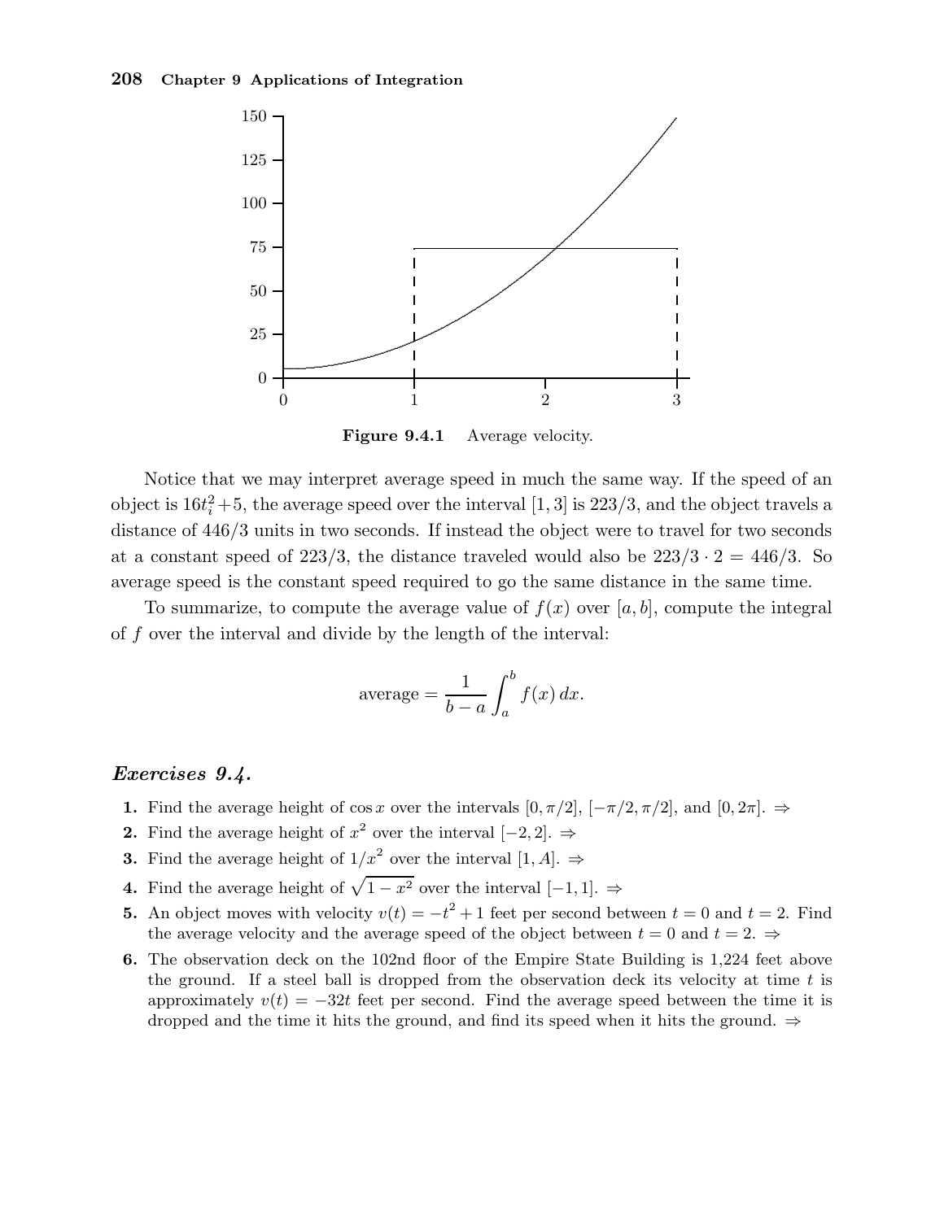Figure 9.4.1 Average velocity.

Notice that we may interpret average speed in much the same way. If the speed of an object is $16t_i^2+5$, the average speed over the interval $[1,3]$ is $223/3$, and the object travels a distance of $446/3$ units in two seconds. If instead the object were to travel for two seconds at a constant speed of $223/3$, the distance traveled would also be $223/3 \cdot 2 = 446/3$. So average speed is the constant speed required to go the same distance in the same time.

To summarize, to compute the average value of $f(x)$ over $[a,b]$, compute the integral of $f$ over the interval and divide by the length of the interval:

$$\text{average} = \frac{1}{b-a}\int_a^b f(x)\,dx.$$

## *Exercises 9.4.*

1. Find the average height of $\cos x$ over the intervals $[0,\pi/2]$, $[-\pi/2,\pi/2]$, and $[0,2\pi]$. ⇒
2. Find the average height of $x^2$ over the interval $[-2,2]$. ⇒
3. Find the average height of $1/x^2$ over the interval $[1,A]$. ⇒
4. Find the average height of $\sqrt{1-x^2}$ over the interval $[-1,1]$. ⇒
5. An object moves with velocity $v(t) = -t^2+1$ feet per second between $t=0$ and $t=2$. Find the average velocity and the average speed of the object between $t=0$ and $t=2$. ⇒
6. The observation deck on the 102nd floor of the Empire State Building is 1,224 feet above the ground. If a steel ball is dropped from the observation deck its velocity at time $t$ is approximately $v(t) = -32t$ feet per second. Find the average speed between the time it is dropped and the time it hits the ground, and find its speed when it hits the ground. ⇒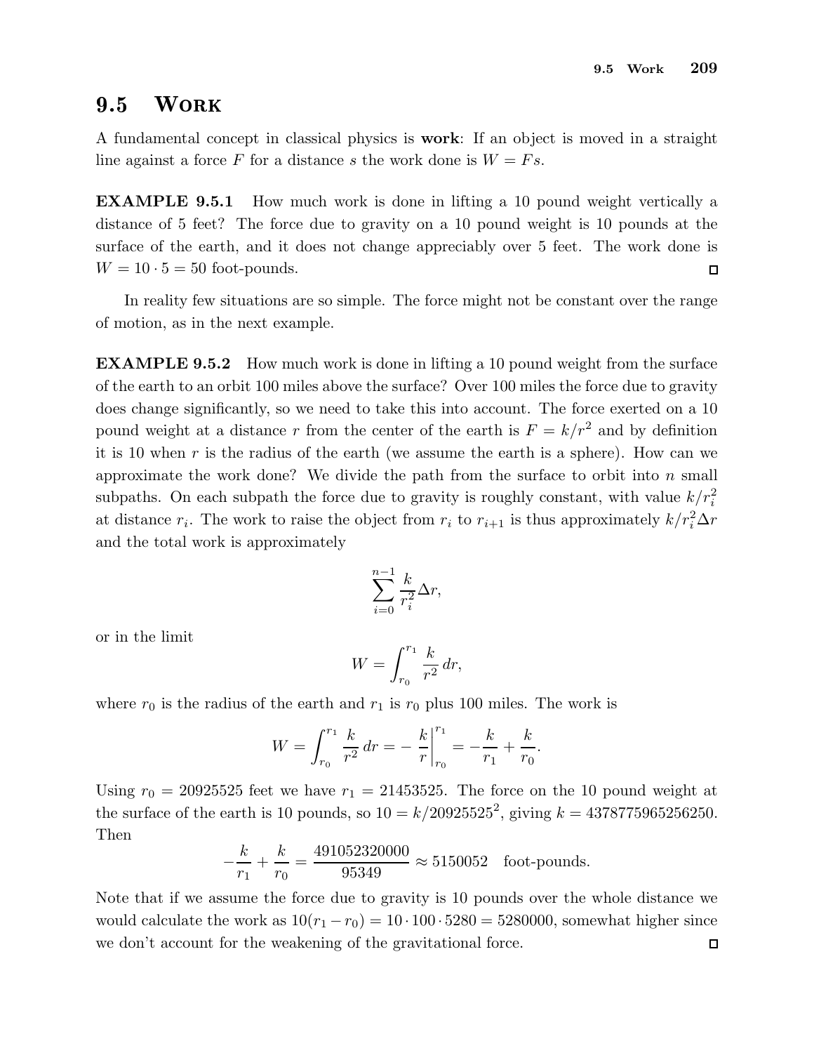## 9.5 Work

A fundamental concept in classical physics is **work**: If an object is moved in a straight line against a force $F$ for a distance $s$ the work done is $W = Fs$.

**EXAMPLE 9.5.1** How much work is done in lifting a 10 pound weight vertically a distance of 5 feet? The force due to gravity on a 10 pound weight is 10 pounds at the surface of the earth, and it does not change appreciably over 5 feet. The work done is $W = 10 \cdot 5 = 50$ foot-pounds. □

In reality few situations are so simple. The force might not be constant over the range of motion, as in the next example.

**EXAMPLE 9.5.2** How much work is done in lifting a 10 pound weight from the surface of the earth to an orbit 100 miles above the surface? Over 100 miles the force due to gravity does change significantly, so we need to take this into account. The force exerted on a 10 pound weight at a distance $r$ from the center of the earth is $F = k/r^2$ and by definition it is 10 when $r$ is the radius of the earth (we assume the earth is a sphere). How can we approximate the work done? We divide the path from the surface to orbit into $n$ small subpaths. On each subpath the force due to gravity is roughly constant, with value $k/r_i^2$ at distance $r_i$. The work to raise the object from $r_i$ to $r_{i+1}$ is thus approximately $k/r_i^2 \Delta r$ and the total work is approximately

$$\sum_{i=0}^{n-1} \frac{k}{r_i^2} \Delta r,$$

or in the limit

$$W = \int_{r_0}^{r_1} \frac{k}{r^2}\, dr,$$

where $r_0$ is the radius of the earth and $r_1$ is $r_0$ plus 100 miles. The work is

$$W = \int_{r_0}^{r_1} \frac{k}{r^2}\, dr = -\left.\frac{k}{r}\right|_{r_0}^{r_1} = -\frac{k}{r_1} + \frac{k}{r_0}.$$

Using $r_0 = 20925525$ feet we have $r_1 = 21453525$. The force on the 10 pound weight at the surface of the earth is 10 pounds, so $10 = k/20925525^2$, giving $k = 4378775965256250$. Then

$$-\frac{k}{r_1} + \frac{k}{r_0} = \frac{491052320000}{95349} \approx 5150052 \quad \text{foot-pounds}.$$

Note that if we assume the force due to gravity is 10 pounds over the whole distance we would calculate the work as $10(r_1 - r_0) = 10 \cdot 100 \cdot 5280 = 5280000$, somewhat higher since we don't account for the weakening of the gravitational force. □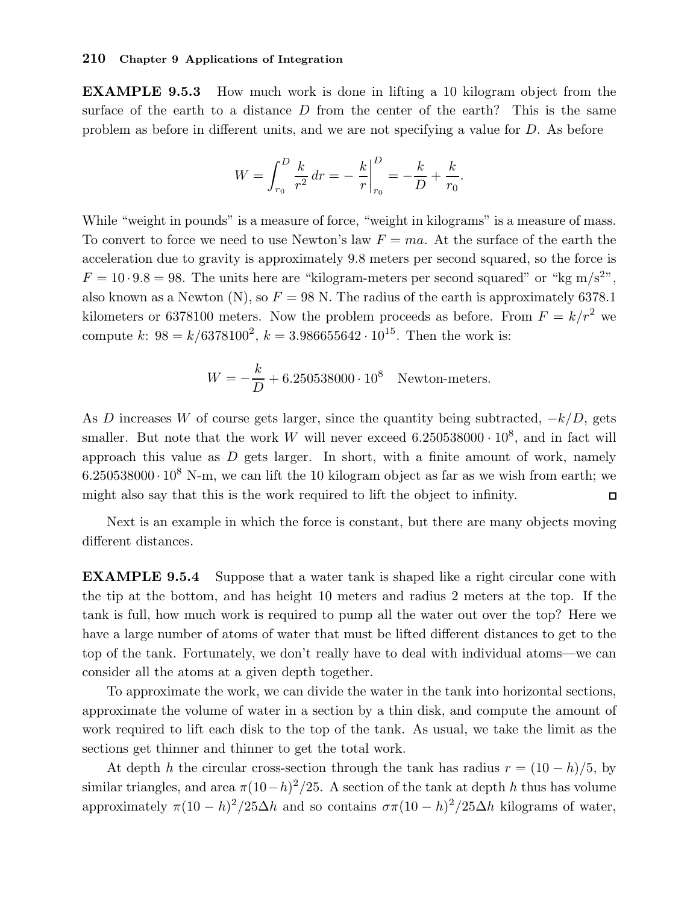**EXAMPLE 9.5.3** How much work is done in lifting a 10 kilogram object from the surface of the earth to a distance $D$ from the center of the earth? This is the same problem as before in different units, and we are not specifying a value for $D$. As before

$$W = \int_{r_0}^{D} \frac{k}{r^2}\,dr = -\left.\frac{k}{r}\right|_{r_0}^{D} = -\frac{k}{D} + \frac{k}{r_0}.$$

While "weight in pounds" is a measure of force, "weight in kilograms" is a measure of mass. To convert to force we need to use Newton's law $F = ma$. At the surface of the earth the acceleration due to gravity is approximately 9.8 meters per second squared, so the force is $F = 10 \cdot 9.8 = 98$. The units here are "kilogram-meters per second squared" or "kg m/s$^2$", also known as a Newton (N), so $F = 98$ N. The radius of the earth is approximately 6378.1 kilometers or 6378100 meters. Now the problem proceeds as before. From $F = k/r^2$ we compute $k$: $98 = k/6378100^2$, $k = 3.986655642 \cdot 10^{15}$. Then the work is:

$$W = -\frac{k}{D} + 6.250538000 \cdot 10^8 \quad \text{Newton-meters.}$$

As $D$ increases $W$ of course gets larger, since the quantity being subtracted, $-k/D$, gets smaller. But note that the work $W$ will never exceed $6.250538000 \cdot 10^8$, and in fact will approach this value as $D$ gets larger. In short, with a finite amount of work, namely $6.250538000 \cdot 10^8$ N-m, we can lift the 10 kilogram object as far as we wish from earth; we might also say that this is the work required to lift the object to infinity. □

Next is an example in which the force is constant, but there are many objects moving different distances.

**EXAMPLE 9.5.4** Suppose that a water tank is shaped like a right circular cone with the tip at the bottom, and has height 10 meters and radius 2 meters at the top. If the tank is full, how much work is required to pump all the water out over the top? Here we have a large number of atoms of water that must be lifted different distances to get to the top of the tank. Fortunately, we don't really have to deal with individual atoms—we can consider all the atoms at a given depth together.

To approximate the work, we can divide the water in the tank into horizontal sections, approximate the volume of water in a section by a thin disk, and compute the amount of work required to lift each disk to the top of the tank. As usual, we take the limit as the sections get thinner and thinner to get the total work.

At depth $h$ the circular cross-section through the tank has radius $r = (10 - h)/5$, by similar triangles, and area $\pi(10-h)^2/25$. A section of the tank at depth $h$ thus has volume approximately $\pi(10 - h)^2/25\Delta h$ and so contains $\sigma\pi(10 - h)^2/25\Delta h$ kilograms of water,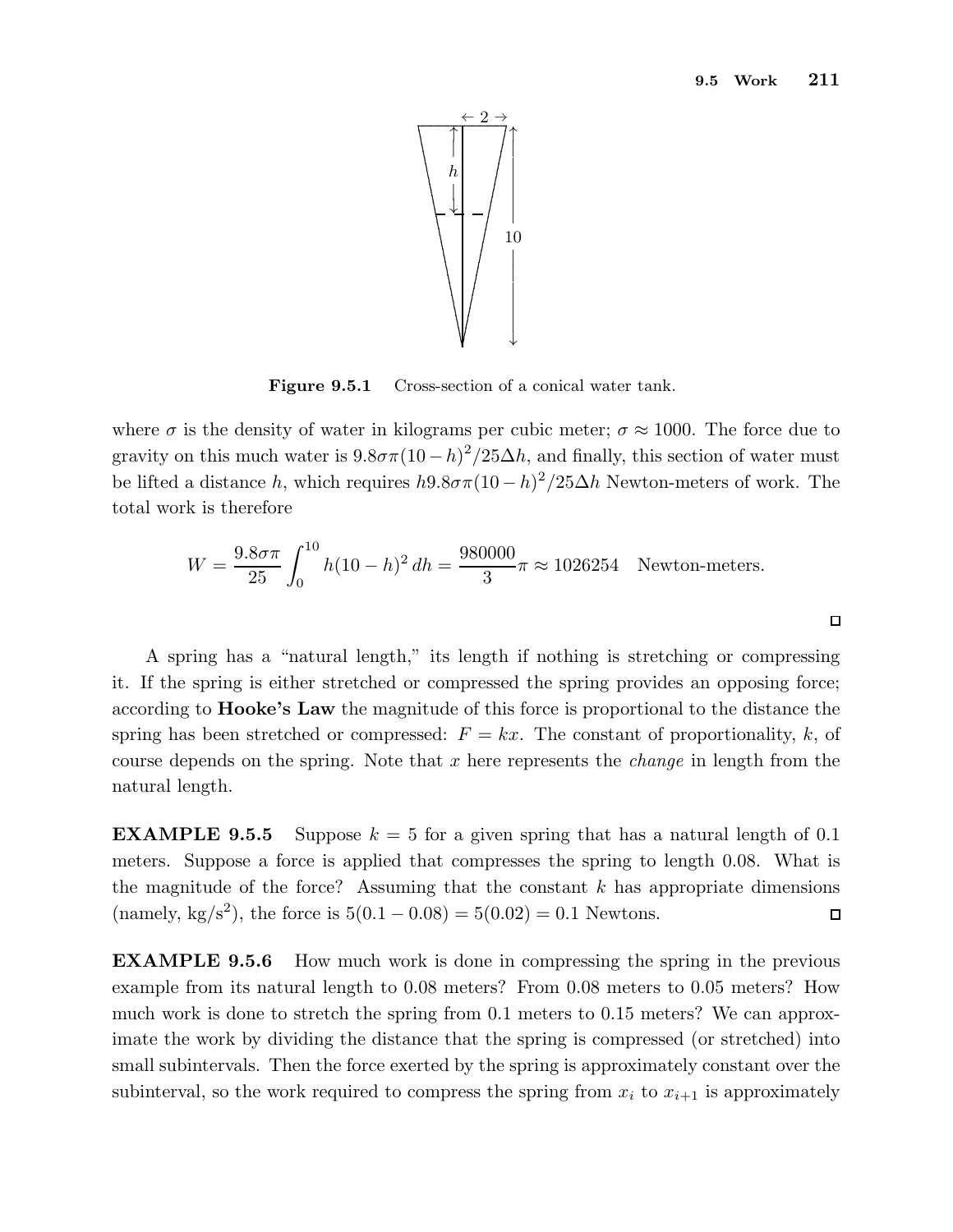**Figure 9.5.1** Cross-section of a conical water tank.

where $\sigma$ is the density of water in kilograms per cubic meter; $\sigma \approx 1000$. The force due to gravity on this much water is $9.8\sigma\pi(10-h)^2/25\Delta h$, and finally, this section of water must be lifted a distance $h$, which requires $h9.8\sigma\pi(10-h)^2/25\Delta h$ Newton-meters of work. The total work is therefore

$$W = \frac{9.8\sigma\pi}{25}\int_0^{10} h(10-h)^2\,dh = \frac{980000}{3}\pi \approx 1026254 \quad \text{Newton-meters.}$$

□

A spring has a "natural length," its length if nothing is stretching or compressing it. If the spring is either stretched or compressed the spring provides an opposing force; according to **Hooke's Law** the magnitude of this force is proportional to the distance the spring has been stretched or compressed: $F = kx$. The constant of proportionality, $k$, of course depends on the spring. Note that $x$ here represents the *change* in length from the natural length.

**EXAMPLE 9.5.5** Suppose $k = 5$ for a given spring that has a natural length of 0.1 meters. Suppose a force is applied that compresses the spring to length 0.08. What is the magnitude of the force? Assuming that the constant $k$ has appropriate dimensions (namely, $\text{kg/s}^2$), the force is $5(0.1-0.08) = 5(0.02) = 0.1$ Newtons. □

**EXAMPLE 9.5.6** How much work is done in compressing the spring in the previous example from its natural length to 0.08 meters? From 0.08 meters to 0.05 meters? How much work is done to stretch the spring from 0.1 meters to 0.15 meters? We can approximate the work by dividing the distance that the spring is compressed (or stretched) into small subintervals. Then the force exerted by the spring is approximately constant over the subinterval, so the work required to compress the spring from $x_i$ to $x_{i+1}$ is approximately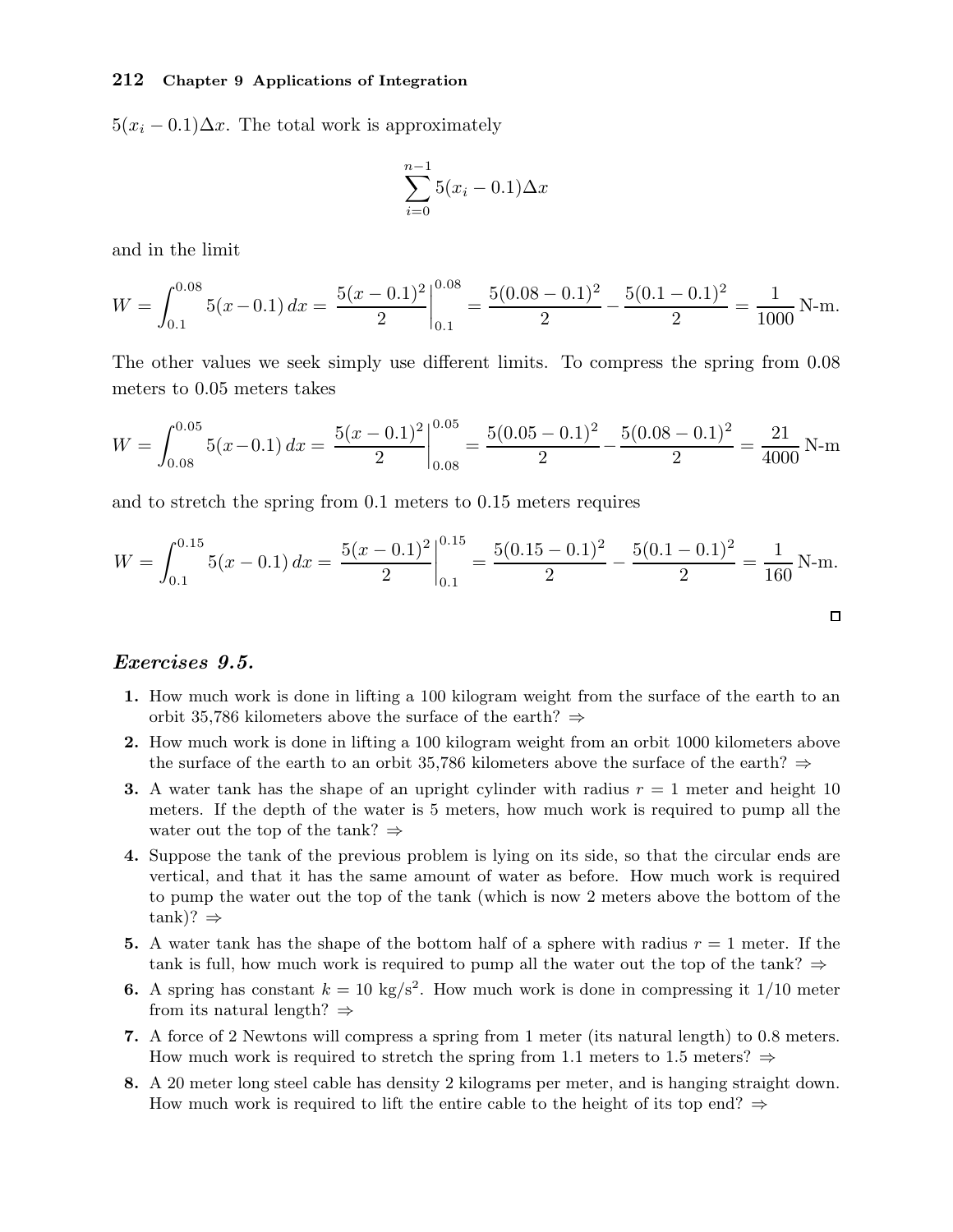$5(x_i - 0.1)\Delta x$. The total work is approximately

$$\sum_{i=0}^{n-1} 5(x_i - 0.1)\Delta x$$

and in the limit

$$W = \int_{0.1}^{0.08} 5(x-0.1)\,dx = \left.\frac{5(x-0.1)^2}{2}\right|_{0.1}^{0.08} = \frac{5(0.08-0.1)^2}{2} - \frac{5(0.1-0.1)^2}{2} = \frac{1}{1000}\text{ N-m.}$$

The other values we seek simply use different limits. To compress the spring from 0.08 meters to 0.05 meters takes

$$W = \int_{0.08}^{0.05} 5(x-0.1)\,dx = \left.\frac{5(x-0.1)^2}{2}\right|_{0.08}^{0.05} = \frac{5(0.05-0.1)^2}{2} - \frac{5(0.08-0.1)^2}{2} = \frac{21}{4000}\text{ N-m}$$

and to stretch the spring from 0.1 meters to 0.15 meters requires

$$W = \int_{0.1}^{0.15} 5(x-0.1)\,dx = \left.\frac{5(x-0.1)^2}{2}\right|_{0.1}^{0.15} = \frac{5(0.15-0.1)^2}{2} - \frac{5(0.1-0.1)^2}{2} = \frac{1}{160}\text{ N-m.}$$

□

### *Exercises 9.5.*

1. How much work is done in lifting a 100 kilogram weight from the surface of the earth to an orbit 35,786 kilometers above the surface of the earth? ⇒
2. How much work is done in lifting a 100 kilogram weight from an orbit 1000 kilometers above the surface of the earth to an orbit 35,786 kilometers above the surface of the earth? ⇒
3. A water tank has the shape of an upright cylinder with radius $r = 1$ meter and height 10 meters. If the depth of the water is 5 meters, how much work is required to pump all the water out the top of the tank? ⇒
4. Suppose the tank of the previous problem is lying on its side, so that the circular ends are vertical, and that it has the same amount of water as before. How much work is required to pump the water out the top of the tank (which is now 2 meters above the bottom of the tank)? ⇒
5. A water tank has the shape of the bottom half of a sphere with radius $r = 1$ meter. If the tank is full, how much work is required to pump all the water out the top of the tank? ⇒
6. A spring has constant $k = 10$ kg/s$^2$. How much work is done in compressing it 1/10 meter from its natural length? ⇒
7. A force of 2 Newtons will compress a spring from 1 meter (its natural length) to 0.8 meters. How much work is required to stretch the spring from 1.1 meters to 1.5 meters? ⇒
8. A 20 meter long steel cable has density 2 kilograms per meter, and is hanging straight down. How much work is required to lift the entire cable to the height of its top end? ⇒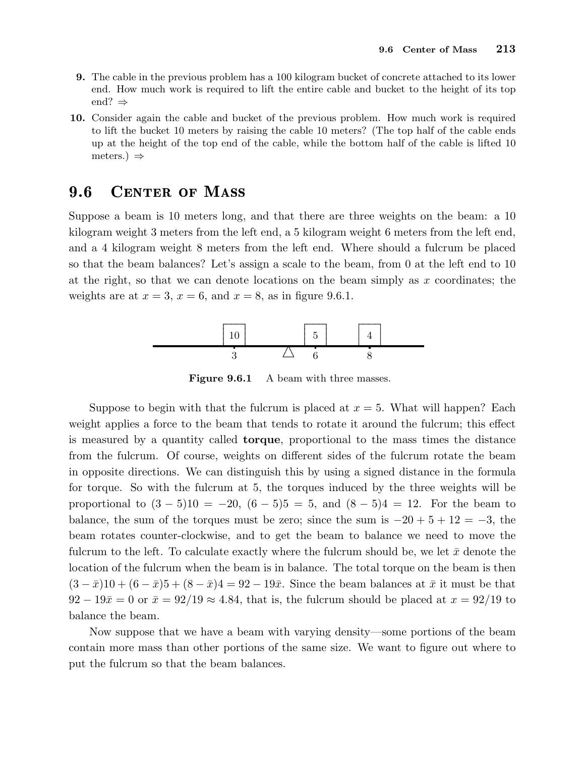**9.** The cable in the previous problem has a 100 kilogram bucket of concrete attached to its lower end. How much work is required to lift the entire cable and bucket to the height of its top end? ⇒

**10.** Consider again the cable and bucket of the previous problem. How much work is required to lift the bucket 10 meters by raising the cable 10 meters? (The top half of the cable ends up at the height of the top end of the cable, while the bottom half of the cable is lifted 10 meters.) ⇒

## 9.6 Center of Mass

Suppose a beam is 10 meters long, and that there are three weights on the beam: a 10 kilogram weight 3 meters from the left end, a 5 kilogram weight 6 meters from the left end, and a 4 kilogram weight 8 meters from the left end. Where should a fulcrum be placed so that the beam balances? Let's assign a scale to the beam, from 0 at the left end to 10 at the right, so that we can denote locations on the beam simply as $x$ coordinates; the weights are at $x = 3$, $x = 6$, and $x = 8$, as in figure 9.6.1.

**Figure 9.6.1** A beam with three masses.

Suppose to begin with that the fulcrum is placed at $x = 5$. What will happen? Each weight applies a force to the beam that tends to rotate it around the fulcrum; this effect is measured by a quantity called **torque**, proportional to the mass times the distance from the fulcrum. Of course, weights on different sides of the fulcrum rotate the beam in opposite directions. We can distinguish this by using a signed distance in the formula for torque. So with the fulcrum at 5, the torques induced by the three weights will be proportional to $(3-5)10 = -20$, $(6-5)5 = 5$, and $(8-5)4 = 12$. For the beam to balance, the sum of the torques must be zero; since the sum is $-20+5+12 = -3$, the beam rotates counter-clockwise, and to get the beam to balance we need to move the fulcrum to the left. To calculate exactly where the fulcrum should be, we let $\bar{x}$ denote the location of the fulcrum when the beam is in balance. The total torque on the beam is then $(3-\bar{x})10+(6-\bar{x})5+(8-\bar{x})4 = 92-19\bar{x}$. Since the beam balances at $\bar{x}$ it must be that $92-19\bar{x} = 0$ or $\bar{x} = 92/19 \approx 4.84$, that is, the fulcrum should be placed at $x = 92/19$ to balance the beam.

Now suppose that we have a beam with varying density—some portions of the beam contain more mass than other portions of the same size. We want to figure out where to put the fulcrum so that the beam balances.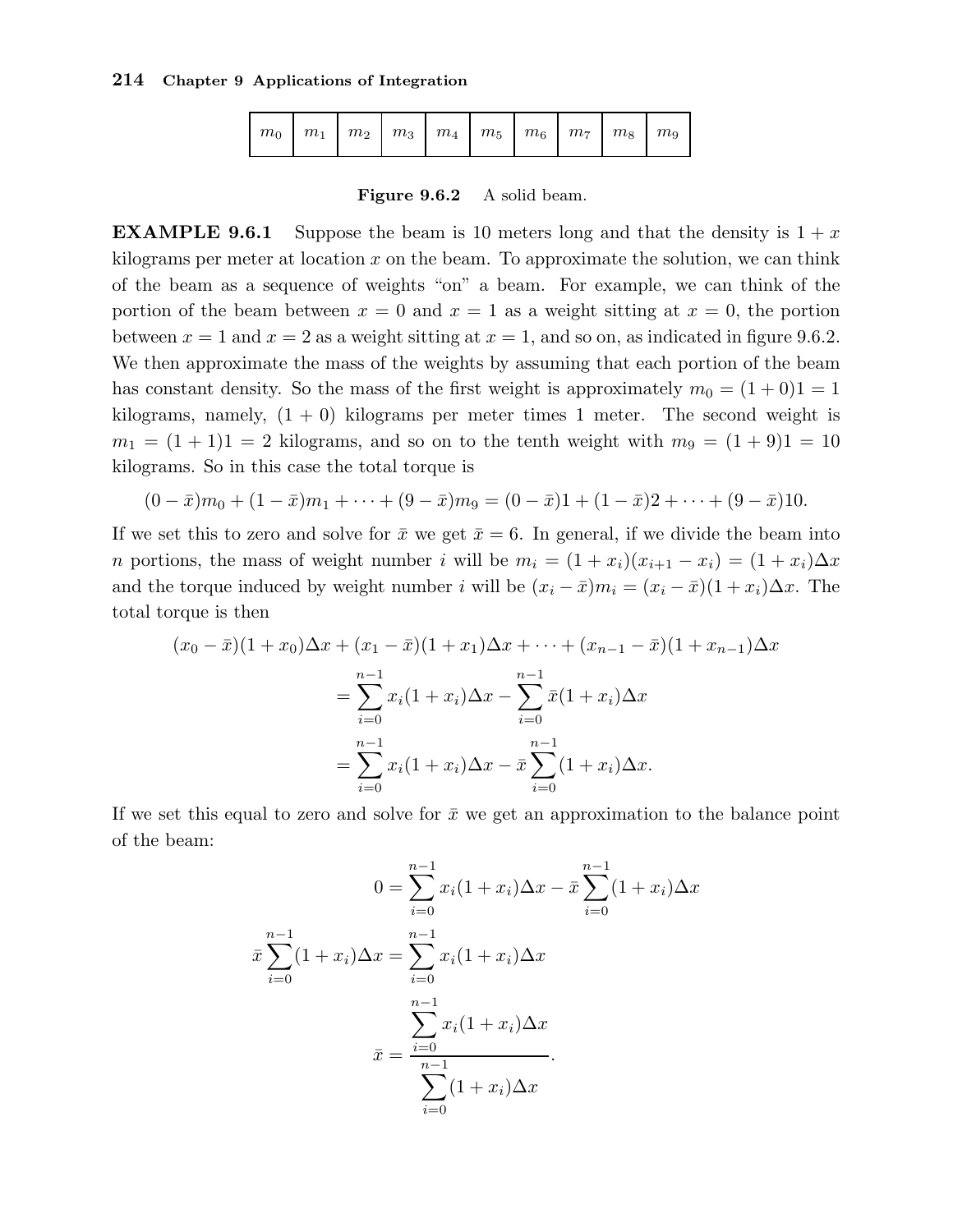| $m_0$ | $m_1$ | $m_2$ | $m_3$ | $m_4$ | $m_5$ | $m_6$ | $m_7$ | $m_8$ | $m_9$ |
|---|---|---|---|---|---|---|---|---|---|

**Figure 9.6.2** A solid beam.

**EXAMPLE 9.6.1** Suppose the beam is 10 meters long and that the density is $1 + x$ kilograms per meter at location $x$ on the beam. To approximate the solution, we can think of the beam as a sequence of weights "on" a beam. For example, we can think of the portion of the beam between $x = 0$ and $x = 1$ as a weight sitting at $x = 0$, the portion between $x = 1$ and $x = 2$ as a weight sitting at $x = 1$, and so on, as indicated in figure 9.6.2. We then approximate the mass of the weights by assuming that each portion of the beam has constant density. So the mass of the first weight is approximately $m_0 = (1+0)1 = 1$ kilograms, namely, $(1 + 0)$ kilograms per meter times 1 meter. The second weight is $m_1 = (1 + 1)1 = 2$ kilograms, and so on to the tenth weight with $m_9 = (1 + 9)1 = 10$ kilograms. So in this case the total torque is

$$(0 - \bar{x})m_0 + (1 - \bar{x})m_1 + \cdots + (9 - \bar{x})m_9 = (0 - \bar{x})1 + (1 - \bar{x})2 + \cdots + (9 - \bar{x})10.$$

If we set this to zero and solve for $\bar{x}$ we get $\bar{x} = 6$. In general, if we divide the beam into $n$ portions, the mass of weight number $i$ will be $m_i = (1 + x_i)(x_{i+1} - x_i) = (1 + x_i)\Delta x$ and the torque induced by weight number $i$ will be $(x_i - \bar{x})m_i = (x_i - \bar{x})(1 + x_i)\Delta x$. The total torque is then

$$\begin{aligned}
(x_0 - \bar{x})(1 + x_0)\Delta x + (x_1 - \bar{x})(1 + x_1)\Delta x + \cdots + (x_{n-1} - \bar{x})(1 + x_{n-1})\Delta x \\
= \sum_{i=0}^{n-1} x_i(1 + x_i)\Delta x - \sum_{i=0}^{n-1} \bar{x}(1 + x_i)\Delta x \\
= \sum_{i=0}^{n-1} x_i(1 + x_i)\Delta x - \bar{x}\sum_{i=0}^{n-1}(1 + x_i)\Delta x.
\end{aligned}$$

If we set this equal to zero and solve for $\bar{x}$ we get an approximation to the balance point of the beam:

$$\begin{aligned}
0 &= \sum_{i=0}^{n-1} x_i(1 + x_i)\Delta x - \bar{x}\sum_{i=0}^{n-1}(1 + x_i)\Delta x \\
\bar{x}\sum_{i=0}^{n-1}(1 + x_i)\Delta x &= \sum_{i=0}^{n-1} x_i(1 + x_i)\Delta x \\
\bar{x} &= \frac{\displaystyle\sum_{i=0}^{n-1} x_i(1 + x_i)\Delta x}{\displaystyle\sum_{i=0}^{n-1}(1 + x_i)\Delta x}.
\end{aligned}$$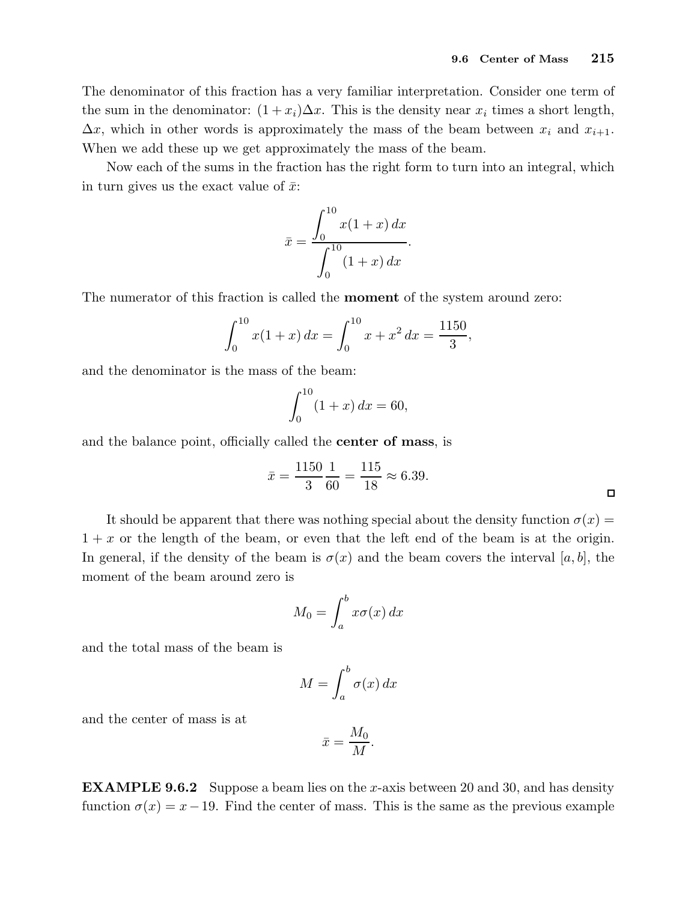The denominator of this fraction has a very familiar interpretation. Consider one term of the sum in the denominator: $(1+x_i)\Delta x$. This is the density near $x_i$ times a short length, $\Delta x$, which in other words is approximately the mass of the beam between $x_i$ and $x_{i+1}$. When we add these up we get approximately the mass of the beam.

Now each of the sums in the fraction has the right form to turn into an integral, which in turn gives us the exact value of $\bar{x}$:

$$\bar{x} = \frac{\displaystyle\int_0^{10} x(1+x)\,dx}{\displaystyle\int_0^{10} (1+x)\,dx}.$$

The numerator of this fraction is called the **moment** of the system around zero:

$$\int_0^{10} x(1+x)\,dx = \int_0^{10} x + x^2\,dx = \frac{1150}{3},$$

and the denominator is the mass of the beam:

$$\int_0^{10} (1+x)\,dx = 60,$$

and the balance point, officially called the **center of mass**, is

$$\bar{x} = \frac{1150}{3}\frac{1}{60} = \frac{115}{18} \approx 6.39.$$

□

It should be apparent that there was nothing special about the density function $\sigma(x) = 1 + x$ or the length of the beam, or even that the left end of the beam is at the origin. In general, if the density of the beam is $\sigma(x)$ and the beam covers the interval $[a, b]$, the moment of the beam around zero is

$$M_0 = \int_a^b x\sigma(x)\,dx$$

and the total mass of the beam is

$$M = \int_a^b \sigma(x)\,dx$$

and the center of mass is at

$$\bar{x} = \frac{M_0}{M}.$$

**EXAMPLE 9.6.2** Suppose a beam lies on the $x$-axis between 20 and 30, and has density function $\sigma(x) = x - 19$. Find the center of mass. This is the same as the previous example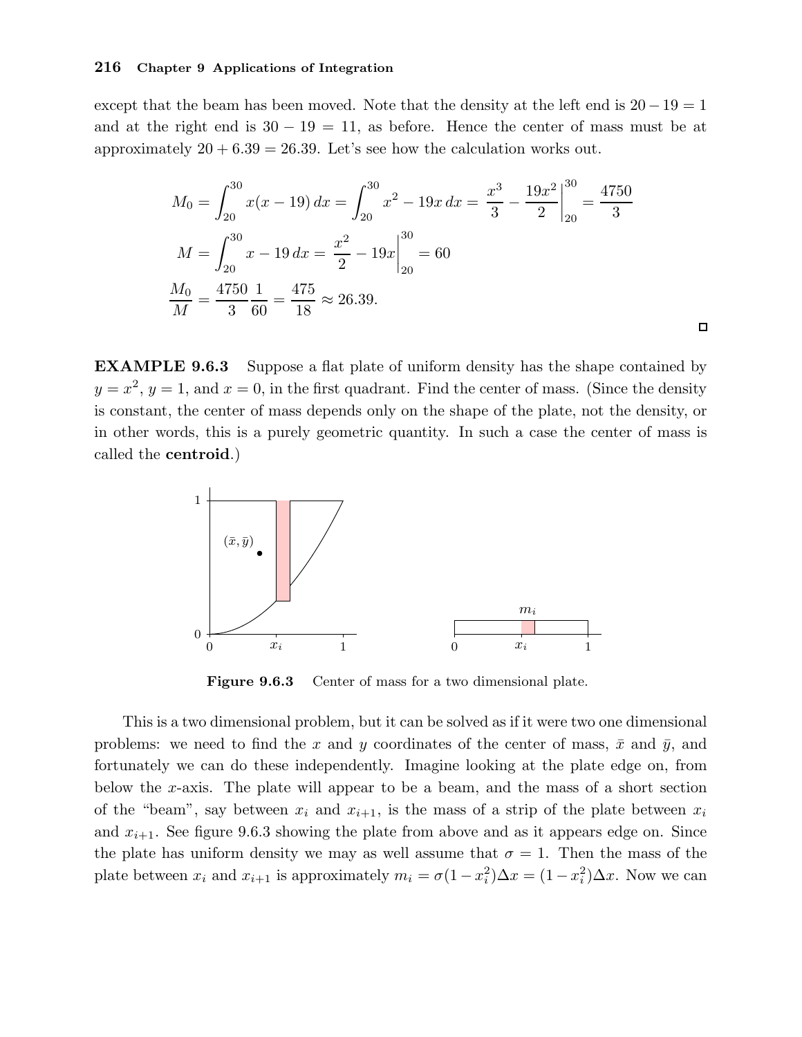except that the beam has been moved. Note that the density at the left end is $20-19=1$ and at the right end is $30-19=11$, as before. Hence the center of mass must be at approximately $20+6.39=26.39$. Let's see how the calculation works out.

$$M_0 = \int_{20}^{30} x(x-19)\,dx = \int_{20}^{30} x^2 - 19x\,dx = \left.\frac{x^3}{3} - \frac{19x^2}{2}\right|_{20}^{30} = \frac{4750}{3}$$

$$M = \int_{20}^{30} x - 19\,dx = \left.\frac{x^2}{2} - 19x\right|_{20}^{30} = 60$$

$$\frac{M_0}{M} = \frac{4750}{3}\frac{1}{60} = \frac{475}{18} \approx 26.39.$$

**EXAMPLE 9.6.3** Suppose a flat plate of uniform density has the shape contained by $y=x^2$, $y=1$, and $x=0$, in the first quadrant. Find the center of mass. (Since the density is constant, the center of mass depends only on the shape of the plate, not the density, or in other words, this is a purely geometric quantity. In such a case the center of mass is called the **centroid**.)

**Figure 9.6.3** Center of mass for a two dimensional plate.

This is a two dimensional problem, but it can be solved as if it were two one dimensional problems: we need to find the $x$ and $y$ coordinates of the center of mass, $\bar{x}$ and $\bar{y}$, and fortunately we can do these independently. Imagine looking at the plate edge on, from below the $x$-axis. The plate will appear to be a beam, and the mass of a short section of the "beam", say between $x_i$ and $x_{i+1}$, is the mass of a strip of the plate between $x_i$ and $x_{i+1}$. See figure 9.6.3 showing the plate from above and as it appears edge on. Since the plate has uniform density we may as well assume that $\sigma=1$. Then the mass of the plate between $x_i$ and $x_{i+1}$ is approximately $m_i = \sigma(1-x_i^2)\Delta x = (1-x_i^2)\Delta x$. Now we can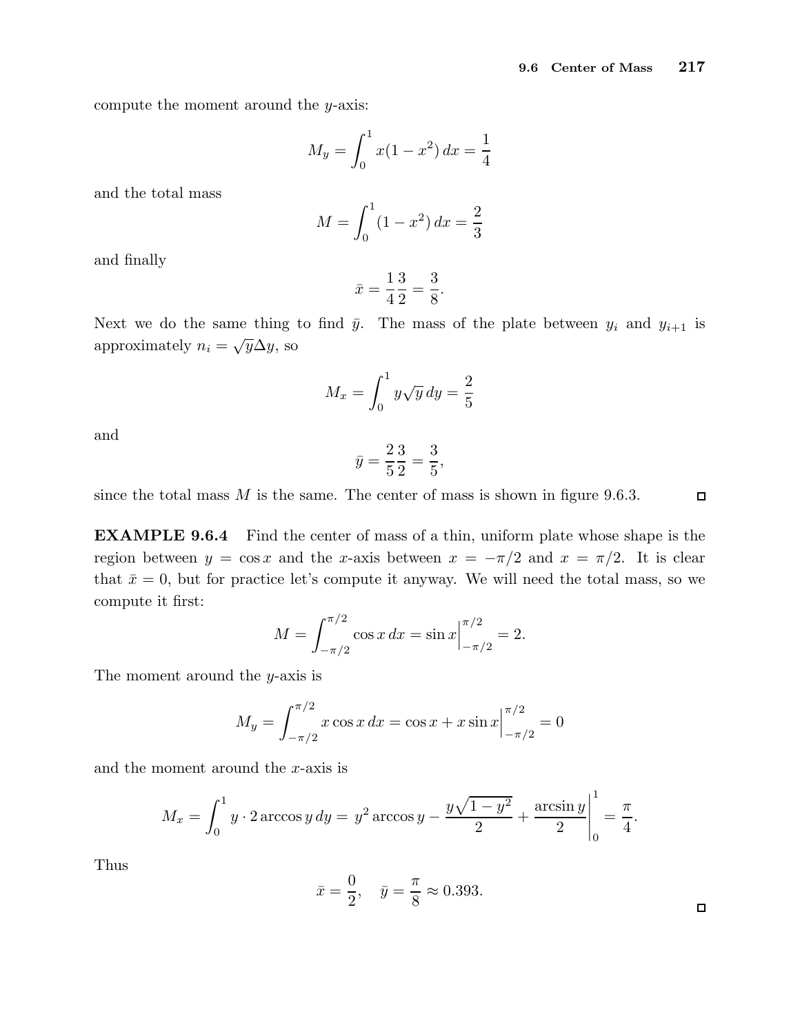compute the moment around the $y$-axis:

$$M_y = \int_0^1 x(1-x^2)\,dx = \frac{1}{4}$$

and the total mass

$$M = \int_0^1 (1-x^2)\,dx = \frac{2}{3}$$

and finally

$$\bar{x} = \frac{1}{4}\frac{3}{2} = \frac{3}{8}.$$

Next we do the same thing to find $\bar{y}$. The mass of the plate between $y_i$ and $y_{i+1}$ is approximately $n_i = \sqrt{y}\Delta y$, so

$$M_x = \int_0^1 y\sqrt{y}\,dy = \frac{2}{5}$$

and

$$\bar{y} = \frac{2}{5}\frac{3}{2} = \frac{3}{5},$$

since the total mass $M$ is the same. The center of mass is shown in figure 9.6.3. □

**EXAMPLE 9.6.4** Find the center of mass of a thin, uniform plate whose shape is the region between $y = \cos x$ and the $x$-axis between $x = -\pi/2$ and $x = \pi/2$. It is clear that $\bar{x} = 0$, but for practice let's compute it anyway. We will need the total mass, so we compute it first:

$$M = \int_{-\pi/2}^{\pi/2} \cos x\,dx = \sin x\Big|_{-\pi/2}^{\pi/2} = 2.$$

The moment around the $y$-axis is

$$M_y = \int_{-\pi/2}^{\pi/2} x\cos x\,dx = \cos x + x\sin x\Big|_{-\pi/2}^{\pi/2} = 0$$

and the moment around the $x$-axis is

$$M_x = \int_0^1 y\cdot 2\arccos y\,dy = y^2\arccos y - \frac{y\sqrt{1-y^2}}{2} + \frac{\arcsin y}{2}\Bigg|_0^1 = \frac{\pi}{4}.$$

Thus

$$\bar{x} = \frac{0}{2}, \quad \bar{y} = \frac{\pi}{8} \approx 0.393.$$

□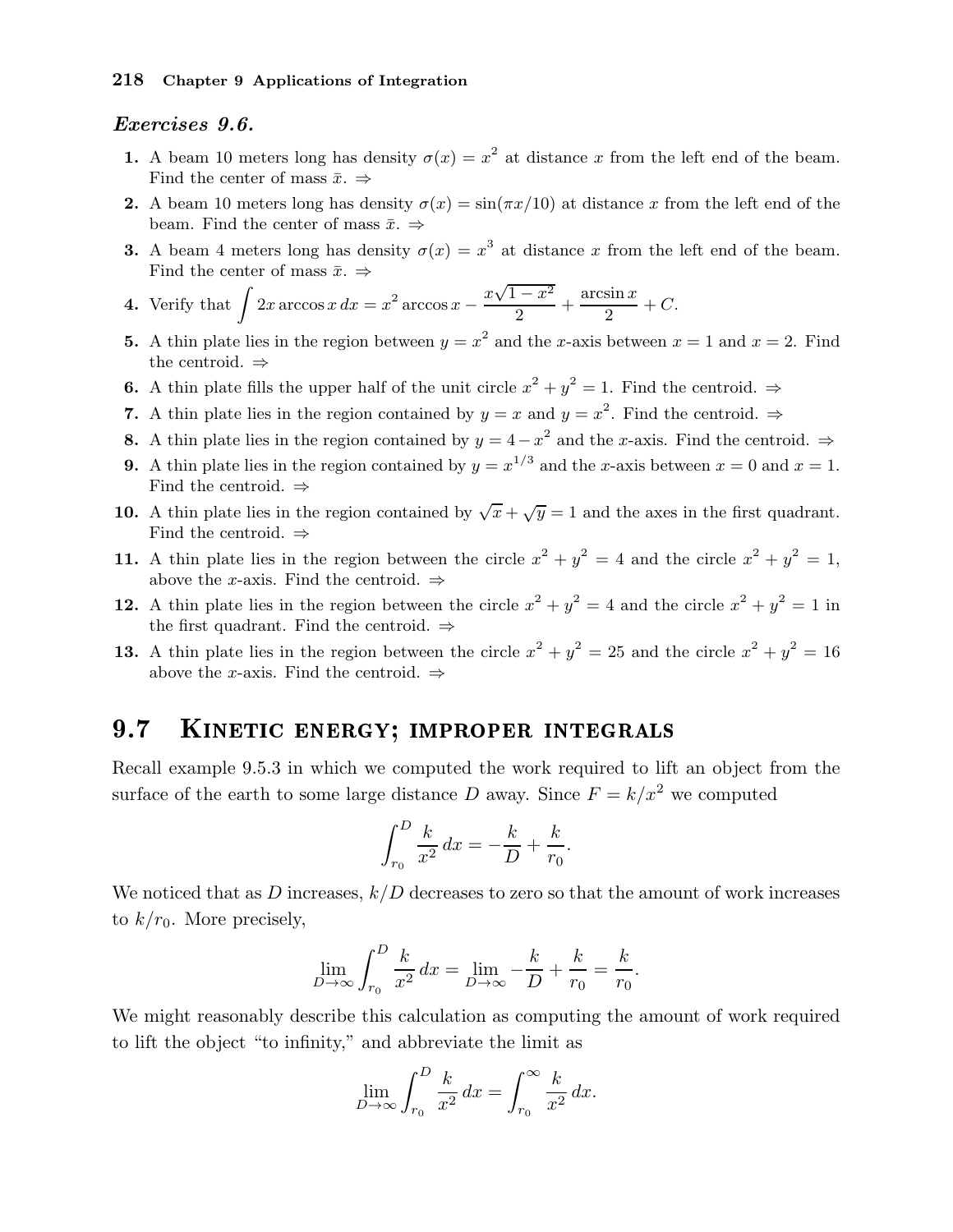### *Exercises 9.6.*

1. A beam 10 meters long has density $\sigma(x) = x^2$ at distance $x$ from the left end of the beam. Find the center of mass $\bar{x}$. ⇒
2. A beam 10 meters long has density $\sigma(x) = \sin(\pi x/10)$ at distance $x$ from the left end of the beam. Find the center of mass $\bar{x}$. ⇒
3. A beam 4 meters long has density $\sigma(x) = x^3$ at distance $x$ from the left end of the beam. Find the center of mass $\bar{x}$. ⇒
4. Verify that $\displaystyle\int 2x \arccos x \, dx = x^2 \arccos x - \frac{x\sqrt{1-x^2}}{2} + \frac{\arcsin x}{2} + C$.
5. A thin plate lies in the region between $y = x^2$ and the $x$-axis between $x = 1$ and $x = 2$. Find the centroid. ⇒
6. A thin plate fills the upper half of the unit circle $x^2 + y^2 = 1$. Find the centroid. ⇒
7. A thin plate lies in the region contained by $y = x$ and $y = x^2$. Find the centroid. ⇒
8. A thin plate lies in the region contained by $y = 4 - x^2$ and the $x$-axis. Find the centroid. ⇒
9. A thin plate lies in the region contained by $y = x^{1/3}$ and the $x$-axis between $x = 0$ and $x = 1$. Find the centroid. ⇒
10. A thin plate lies in the region contained by $\sqrt{x} + \sqrt{y} = 1$ and the axes in the first quadrant. Find the centroid. ⇒
11. A thin plate lies in the region between the circle $x^2 + y^2 = 4$ and the circle $x^2 + y^2 = 1$, above the $x$-axis. Find the centroid. ⇒
12. A thin plate lies in the region between the circle $x^2 + y^2 = 4$ and the circle $x^2 + y^2 = 1$ in the first quadrant. Find the centroid. ⇒
13. A thin plate lies in the region between the circle $x^2 + y^2 = 25$ and the circle $x^2 + y^2 = 16$ above the $x$-axis. Find the centroid. ⇒

## 9.7 Kinetic energy; improper integrals

Recall example 9.5.3 in which we computed the work required to lift an object from the surface of the earth to some large distance $D$ away. Since $F = k/x^2$ we computed

$$\int_{r_0}^{D} \frac{k}{x^2} \, dx = -\frac{k}{D} + \frac{k}{r_0}.$$

We noticed that as $D$ increases, $k/D$ decreases to zero so that the amount of work increases to $k/r_0$. More precisely,

$$\lim_{D\to\infty} \int_{r_0}^{D} \frac{k}{x^2} \, dx = \lim_{D\to\infty} -\frac{k}{D} + \frac{k}{r_0} = \frac{k}{r_0}.$$

We might reasonably describe this calculation as computing the amount of work required to lift the object "to infinity," and abbreviate the limit as

$$\lim_{D\to\infty} \int_{r_0}^{D} \frac{k}{x^2} \, dx = \int_{r_0}^{\infty} \frac{k}{x^2} \, dx.$$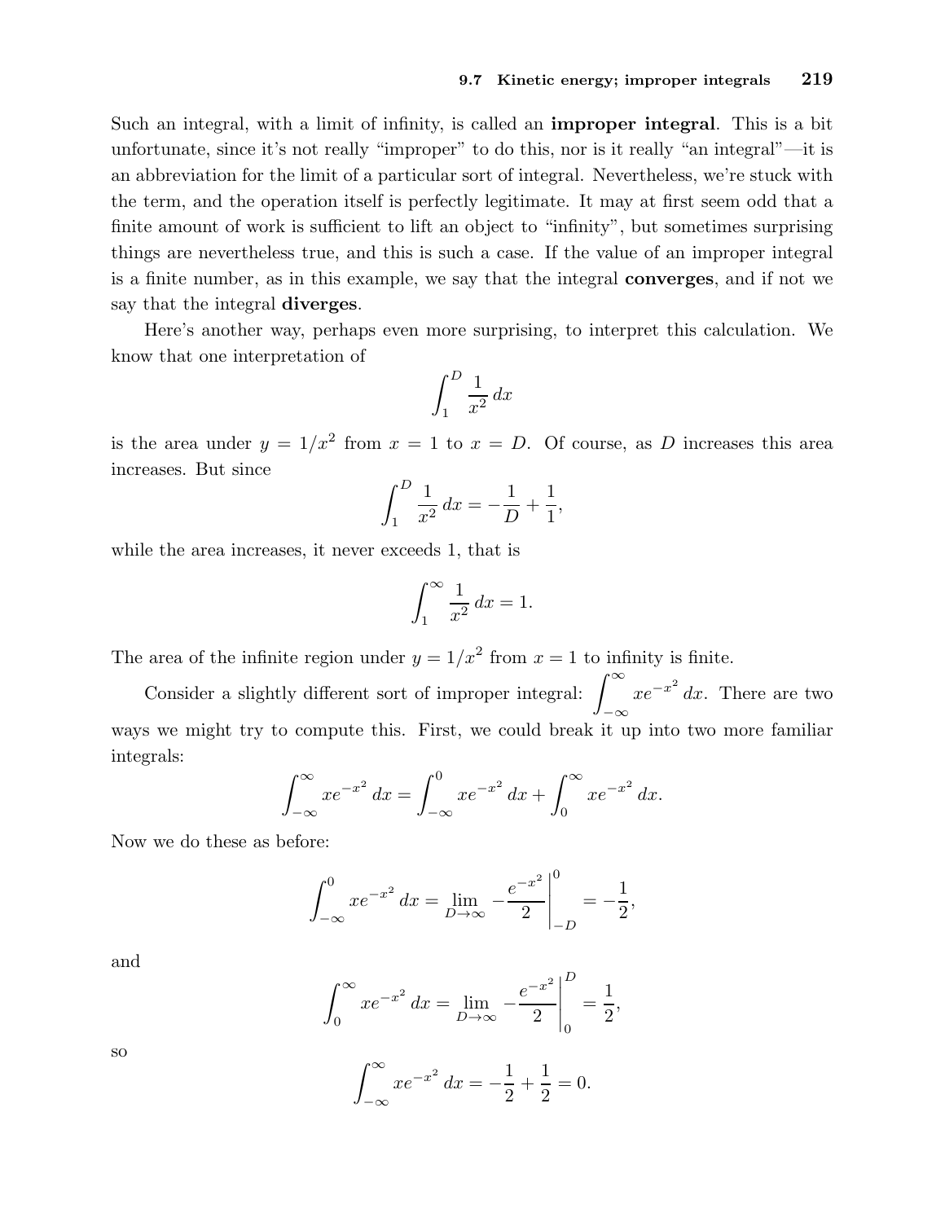Such an integral, with a limit of infinity, is called an **improper integral**. This is a bit unfortunate, since it's not really "improper" to do this, nor is it really "an integral"—it is an abbreviation for the limit of a particular sort of integral. Nevertheless, we're stuck with the term, and the operation itself is perfectly legitimate. It may at first seem odd that a finite amount of work is sufficient to lift an object to "infinity", but sometimes surprising things are nevertheless true, and this is such a case. If the value of an improper integral is a finite number, as in this example, we say that the integral **converges**, and if not we say that the integral **diverges**.

Here's another way, perhaps even more surprising, to interpret this calculation. We know that one interpretation of

$$\int_1^D \frac{1}{x^2}\,dx$$

is the area under $y = 1/x^2$ from $x = 1$ to $x = D$. Of course, as $D$ increases this area increases. But since

$$\int_1^D \frac{1}{x^2}\,dx = -\frac{1}{D} + \frac{1}{1},$$

while the area increases, it never exceeds 1, that is

$$\int_1^\infty \frac{1}{x^2}\,dx = 1.$$

The area of the infinite region under $y = 1/x^2$ from $x = 1$ to infinity is finite.

Consider a slightly different sort of improper integral: $\displaystyle\int_{-\infty}^{\infty} xe^{-x^2}\,dx$. There are two ways we might try to compute this. First, we could break it up into two more familiar integrals:

$$\int_{-\infty}^{\infty} xe^{-x^2}\,dx = \int_{-\infty}^{0} xe^{-x^2}\,dx + \int_{0}^{\infty} xe^{-x^2}\,dx.$$

Now we do these as before:

$$\int_{-\infty}^{0} xe^{-x^2}\,dx = \lim_{D\to\infty} -\frac{e^{-x^2}}{2}\bigg|_{-D}^{0} = -\frac{1}{2},$$

and

$$\int_{0}^{\infty} xe^{-x^2}\,dx = \lim_{D\to\infty} -\frac{e^{-x^2}}{2}\bigg|_{0}^{D} = \frac{1}{2},$$

so

$$\int_{-\infty}^{\infty} xe^{-x^2}\,dx = -\frac{1}{2} + \frac{1}{2} = 0.$$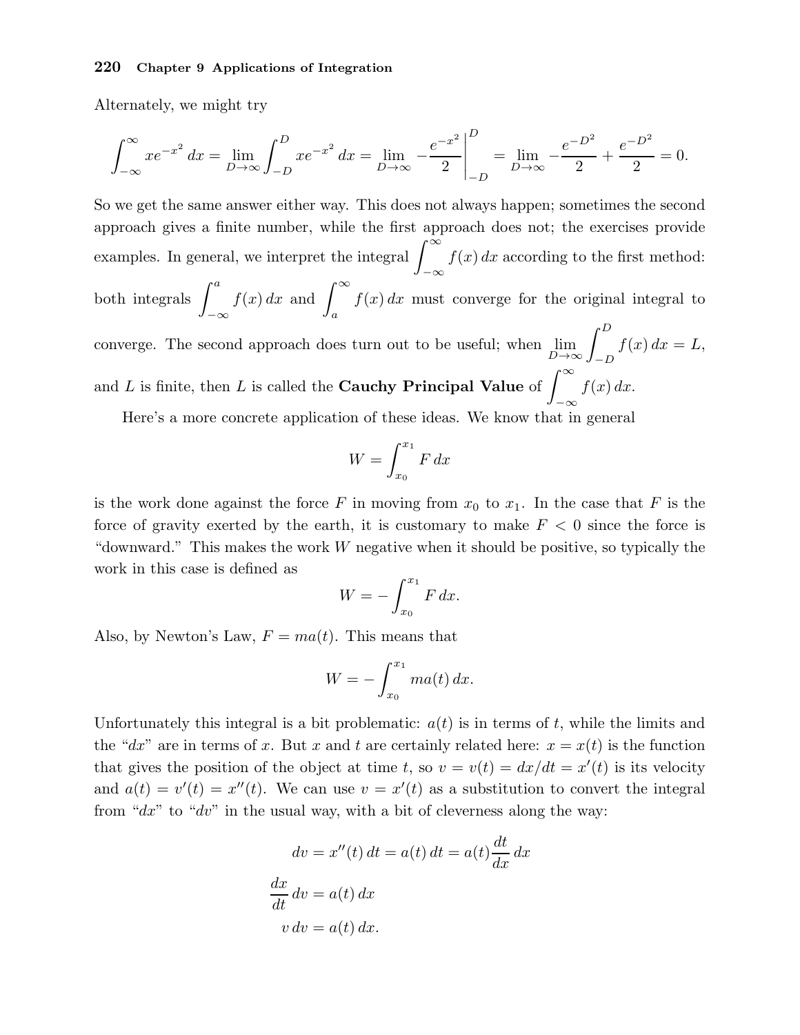Alternately, we might try

$$\int_{-\infty}^{\infty} xe^{-x^2}\,dx = \lim_{D\to\infty}\int_{-D}^{D} xe^{-x^2}\,dx = \lim_{D\to\infty} -\frac{e^{-x^2}}{2}\bigg|_{-D}^{D} = \lim_{D\to\infty} -\frac{e^{-D^2}}{2} + \frac{e^{-D^2}}{2} = 0.$$

So we get the same answer either way. This does not always happen; sometimes the second approach gives a finite number, while the first approach does not; the exercises provide examples. In general, we interpret the integral $\int_{-\infty}^{\infty} f(x)\,dx$ according to the first method: both integrals $\int_{-\infty}^{a} f(x)\,dx$ and $\int_{a}^{\infty} f(x)\,dx$ must converge for the original integral to converge. The second approach does turn out to be useful; when $\lim_{D\to\infty}\int_{-D}^{D} f(x)\,dx = L$, and $L$ is finite, then $L$ is called the **Cauchy Principal Value** of $\int_{-\infty}^{\infty} f(x)\,dx$.

Here's a more concrete application of these ideas. We know that in general

$$W = \int_{x_0}^{x_1} F\,dx$$

is the work done against the force $F$ in moving from $x_0$ to $x_1$. In the case that $F$ is the force of gravity exerted by the earth, it is customary to make $F < 0$ since the force is "downward." This makes the work $W$ negative when it should be positive, so typically the work in this case is defined as

$$W = -\int_{x_0}^{x_1} F\,dx.$$

Also, by Newton's Law, $F = ma(t)$. This means that

$$W = -\int_{x_0}^{x_1} ma(t)\,dx.$$

Unfortunately this integral is a bit problematic: $a(t)$ is in terms of $t$, while the limits and the "$dx$" are in terms of $x$. But $x$ and $t$ are certainly related here: $x = x(t)$ is the function that gives the position of the object at time $t$, so $v = v(t) = dx/dt = x'(t)$ is its velocity and $a(t) = v'(t) = x''(t)$. We can use $v = x'(t)$ as a substitution to convert the integral from "$dx$" to "$dv$" in the usual way, with a bit of cleverness along the way:

$$\begin{aligned}
dv &= x''(t)\,dt = a(t)\,dt = a(t)\frac{dt}{dx}\,dx \\
\frac{dx}{dt}\,dv &= a(t)\,dx \\
v\,dv &= a(t)\,dx.
\end{aligned}$$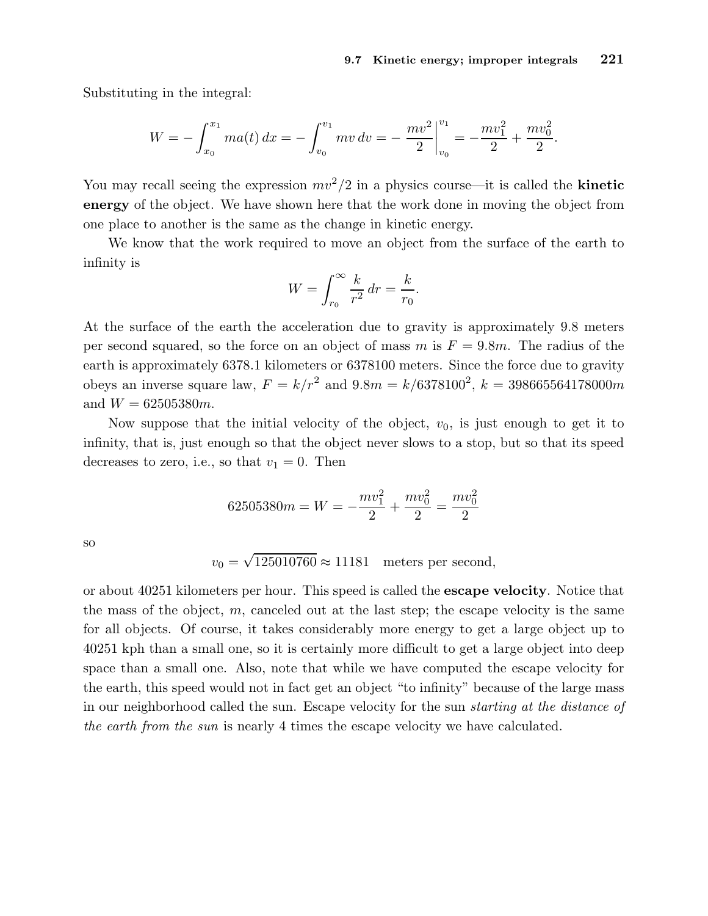Substituting in the integral:

$$W = -\int_{x_0}^{x_1} ma(t)\,dx = -\int_{v_0}^{v_1} mv\,dv = -\left.\frac{mv^2}{2}\right|_{v_0}^{v_1} = -\frac{mv_1^2}{2} + \frac{mv_0^2}{2}.$$

You may recall seeing the expression $mv^2/2$ in a physics course—it is called the **kinetic energy** of the object. We have shown here that the work done in moving the object from one place to another is the same as the change in kinetic energy.

We know that the work required to move an object from the surface of the earth to infinity is

$$W = \int_{r_0}^{\infty} \frac{k}{r^2}\,dr = \frac{k}{r_0}.$$

At the surface of the earth the acceleration due to gravity is approximately 9.8 meters per second squared, so the force on an object of mass $m$ is $F = 9.8m$. The radius of the earth is approximately 6378.1 kilometers or 6378100 meters. Since the force due to gravity obeys an inverse square law, $F = k/r^2$ and $9.8m = k/6378100^2$, $k = 398665564178000m$ and $W = 62505380m$.

Now suppose that the initial velocity of the object, $v_0$, is just enough to get it to infinity, that is, just enough so that the object never slows to a stop, but so that its speed decreases to zero, i.e., so that $v_1 = 0$. Then

$$62505380m = W = -\frac{mv_1^2}{2} + \frac{mv_0^2}{2} = \frac{mv_0^2}{2}$$

so

$$v_0 = \sqrt{125010760} \approx 11181 \quad \text{meters per second,}$$

or about 40251 kilometers per hour. This speed is called the **escape velocity**. Notice that the mass of the object, $m$, canceled out at the last step; the escape velocity is the same for all objects. Of course, it takes considerably more energy to get a large object up to 40251 kph than a small one, so it is certainly more difficult to get a large object into deep space than a small one. Also, note that while we have computed the escape velocity for the earth, this speed would not in fact get an object "to infinity" because of the large mass in our neighborhood called the sun. Escape velocity for the sun *starting at the distance of the earth from the sun* is nearly 4 times the escape velocity we have calculated.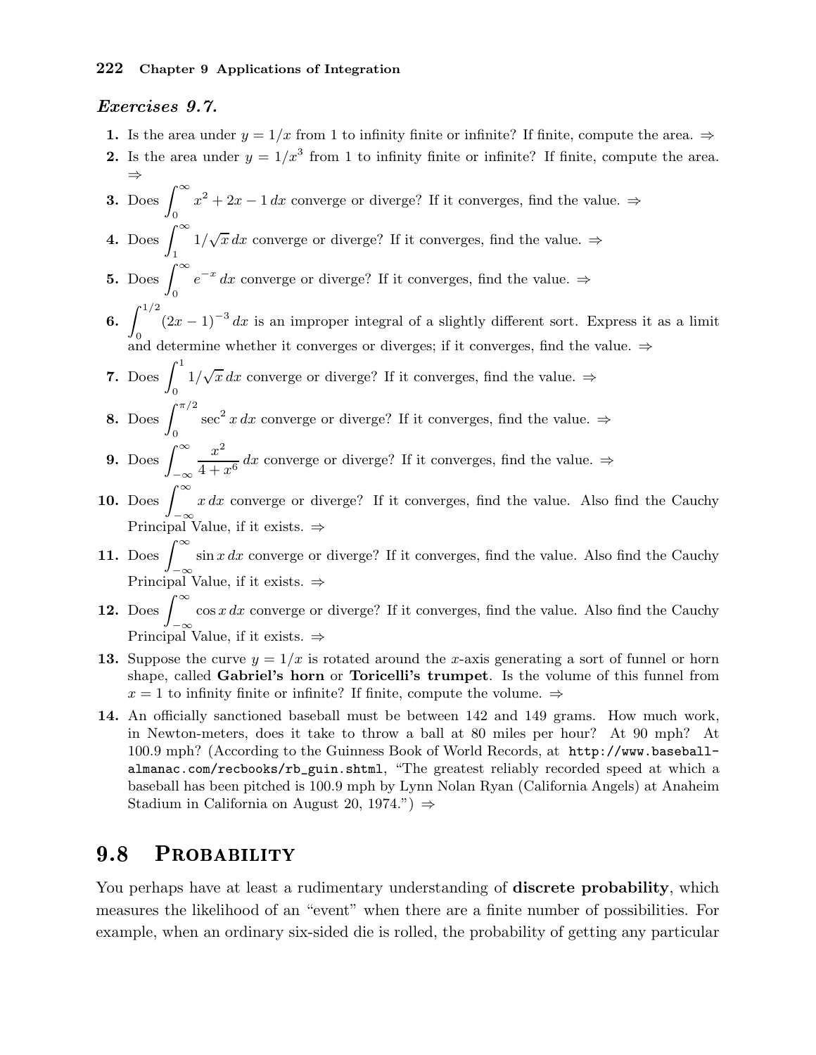### *Exercises 9.7.*

1. Is the area under $y = 1/x$ from 1 to infinity finite or infinite? If finite, compute the area. ⇒
2. Is the area under $y = 1/x^3$ from 1 to infinity finite or infinite? If finite, compute the area. ⇒
3. Does $\int_0^\infty x^2 + 2x - 1\,dx$ converge or diverge? If it converges, find the value. ⇒
4. Does $\int_1^\infty 1/\sqrt{x}\,dx$ converge or diverge? If it converges, find the value. ⇒
5. Does $\int_0^\infty e^{-x}\,dx$ converge or diverge? If it converges, find the value. ⇒
6. $\int_0^{1/2} (2x-1)^{-3}\,dx$ is an improper integral of a slightly different sort. Express it as a limit and determine whether it converges or diverges; if it converges, find the value. ⇒
7. Does $\int_0^1 1/\sqrt{x}\,dx$ converge or diverge? If it converges, find the value. ⇒
8. Does $\int_0^{\pi/2} \sec^2 x\,dx$ converge or diverge? If it converges, find the value. ⇒
9. Does $\int_{-\infty}^\infty \frac{x^2}{4+x^6}\,dx$ converge or diverge? If it converges, find the value. ⇒
10. Does $\int_{-\infty}^\infty x\,dx$ converge or diverge? If it converges, find the value. Also find the Cauchy Principal Value, if it exists. ⇒
11. Does $\int_{-\infty}^\infty \sin x\,dx$ converge or diverge? If it converges, find the value. Also find the Cauchy Principal Value, if it exists. ⇒
12. Does $\int_{-\infty}^\infty \cos x\,dx$ converge or diverge? If it converges, find the value. Also find the Cauchy Principal Value, if it exists. ⇒
13. Suppose the curve $y = 1/x$ is rotated around the $x$-axis generating a sort of funnel or horn shape, called **Gabriel's horn** or **Toricelli's trumpet**. Is the volume of this funnel from $x = 1$ to infinity finite or infinite? If finite, compute the volume. ⇒
14. An officially sanctioned baseball must be between 142 and 149 grams. How much work, in Newton-meters, does it take to throw a ball at 80 miles per hour? At 90 mph? At 100.9 mph? (According to the Guinness Book of World Records, at `http://www.baseball-almanac.com/recbooks/rb_guin.shtml`, "The greatest reliably recorded speed at which a baseball has been pitched is 100.9 mph by Lynn Nolan Ryan (California Angels) at Anaheim Stadium in California on August 20, 1974.") ⇒

## 9.8 Probability

You perhaps have at least a rudimentary understanding of **discrete probability**, which measures the likelihood of an "event" when there are a finite number of possibilities. For example, when an ordinary six-sided die is rolled, the probability of getting any particular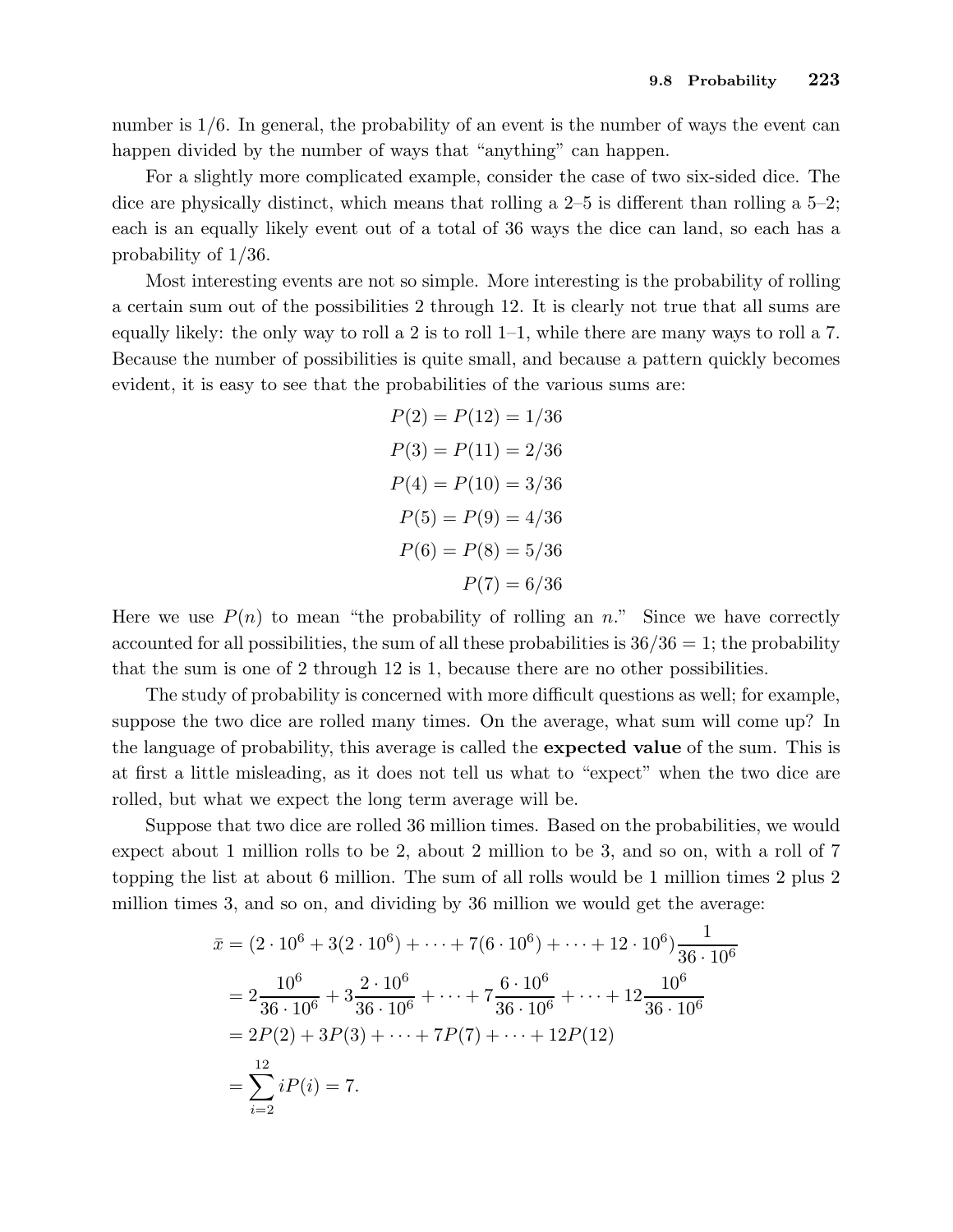number is 1/6. In general, the probability of an event is the number of ways the event can happen divided by the number of ways that "anything" can happen.

For a slightly more complicated example, consider the case of two six-sided dice. The dice are physically distinct, which means that rolling a 2–5 is different than rolling a 5–2; each is an equally likely event out of a total of 36 ways the dice can land, so each has a probability of 1/36.

Most interesting events are not so simple. More interesting is the probability of rolling a certain sum out of the possibilities 2 through 12. It is clearly not true that all sums are equally likely: the only way to roll a 2 is to roll 1–1, while there are many ways to roll a 7. Because the number of possibilities is quite small, and because a pattern quickly becomes evident, it is easy to see that the probabilities of the various sums are:

$$
\begin{aligned}
P(2) = P(12) &= 1/36 \\
P(3) = P(11) &= 2/36 \\
P(4) = P(10) &= 3/36 \\
P(5) = P(9) &= 4/36 \\
P(6) = P(8) &= 5/36 \\
P(7) &= 6/36
\end{aligned}
$$

Here we use $P(n)$ to mean "the probability of rolling an $n$." Since we have correctly accounted for all possibilities, the sum of all these probabilities is $36/36 = 1$; the probability that the sum is one of 2 through 12 is 1, because there are no other possibilities.

The study of probability is concerned with more difficult questions as well; for example, suppose the two dice are rolled many times. On the average, what sum will come up? In the language of probability, this average is called the **expected value** of the sum. This is at first a little misleading, as it does not tell us what to "expect" when the two dice are rolled, but what we expect the long term average will be.

Suppose that two dice are rolled 36 million times. Based on the probabilities, we would expect about 1 million rolls to be 2, about 2 million to be 3, and so on, with a roll of 7 topping the list at about 6 million. The sum of all rolls would be 1 million times 2 plus 2 million times 3, and so on, and dividing by 36 million we would get the average:

$$
\begin{aligned}
\bar{x} &= (2 \cdot 10^6 + 3(2 \cdot 10^6) + \cdots + 7(6 \cdot 10^6) + \cdots + 12 \cdot 10^6)\frac{1}{36 \cdot 10^6} \\
&= 2\frac{10^6}{36 \cdot 10^6} + 3\frac{2 \cdot 10^6}{36 \cdot 10^6} + \cdots + 7\frac{6 \cdot 10^6}{36 \cdot 10^6} + \cdots + 12\frac{10^6}{36 \cdot 10^6} \\
&= 2P(2) + 3P(3) + \cdots + 7P(7) + \cdots + 12P(12) \\
&= \sum_{i=2}^{12} iP(i) = 7.
\end{aligned}
$$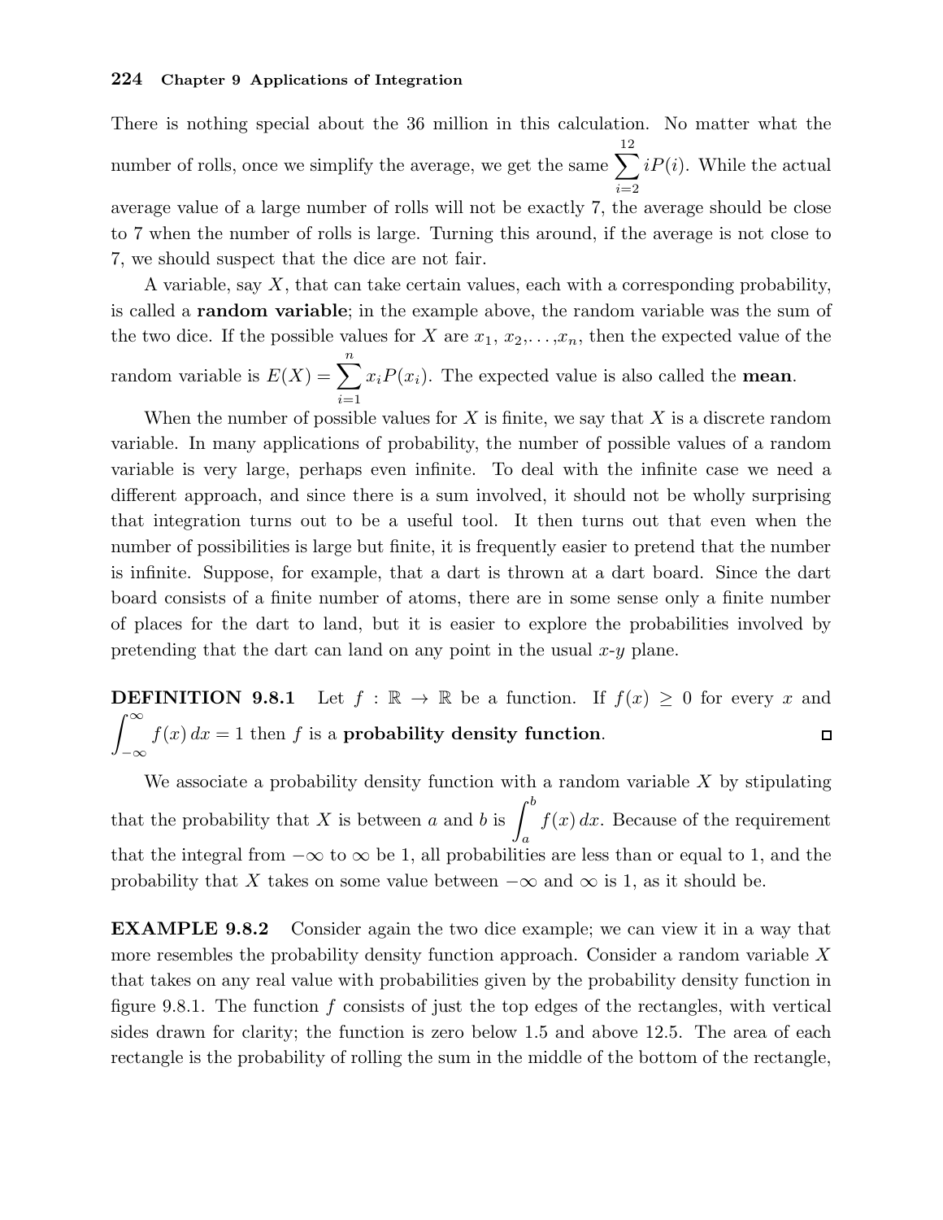There is nothing special about the 36 million in this calculation. No matter what the number of rolls, once we simplify the average, we get the same $\sum_{i=2}^{12} iP(i)$. While the actual average value of a large number of rolls will not be exactly 7, the average should be close to 7 when the number of rolls is large. Turning this around, if the average is not close to 7, we should suspect that the dice are not fair.

A variable, say $X$, that can take certain values, each with a corresponding probability, is called a **random variable**; in the example above, the random variable was the sum of the two dice. If the possible values for $X$ are $x_1, x_2, \ldots, x_n$, then the expected value of the random variable is $E(X) = \sum_{i=1}^{n} x_i P(x_i)$. The expected value is also called the **mean**.

When the number of possible values for $X$ is finite, we say that $X$ is a discrete random variable. In many applications of probability, the number of possible values of a random variable is very large, perhaps even infinite. To deal with the infinite case we need a different approach, and since there is a sum involved, it should not be wholly surprising that integration turns out to be a useful tool. It then turns out that even when the number of possibilities is large but finite, it is frequently easier to pretend that the number is infinite. Suppose, for example, that a dart is thrown at a dart board. Since the dart board consists of a finite number of atoms, there are in some sense only a finite number of places for the dart to land, but it is easier to explore the probabilities involved by pretending that the dart can land on any point in the usual $x$-$y$ plane.

**DEFINITION 9.8.1** Let $f : \mathbb{R} \to \mathbb{R}$ be a function. If $f(x) \geq 0$ for every $x$ and $\int_{-\infty}^{\infty} f(x)\,dx = 1$ then $f$ is a **probability density function**. □

We associate a probability density function with a random variable $X$ by stipulating that the probability that $X$ is between $a$ and $b$ is $\int_a^b f(x)\,dx$. Because of the requirement that the integral from $-\infty$ to $\infty$ be 1, all probabilities are less than or equal to 1, and the probability that $X$ takes on some value between $-\infty$ and $\infty$ is 1, as it should be.

**EXAMPLE 9.8.2** Consider again the two dice example; we can view it in a way that more resembles the probability density function approach. Consider a random variable $X$ that takes on any real value with probabilities given by the probability density function in figure 9.8.1. The function $f$ consists of just the top edges of the rectangles, with vertical sides drawn for clarity; the function is zero below 1.5 and above 12.5. The area of each rectangle is the probability of rolling the sum in the middle of the bottom of the rectangle,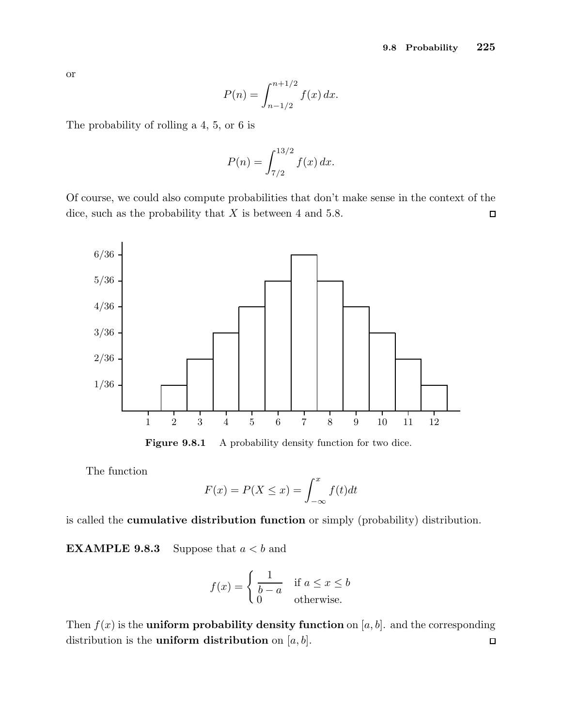or

$$P(n) = \int_{n-1/2}^{n+1/2} f(x)\,dx.$$

The probability of rolling a 4, 5, or 6 is

$$P(n) = \int_{7/2}^{13/2} f(x)\,dx.$$

Of course, we could also compute probabilities that don't make sense in the context of the dice, such as the probability that $X$ is between 4 and 5.8. □

**Figure 9.8.1** A probability density function for two dice.

The function

$$F(x) = P(X \le x) = \int_{-\infty}^{x} f(t)dt$$

is called the **cumulative distribution function** or simply (probability) distribution.

**EXAMPLE 9.8.3** Suppose that $a < b$ and

$$f(x) = \begin{cases} \dfrac{1}{b-a} & \text{if } a \le x \le b \\ 0 & \text{otherwise.} \end{cases}$$

Then $f(x)$ is the **uniform probability density function** on $[a, b]$. and the corresponding distribution is the **uniform distribution** on $[a, b]$. □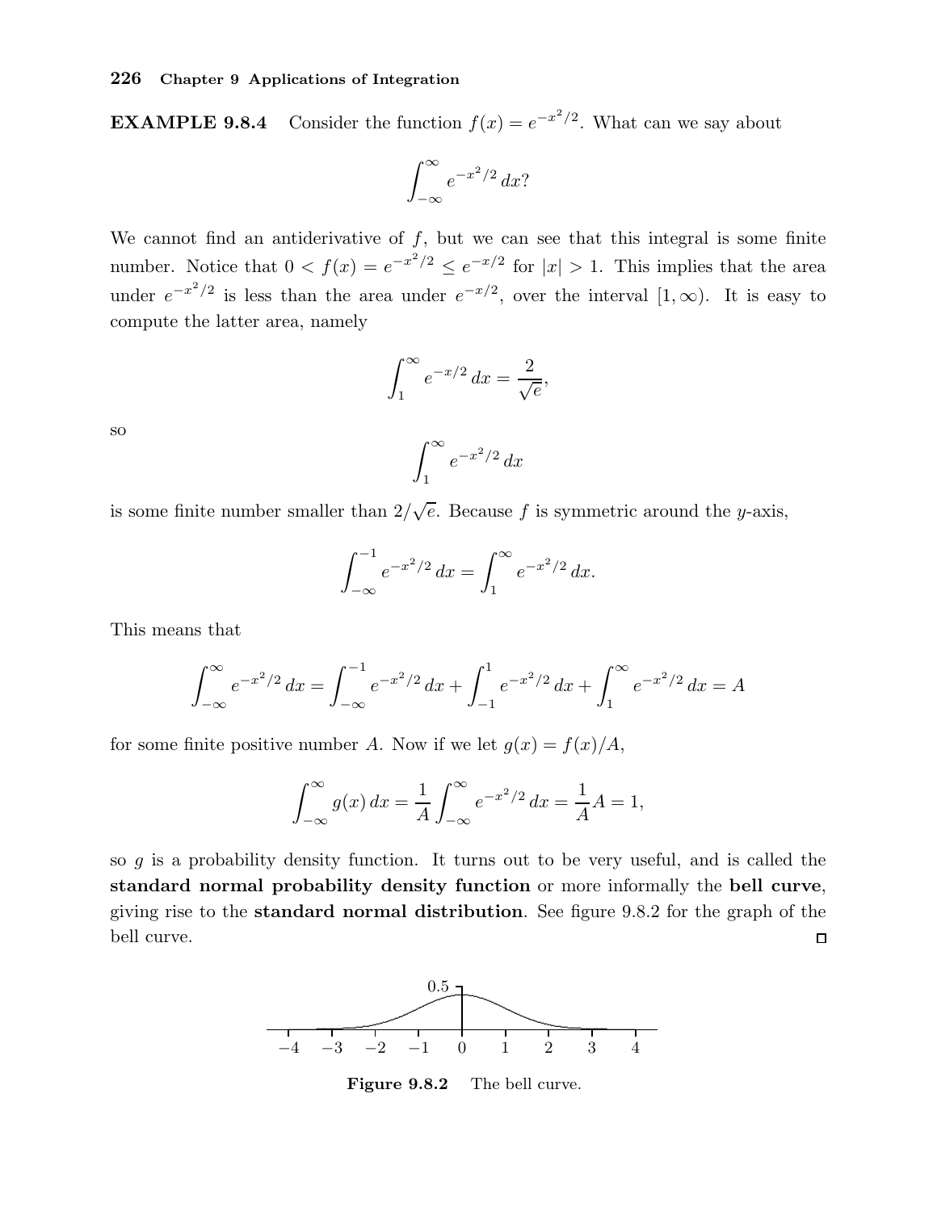**EXAMPLE 9.8.4** Consider the function $f(x) = e^{-x^2/2}$. What can we say about

$$\int_{-\infty}^{\infty} e^{-x^2/2}\,dx?$$

We cannot find an antiderivative of $f$, but we can see that this integral is some finite number. Notice that $0 < f(x) = e^{-x^2/2} \le e^{-x/2}$ for $|x| > 1$. This implies that the area under $e^{-x^2/2}$ is less than the area under $e^{-x/2}$, over the interval $[1, \infty)$. It is easy to compute the latter area, namely

$$\int_1^{\infty} e^{-x/2}\,dx = \frac{2}{\sqrt{e}},$$

so

$$\int_1^{\infty} e^{-x^2/2}\,dx$$

is some finite number smaller than $2/\sqrt{e}$. Because $f$ is symmetric around the $y$-axis,

$$\int_{-\infty}^{-1} e^{-x^2/2}\,dx = \int_1^{\infty} e^{-x^2/2}\,dx.$$

This means that

$$\int_{-\infty}^{\infty} e^{-x^2/2}\,dx = \int_{-\infty}^{-1} e^{-x^2/2}\,dx + \int_{-1}^{1} e^{-x^2/2}\,dx + \int_1^{\infty} e^{-x^2/2}\,dx = A$$

for some finite positive number $A$. Now if we let $g(x) = f(x)/A$,

$$\int_{-\infty}^{\infty} g(x)\,dx = \frac{1}{A}\int_{-\infty}^{\infty} e^{-x^2/2}\,dx = \frac{1}{A}A = 1,$$

so $g$ is a probability density function. It turns out to be very useful, and is called the **standard normal probability density function** or more informally the **bell curve**, giving rise to the **standard normal distribution**. See figure 9.8.2 for the graph of the bell curve. □

**Figure 9.8.2** The bell curve.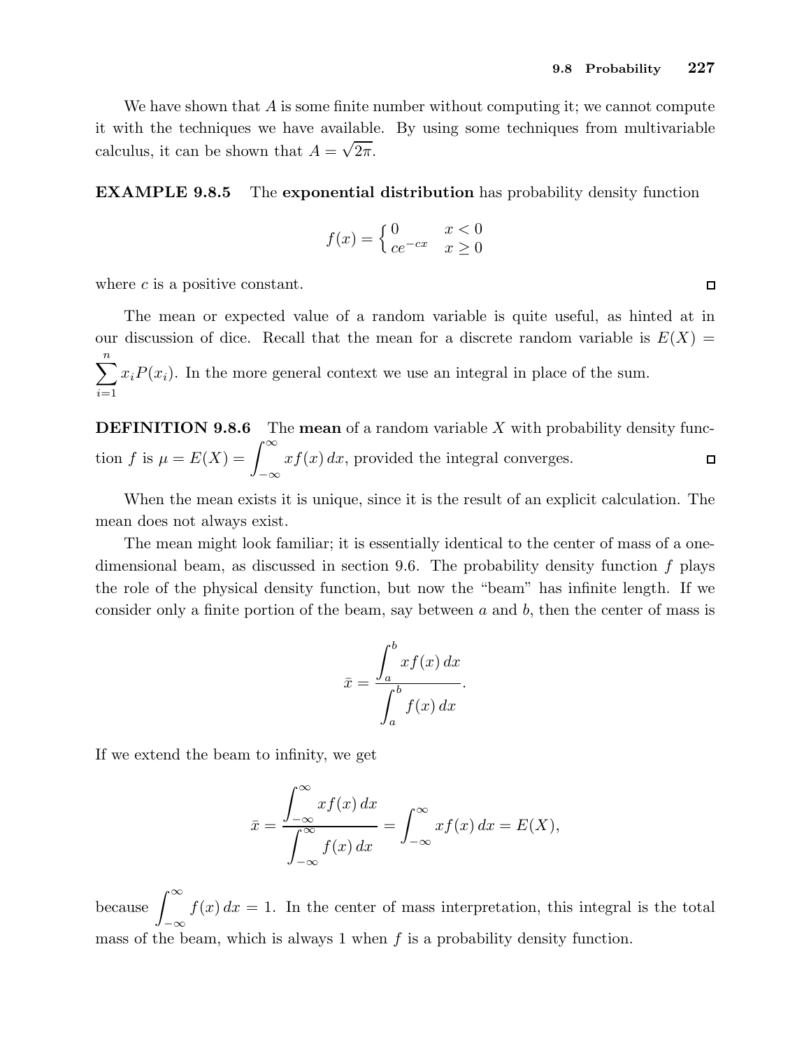We have shown that $A$ is some finite number without computing it; we cannot compute it with the techniques we have available. By using some techniques from multivariable calculus, it can be shown that $A = \sqrt{2\pi}$.

**EXAMPLE 9.8.5** The **exponential distribution** has probability density function

$$f(x) = \begin{cases} 0 & x < 0 \\ ce^{-cx} & x \geq 0 \end{cases}$$

where $c$ is a positive constant. □

The mean or expected value of a random variable is quite useful, as hinted at in our discussion of dice. Recall that the mean for a discrete random variable is $E(X) = \sum_{i=1}^{n} x_i P(x_i)$. In the more general context we use an integral in place of the sum.

**DEFINITION 9.8.6** The **mean** of a random variable $X$ with probability density function $f$ is $\mu = E(X) = \int_{-\infty}^{\infty} x f(x)\, dx$, provided the integral converges. □

When the mean exists it is unique, since it is the result of an explicit calculation. The mean does not always exist.

The mean might look familiar; it is essentially identical to the center of mass of a one-dimensional beam, as discussed in section 9.6. The probability density function $f$ plays the role of the physical density function, but now the "beam" has infinite length. If we consider only a finite portion of the beam, say between $a$ and $b$, then the center of mass is

$$\bar{x} = \frac{\displaystyle\int_a^b x f(x)\, dx}{\displaystyle\int_a^b f(x)\, dx}.$$

If we extend the beam to infinity, we get

$$\bar{x} = \frac{\displaystyle\int_{-\infty}^{\infty} x f(x)\, dx}{\displaystyle\int_{-\infty}^{\infty} f(x)\, dx} = \int_{-\infty}^{\infty} x f(x)\, dx = E(X),$$

because $\int_{-\infty}^{\infty} f(x)\, dx = 1$. In the center of mass interpretation, this integral is the total mass of the beam, which is always 1 when $f$ is a probability density function.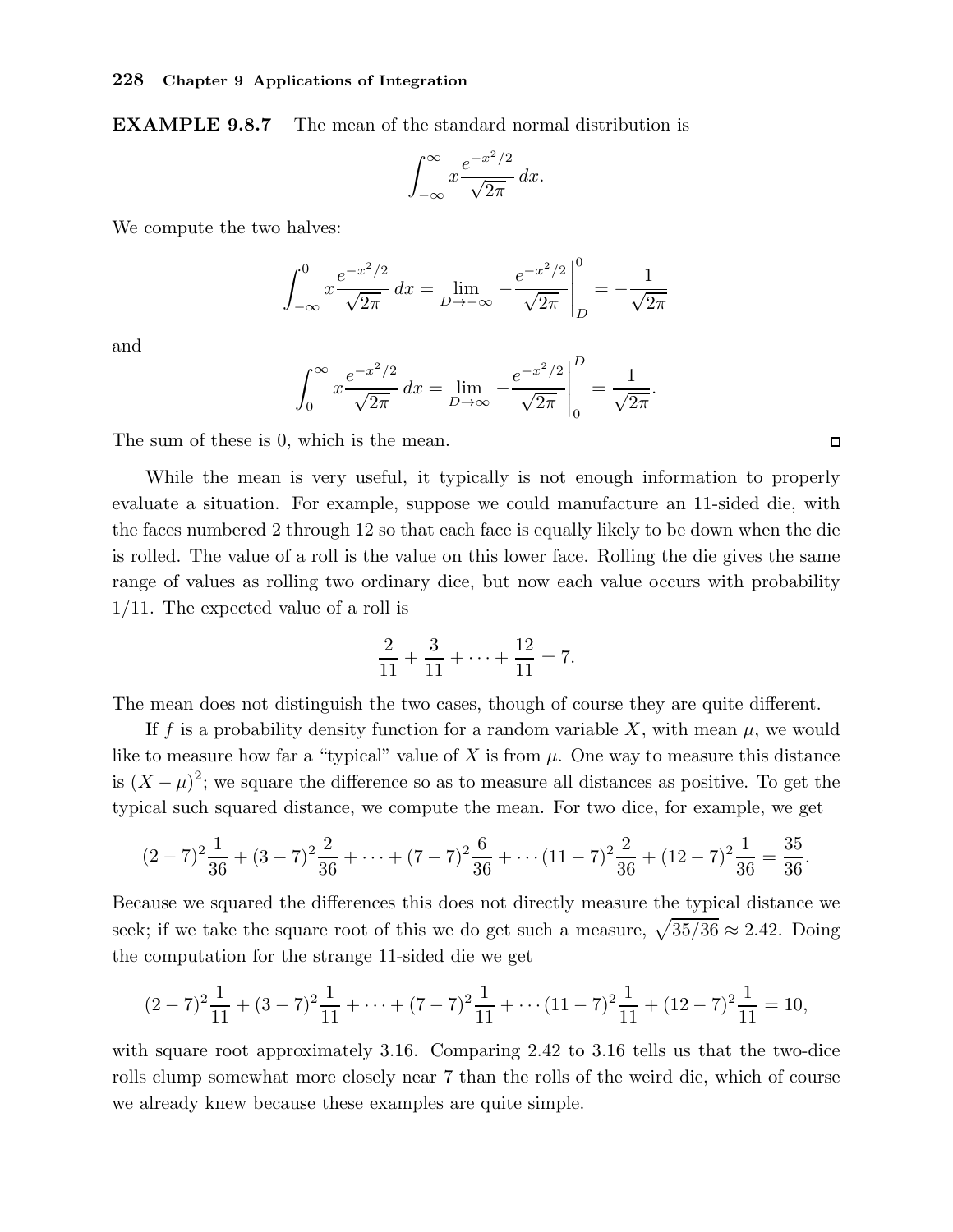**EXAMPLE 9.8.7** The mean of the standard normal distribution is

$$\int_{-\infty}^{\infty} x\frac{e^{-x^2/2}}{\sqrt{2\pi}}\,dx.$$

We compute the two halves:

$$\int_{-\infty}^{0} x\frac{e^{-x^2/2}}{\sqrt{2\pi}}\,dx = \lim_{D\to-\infty} -\frac{e^{-x^2/2}}{\sqrt{2\pi}}\bigg|_{D}^{0} = -\frac{1}{\sqrt{2\pi}}$$

and

$$\int_{0}^{\infty} x\frac{e^{-x^2/2}}{\sqrt{2\pi}}\,dx = \lim_{D\to\infty} -\frac{e^{-x^2/2}}{\sqrt{2\pi}}\bigg|_{0}^{D} = \frac{1}{\sqrt{2\pi}}.$$

The sum of these is 0, which is the mean. □

While the mean is very useful, it typically is not enough information to properly evaluate a situation. For example, suppose we could manufacture an 11-sided die, with the faces numbered 2 through 12 so that each face is equally likely to be down when the die is rolled. The value of a roll is the value on this lower face. Rolling the die gives the same range of values as rolling two ordinary dice, but now each value occurs with probability 1/11. The expected value of a roll is

$$\frac{2}{11} + \frac{3}{11} + \cdots + \frac{12}{11} = 7.$$

The mean does not distinguish the two cases, though of course they are quite different.

If $f$ is a probability density function for a random variable $X$, with mean $\mu$, we would like to measure how far a "typical" value of $X$ is from $\mu$. One way to measure this distance is $(X-\mu)^2$; we square the difference so as to measure all distances as positive. To get the typical such squared distance, we compute the mean. For two dice, for example, we get

$$(2-7)^2\frac{1}{36} + (3-7)^2\frac{2}{36} + \cdots + (7-7)^2\frac{6}{36} + \cdots (11-7)^2\frac{2}{36} + (12-7)^2\frac{1}{36} = \frac{35}{36}.$$

Because we squared the differences this does not directly measure the typical distance we seek; if we take the square root of this we do get such a measure, $\sqrt{35/36} \approx 2.42$. Doing the computation for the strange 11-sided die we get

$$(2-7)^2\frac{1}{11} + (3-7)^2\frac{1}{11} + \cdots + (7-7)^2\frac{1}{11} + \cdots (11-7)^2\frac{1}{11} + (12-7)^2\frac{1}{11} = 10,$$

with square root approximately 3.16. Comparing 2.42 to 3.16 tells us that the two-dice rolls clump somewhat more closely near 7 than the rolls of the weird die, which of course we already knew because these examples are quite simple.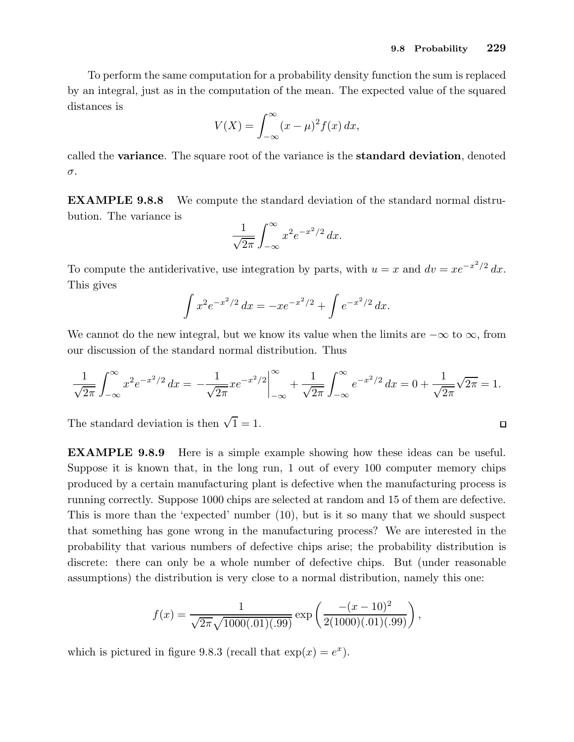To perform the same computation for a probability density function the sum is replaced by an integral, just as in the computation of the mean. The expected value of the squared distances is

$$V(X) = \int_{-\infty}^{\infty} (x-\mu)^2 f(x)\,dx,$$

called the **variance**. The square root of the variance is the **standard deviation**, denoted $\sigma$.

**EXAMPLE 9.8.8** We compute the standard deviation of the standard normal distrubution. The variance is

$$\frac{1}{\sqrt{2\pi}} \int_{-\infty}^{\infty} x^2 e^{-x^2/2}\,dx.$$

To compute the antiderivative, use integration by parts, with $u = x$ and $dv = xe^{-x^2/2}\,dx$. This gives

$$\int x^2 e^{-x^2/2}\,dx = -xe^{-x^2/2} + \int e^{-x^2/2}\,dx.$$

We cannot do the new integral, but we know its value when the limits are $-\infty$ to $\infty$, from our discussion of the standard normal distribution. Thus

$$\frac{1}{\sqrt{2\pi}} \int_{-\infty}^{\infty} x^2 e^{-x^2/2}\,dx = -\frac{1}{\sqrt{2\pi}} xe^{-x^2/2}\Big|_{-\infty}^{\infty} + \frac{1}{\sqrt{2\pi}} \int_{-\infty}^{\infty} e^{-x^2/2}\,dx = 0 + \frac{1}{\sqrt{2\pi}}\sqrt{2\pi} = 1.$$

The standard deviation is then $\sqrt{1} = 1$. □

**EXAMPLE 9.8.9** Here is a simple example showing how these ideas can be useful. Suppose it is known that, in the long run, 1 out of every 100 computer memory chips produced by a certain manufacturing plant is defective when the manufacturing process is running correctly. Suppose 1000 chips are selected at random and 15 of them are defective. This is more than the 'expected' number (10), but is it so many that we should suspect that something has gone wrong in the manufacturing process? We are interested in the probability that various numbers of defective chips arise; the probability distribution is discrete: there can only be a whole number of defective chips. But (under reasonable assumptions) the distribution is very close to a normal distribution, namely this one:

$$f(x) = \frac{1}{\sqrt{2\pi}\sqrt{1000(.01)(.99)}} \exp\left(\frac{-(x-10)^2}{2(1000)(.01)(.99)}\right),$$

which is pictured in figure 9.8.3 (recall that $\exp(x) = e^x$).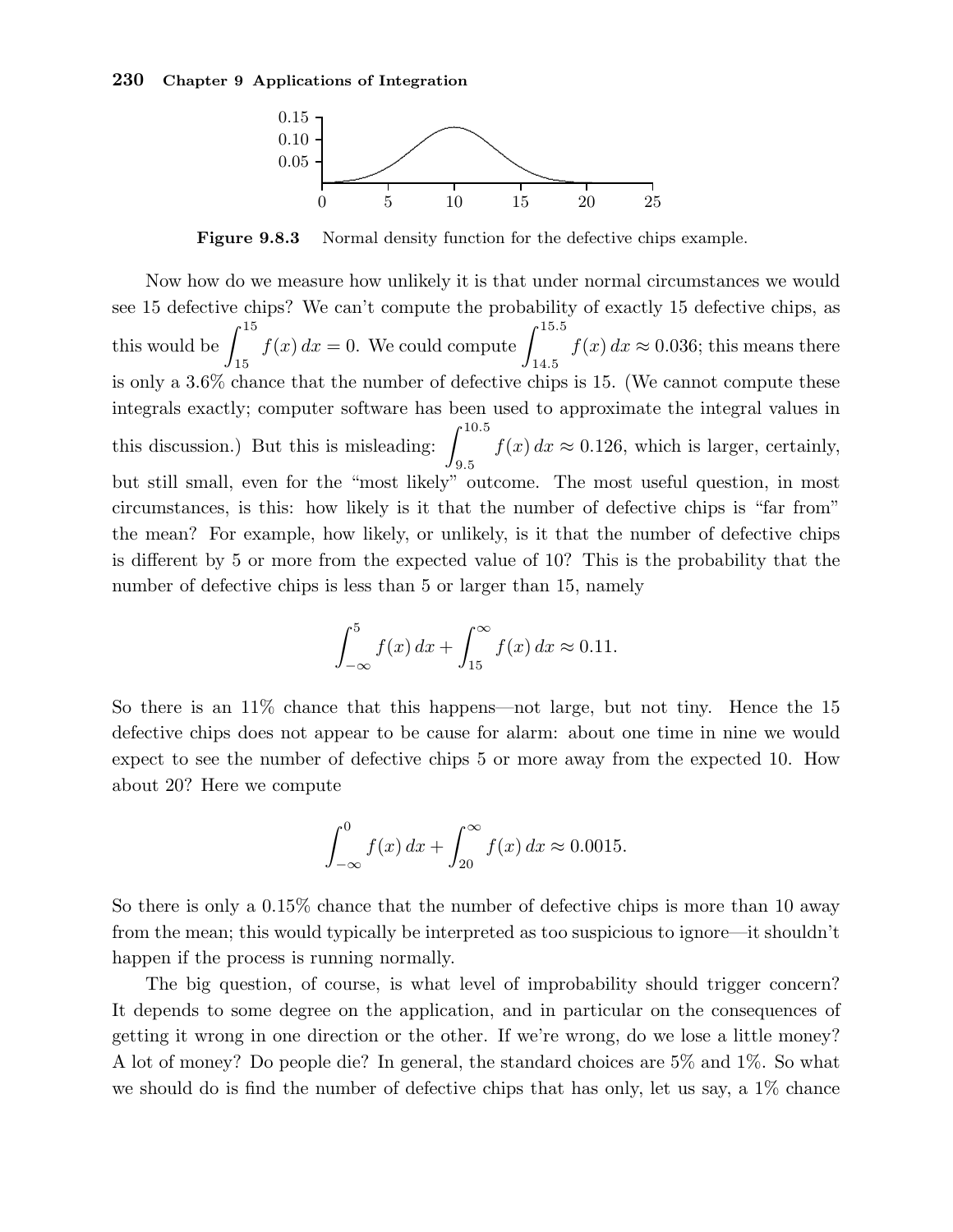**Figure 9.8.3** Normal density function for the defective chips example.

Now how do we measure how unlikely it is that under normal circumstances we would see 15 defective chips? We can't compute the probability of exactly 15 defective chips, as this would be $\int_{15}^{15} f(x)\,dx = 0$. We could compute $\int_{14.5}^{15.5} f(x)\,dx \approx 0.036$; this means there is only a 3.6% chance that the number of defective chips is 15. (We cannot compute these integrals exactly; computer software has been used to approximate the integral values in this discussion.) But this is misleading: $\int_{9.5}^{10.5} f(x)\,dx \approx 0.126$, which is larger, certainly, but still small, even for the "most likely" outcome. The most useful question, in most circumstances, is this: how likely is it that the number of defective chips is "far from" the mean? For example, how likely, or unlikely, is it that the number of defective chips is different by 5 or more from the expected value of 10? This is the probability that the number of defective chips is less than 5 or larger than 15, namely

$$\int_{-\infty}^{5} f(x)\,dx + \int_{15}^{\infty} f(x)\,dx \approx 0.11.$$

So there is an 11% chance that this happens—not large, but not tiny. Hence the 15 defective chips does not appear to be cause for alarm: about one time in nine we would expect to see the number of defective chips 5 or more away from the expected 10. How about 20? Here we compute

$$\int_{-\infty}^{0} f(x)\,dx + \int_{20}^{\infty} f(x)\,dx \approx 0.0015.$$

So there is only a 0.15% chance that the number of defective chips is more than 10 away from the mean; this would typically be interpreted as too suspicious to ignore—it shouldn't happen if the process is running normally.

The big question, of course, is what level of improbability should trigger concern? It depends to some degree on the application, and in particular on the consequences of getting it wrong in one direction or the other. If we're wrong, do we lose a little money? A lot of money? Do people die? In general, the standard choices are 5% and 1%. So what we should do is find the number of defective chips that has only, let us say, a 1% chance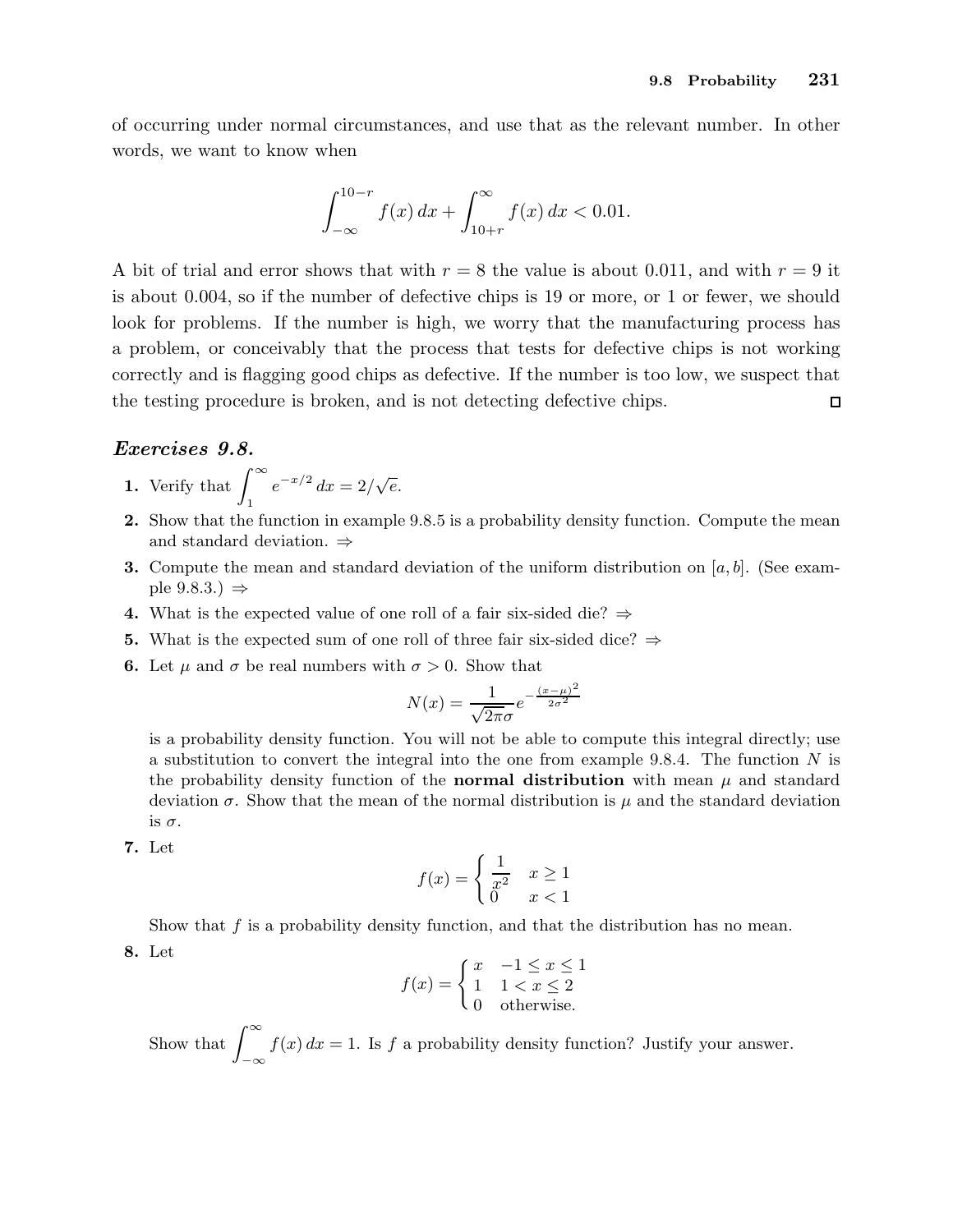of occurring under normal circumstances, and use that as the relevant number. In other words, we want to know when

$$\int_{-\infty}^{10-r} f(x)\,dx + \int_{10+r}^{\infty} f(x)\,dx < 0.01.$$

A bit of trial and error shows that with $r = 8$ the value is about 0.011, and with $r = 9$ it is about 0.004, so if the number of defective chips is 19 or more, or 1 or fewer, we should look for problems. If the number is high, we worry that the manufacturing process has a problem, or conceivably that the process that tests for defective chips is not working correctly and is flagging good chips as defective. If the number is too low, we suspect that the testing procedure is broken, and is not detecting defective chips. □

### *Exercises 9.8.*

**1.** Verify that $\int_1^\infty e^{-x/2}\,dx = 2/\sqrt{e}$.

**2.** Show that the function in example 9.8.5 is a probability density function. Compute the mean and standard deviation. ⇒

**3.** Compute the mean and standard deviation of the uniform distribution on $[a, b]$. (See example 9.8.3.) ⇒

**4.** What is the expected value of one roll of a fair six-sided die? ⇒

**5.** What is the expected sum of one roll of three fair six-sided dice? ⇒

**6.** Let $\mu$ and $\sigma$ be real numbers with $\sigma > 0$. Show that

$$N(x) = \frac{1}{\sqrt{2\pi}\sigma} e^{-\frac{(x-\mu)^2}{2\sigma^2}}$$

is a probability density function. You will not be able to compute this integral directly; use a substitution to convert the integral into the one from example 9.8.4. The function $N$ is the probability density function of the **normal distribution** with mean $\mu$ and standard deviation $\sigma$. Show that the mean of the normal distribution is $\mu$ and the standard deviation is $\sigma$.

**7.** Let

$$f(x) = \begin{cases} \dfrac{1}{x^2} & x \ge 1 \\ 0 & x < 1 \end{cases}$$

Show that $f$ is a probability density function, and that the distribution has no mean.

**8.** Let

$$f(x) = \begin{cases} x & -1 \le x \le 1 \\ 1 & 1 < x \le 2 \\ 0 & \text{otherwise.} \end{cases}$$

Show that $\int_{-\infty}^{\infty} f(x)\,dx = 1$. Is $f$ a probability density function? Justify your answer.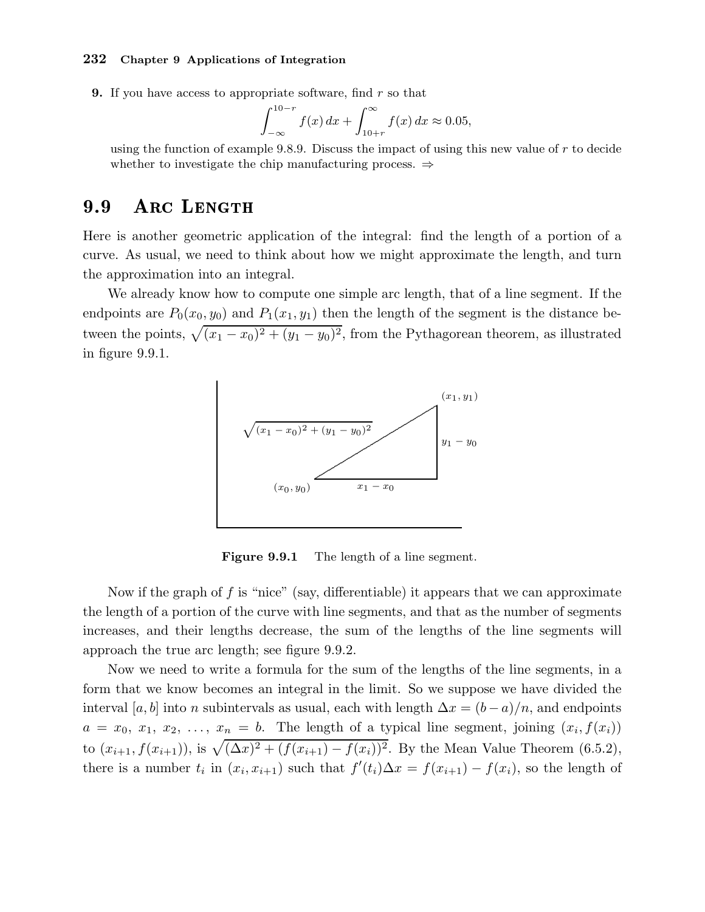**9.** If you have access to appropriate software, find $r$ so that

$$\int_{-\infty}^{10-r} f(x)\,dx + \int_{10+r}^{\infty} f(x)\,dx \approx 0.05,$$

using the function of example 9.8.9. Discuss the impact of using this new value of $r$ to decide whether to investigate the chip manufacturing process. ⇒

## 9.9 Arc Length

Here is another geometric application of the integral: find the length of a portion of a curve. As usual, we need to think about how we might approximate the length, and turn the approximation into an integral.

We already know how to compute one simple arc length, that of a line segment. If the endpoints are $P_0(x_0, y_0)$ and $P_1(x_1, y_1)$ then the length of the segment is the distance between the points, $\sqrt{(x_1 - x_0)^2 + (y_1 - y_0)^2}$, from the Pythagorean theorem, as illustrated in figure 9.9.1.

**Figure 9.9.1** The length of a line segment.

Now if the graph of $f$ is "nice" (say, differentiable) it appears that we can approximate the length of a portion of the curve with line segments, and that as the number of segments increases, and their lengths decrease, the sum of the lengths of the line segments will approach the true arc length; see figure 9.9.2.

Now we need to write a formula for the sum of the lengths of the line segments, in a form that we know becomes an integral in the limit. So we suppose we have divided the interval $[a, b]$ into $n$ subintervals as usual, each with length $\Delta x = (b-a)/n$, and endpoints $a = x_0$, $x_1$, $x_2$, …, $x_n = b$. The length of a typical line segment, joining $(x_i, f(x_i))$ to $(x_{i+1}, f(x_{i+1}))$, is $\sqrt{(\Delta x)^2 + (f(x_{i+1}) - f(x_i))^2}$. By the Mean Value Theorem (6.5.2), there is a number $t_i$ in $(x_i, x_{i+1})$ such that $f'(t_i)\Delta x = f(x_{i+1}) - f(x_i)$, so the length of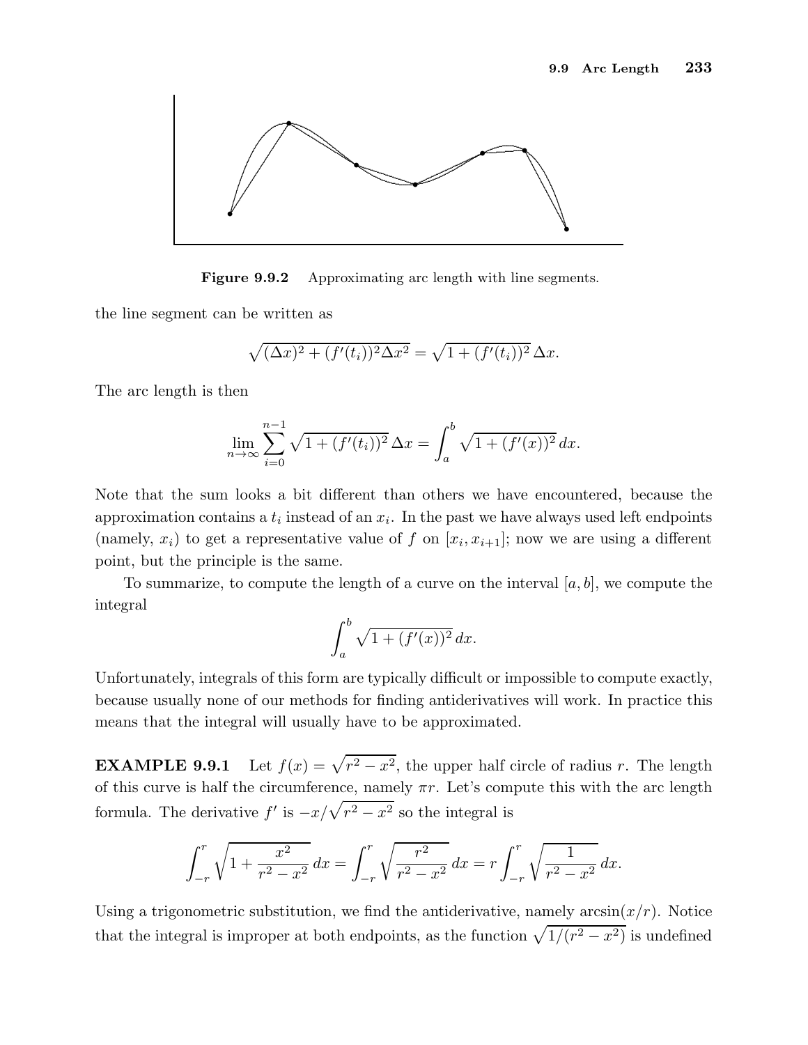Figure 9.9.2 Approximating arc length with line segments.

the line segment can be written as

$$\sqrt{(\Delta x)^2 + (f'(t_i))^2 \Delta x^2} = \sqrt{1 + (f'(t_i))^2}\, \Delta x.$$

The arc length is then

$$\lim_{n \to \infty} \sum_{i=0}^{n-1} \sqrt{1 + (f'(t_i))^2}\, \Delta x = \int_a^b \sqrt{1 + (f'(x))^2}\, dx.$$

Note that the sum looks a bit different than others we have encountered, because the approximation contains a $t_i$ instead of an $x_i$. In the past we have always used left endpoints (namely, $x_i$) to get a representative value of $f$ on $[x_i, x_{i+1}]$; now we are using a different point, but the principle is the same.

To summarize, to compute the length of a curve on the interval $[a, b]$, we compute the integral

$$\int_a^b \sqrt{1 + (f'(x))^2}\, dx.$$

Unfortunately, integrals of this form are typically difficult or impossible to compute exactly, because usually none of our methods for finding antiderivatives will work. In practice this means that the integral will usually have to be approximated.

**EXAMPLE 9.9.1** Let $f(x) = \sqrt{r^2 - x^2}$, the upper half circle of radius $r$. The length of this curve is half the circumference, namely $\pi r$. Let's compute this with the arc length formula. The derivative $f'$ is $-x/\sqrt{r^2 - x^2}$ so the integral is

$$\int_{-r}^{r} \sqrt{1 + \frac{x^2}{r^2 - x^2}}\, dx = \int_{-r}^{r} \sqrt{\frac{r^2}{r^2 - x^2}}\, dx = r \int_{-r}^{r} \sqrt{\frac{1}{r^2 - x^2}}\, dx.$$

Using a trigonometric substitution, we find the antiderivative, namely $\arcsin(x/r)$. Notice that the integral is improper at both endpoints, as the function $\sqrt{1/(r^2 - x^2)}$ is undefined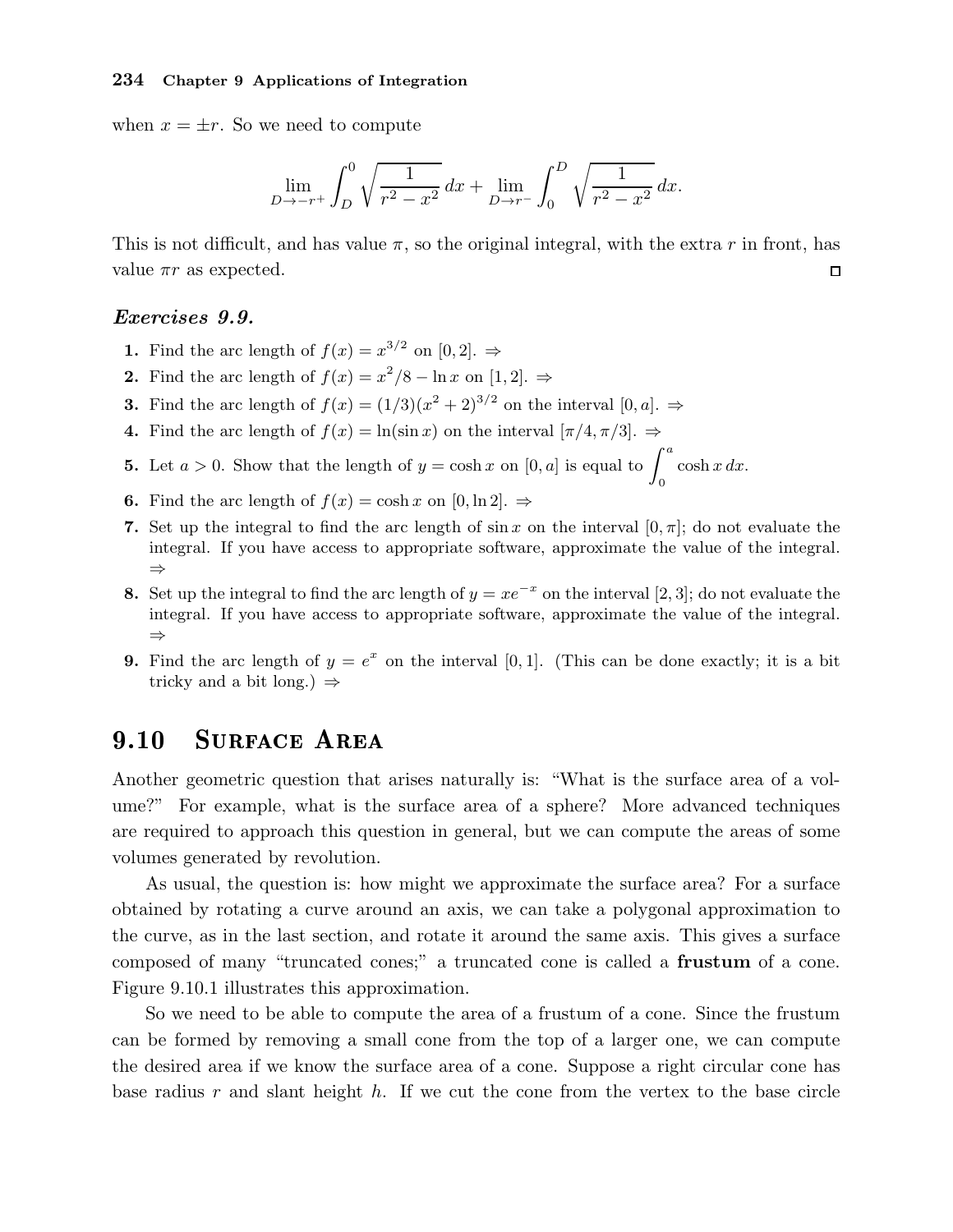when $x = \pm r$. So we need to compute

$$\lim_{D \to -r^+} \int_D^0 \sqrt{\frac{1}{r^2 - x^2}}\, dx + \lim_{D \to r^-} \int_0^D \sqrt{\frac{1}{r^2 - x^2}}\, dx.$$

This is not difficult, and has value $\pi$, so the original integral, with the extra $r$ in front, has value $\pi r$ as expected. □

### *Exercises 9.9.*

1. Find the arc length of $f(x) = x^{3/2}$ on $[0, 2]$. ⇒
2. Find the arc length of $f(x) = x^2/8 - \ln x$ on $[1, 2]$. ⇒
3. Find the arc length of $f(x) = (1/3)(x^2 + 2)^{3/2}$ on the interval $[0, a]$. ⇒
4. Find the arc length of $f(x) = \ln(\sin x)$ on the interval $[\pi/4, \pi/3]$. ⇒
5. Let $a > 0$. Show that the length of $y = \cosh x$ on $[0, a]$ is equal to $\int_0^a \cosh x\, dx$.
6. Find the arc length of $f(x) = \cosh x$ on $[0, \ln 2]$. ⇒
7. Set up the integral to find the arc length of $\sin x$ on the interval $[0, \pi]$; do not evaluate the integral. If you have access to appropriate software, approximate the value of the integral. ⇒
8. Set up the integral to find the arc length of $y = xe^{-x}$ on the interval $[2, 3]$; do not evaluate the integral. If you have access to appropriate software, approximate the value of the integral. ⇒
9. Find the arc length of $y = e^x$ on the interval $[0, 1]$. (This can be done exactly; it is a bit tricky and a bit long.) ⇒

## 9.10 Surface Area

Another geometric question that arises naturally is: "What is the surface area of a volume?" For example, what is the surface area of a sphere? More advanced techniques are required to approach this question in general, but we can compute the areas of some volumes generated by revolution.

As usual, the question is: how might we approximate the surface area? For a surface obtained by rotating a curve around an axis, we can take a polygonal approximation to the curve, as in the last section, and rotate it around the same axis. This gives a surface composed of many "truncated cones;" a truncated cone is called a **frustum** of a cone. Figure 9.10.1 illustrates this approximation.

So we need to be able to compute the area of a frustum of a cone. Since the frustum can be formed by removing a small cone from the top of a larger one, we can compute the desired area if we know the surface area of a cone. Suppose a right circular cone has base radius $r$ and slant height $h$. If we cut the cone from the vertex to the base circle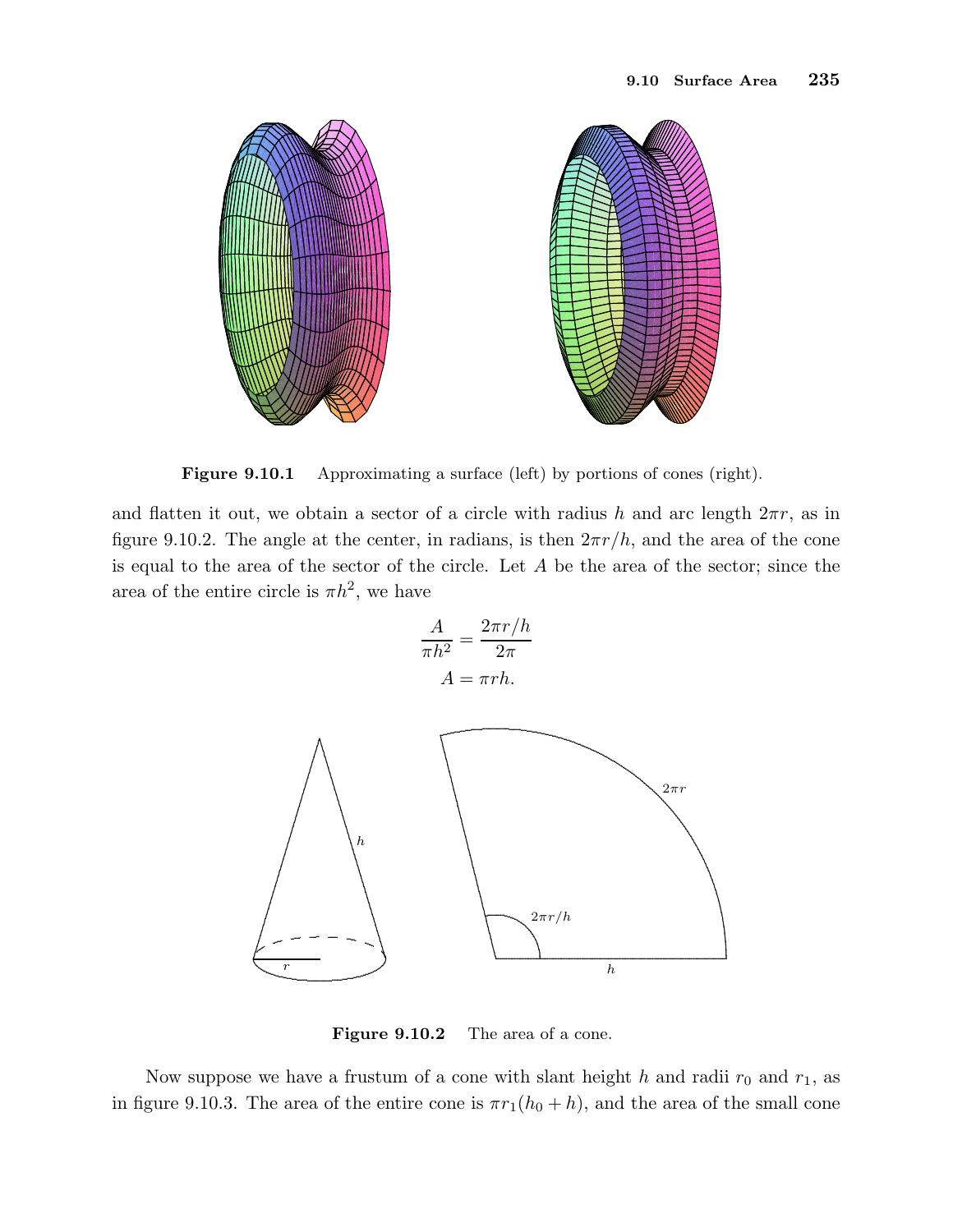Figure 9.10.1 Approximating a surface (left) by portions of cones (right).

and flatten it out, we obtain a sector of a circle with radius $h$ and arc length $2\pi r$, as in figure 9.10.2. The angle at the center, in radians, is then $2\pi r/h$, and the area of the cone is equal to the area of the sector of the circle. Let $A$ be the area of the sector; since the area of the entire circle is $\pi h^2$, we have

$$\frac{A}{\pi h^2} = \frac{2\pi r/h}{2\pi}$$

$$A = \pi r h.$$

Figure 9.10.2 The area of a cone.

Now suppose we have a frustum of a cone with slant height $h$ and radii $r_0$ and $r_1$, as in figure 9.10.3. The area of the entire cone is $\pi r_1(h_0 + h)$, and the area of the small cone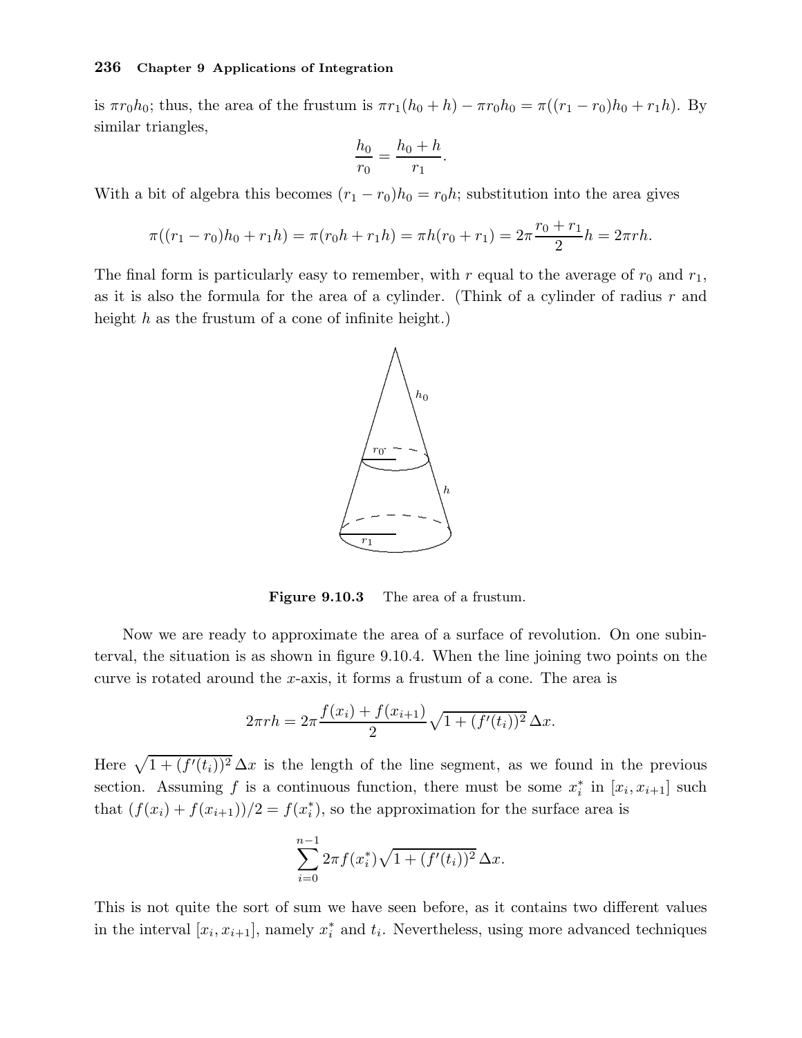is $\pi r_0 h_0$; thus, the area of the frustum is $\pi r_1(h_0 + h) - \pi r_0 h_0 = \pi((r_1 - r_0)h_0 + r_1 h)$. By similar triangles,

$$\frac{h_0}{r_0} = \frac{h_0 + h}{r_1}.$$

With a bit of algebra this becomes $(r_1 - r_0)h_0 = r_0 h$; substitution into the area gives

$$\pi((r_1 - r_0)h_0 + r_1 h) = \pi(r_0 h + r_1 h) = \pi h(r_0 + r_1) = 2\pi \frac{r_0 + r_1}{2} h = 2\pi r h.$$

The final form is particularly easy to remember, with $r$ equal to the average of $r_0$ and $r_1$, as it is also the formula for the area of a cylinder. (Think of a cylinder of radius $r$ and height $h$ as the frustum of a cone of infinite height.)

**Figure 9.10.3** The area of a frustum.

Now we are ready to approximate the area of a surface of revolution. On one subinterval, the situation is as shown in figure 9.10.4. When the line joining two points on the curve is rotated around the $x$-axis, it forms a frustum of a cone. The area is

$$2\pi r h = 2\pi \frac{f(x_i) + f(x_{i+1})}{2} \sqrt{1 + (f'(t_i))^2}\, \Delta x.$$

Here $\sqrt{1 + (f'(t_i))^2}\, \Delta x$ is the length of the line segment, as we found in the previous section. Assuming $f$ is a continuous function, there must be some $x_i^*$ in $[x_i, x_{i+1}]$ such that $(f(x_i) + f(x_{i+1}))/2 = f(x_i^*)$, so the approximation for the surface area is

$$\sum_{i=0}^{n-1} 2\pi f(x_i^*) \sqrt{1 + (f'(t_i))^2}\, \Delta x.$$

This is not quite the sort of sum we have seen before, as it contains two different values in the interval $[x_i, x_{i+1}]$, namely $x_i^*$ and $t_i$. Nevertheless, using more advanced techniques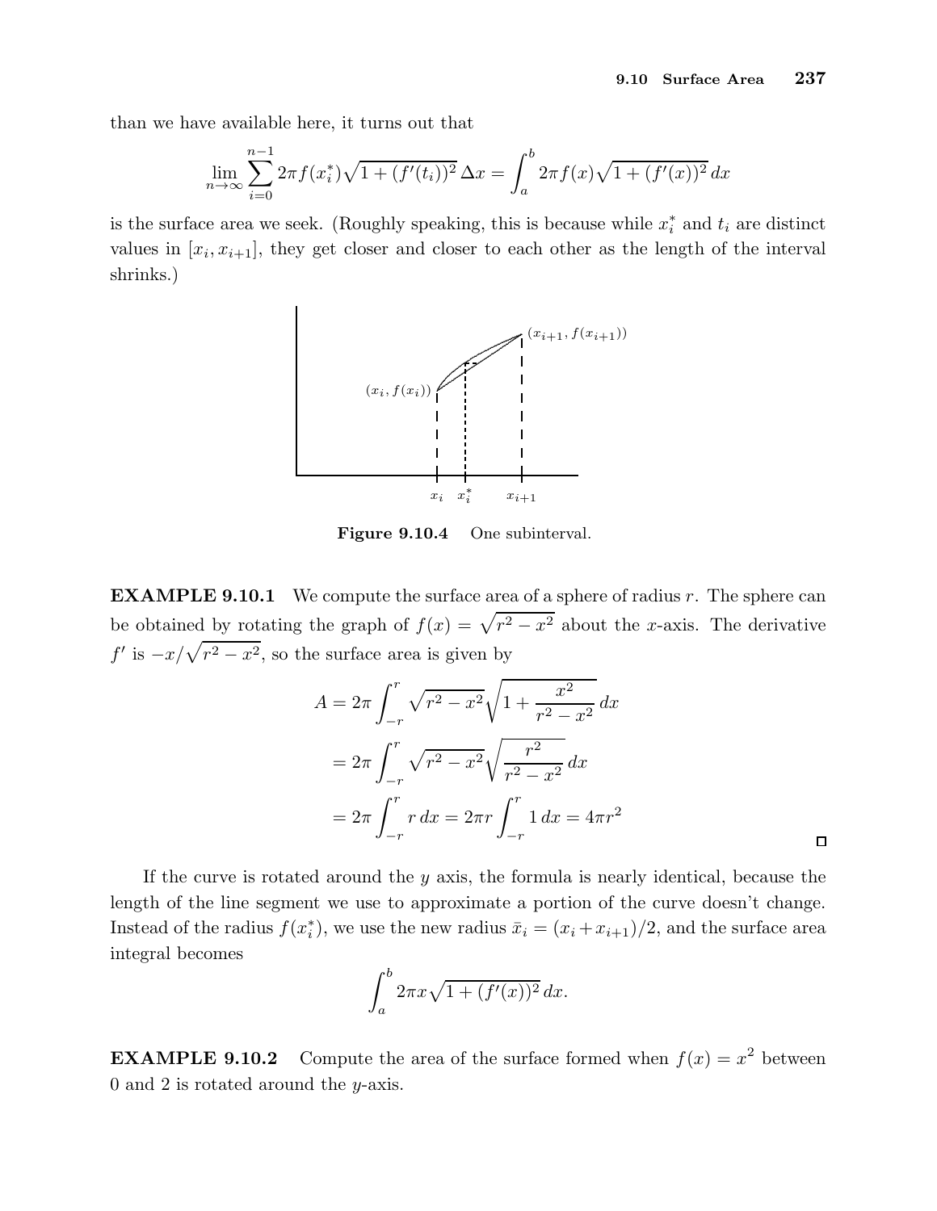than we have available here, it turns out that

$$\lim_{n\to\infty} \sum_{i=0}^{n-1} 2\pi f(x_i^*)\sqrt{1+(f'(t_i))^2}\,\Delta x = \int_a^b 2\pi f(x)\sqrt{1+(f'(x))^2}\,dx$$

is the surface area we seek. (Roughly speaking, this is because while $x_i^*$ and $t_i$ are distinct values in $[x_i, x_{i+1}]$, they get closer and closer to each other as the length of the interval shrinks.)

**Figure 9.10.4** One subinterval.

**EXAMPLE 9.10.1** We compute the surface area of a sphere of radius $r$. The sphere can be obtained by rotating the graph of $f(x) = \sqrt{r^2 - x^2}$ about the $x$-axis. The derivative $f'$ is $-x/\sqrt{r^2 - x^2}$, so the surface area is given by

$$\begin{aligned}
A &= 2\pi \int_{-r}^{r} \sqrt{r^2 - x^2}\sqrt{1 + \frac{x^2}{r^2 - x^2}}\,dx \\
&= 2\pi \int_{-r}^{r} \sqrt{r^2 - x^2}\sqrt{\frac{r^2}{r^2 - x^2}}\,dx \\
&= 2\pi \int_{-r}^{r} r\,dx = 2\pi r \int_{-r}^{r} 1\,dx = 4\pi r^2
\end{aligned}$$

If the curve is rotated around the $y$ axis, the formula is nearly identical, because the length of the line segment we use to approximate a portion of the curve doesn't change. Instead of the radius $f(x_i^*)$, we use the new radius $\bar{x}_i = (x_i + x_{i+1})/2$, and the surface area integral becomes

$$\int_a^b 2\pi x\sqrt{1+(f'(x))^2}\,dx.$$

**EXAMPLE 9.10.2** Compute the area of the surface formed when $f(x) = x^2$ between 0 and 2 is rotated around the $y$-axis.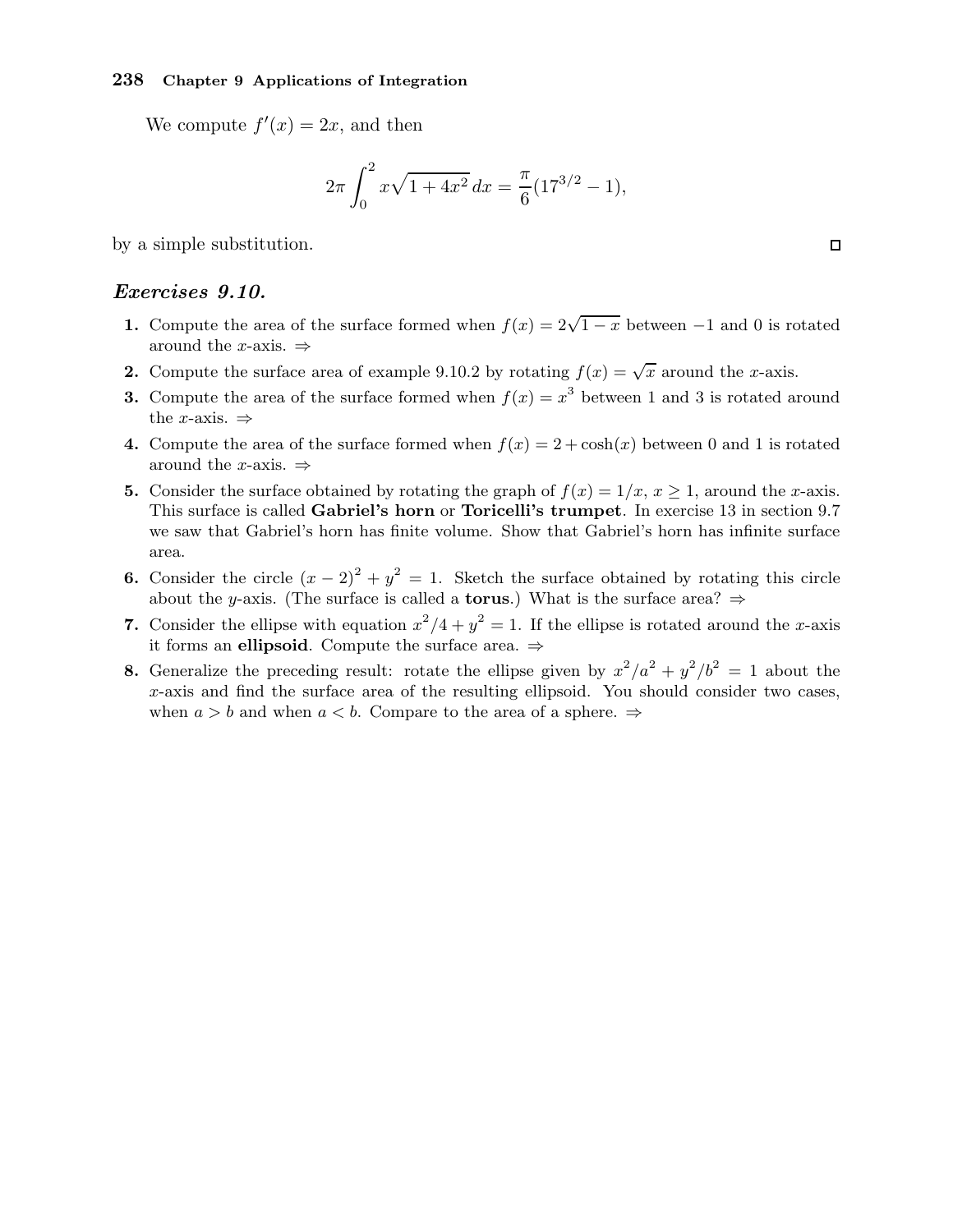We compute $f'(x) = 2x$, and then

$$2\pi \int_0^2 x\sqrt{1+4x^2}\,dx = \frac{\pi}{6}(17^{3/2} - 1),$$

by a simple substitution. □

### *Exercises 9.10.*

1. Compute the area of the surface formed when $f(x) = 2\sqrt{1-x}$ between $-1$ and $0$ is rotated around the $x$-axis. ⇒
2. Compute the surface area of example 9.10.2 by rotating $f(x) = \sqrt{x}$ around the $x$-axis.
3. Compute the area of the surface formed when $f(x) = x^3$ between 1 and 3 is rotated around the $x$-axis. ⇒
4. Compute the area of the surface formed when $f(x) = 2 + \cosh(x)$ between 0 and 1 is rotated around the $x$-axis. ⇒
5. Consider the surface obtained by rotating the graph of $f(x) = 1/x$, $x \ge 1$, around the $x$-axis. This surface is called **Gabriel's horn** or **Toricelli's trumpet**. In exercise 13 in section 9.7 we saw that Gabriel's horn has finite volume. Show that Gabriel's horn has infinite surface area.
6. Consider the circle $(x-2)^2 + y^2 = 1$. Sketch the surface obtained by rotating this circle about the $y$-axis. (The surface is called a **torus**.) What is the surface area? ⇒
7. Consider the ellipse with equation $x^2/4 + y^2 = 1$. If the ellipse is rotated around the $x$-axis it forms an **ellipsoid**. Compute the surface area. ⇒
8. Generalize the preceding result: rotate the ellipse given by $x^2/a^2 + y^2/b^2 = 1$ about the $x$-axis and find the surface area of the resulting ellipsoid. You should consider two cases, when $a > b$ and when $a < b$. Compare to the area of a sphere. ⇒